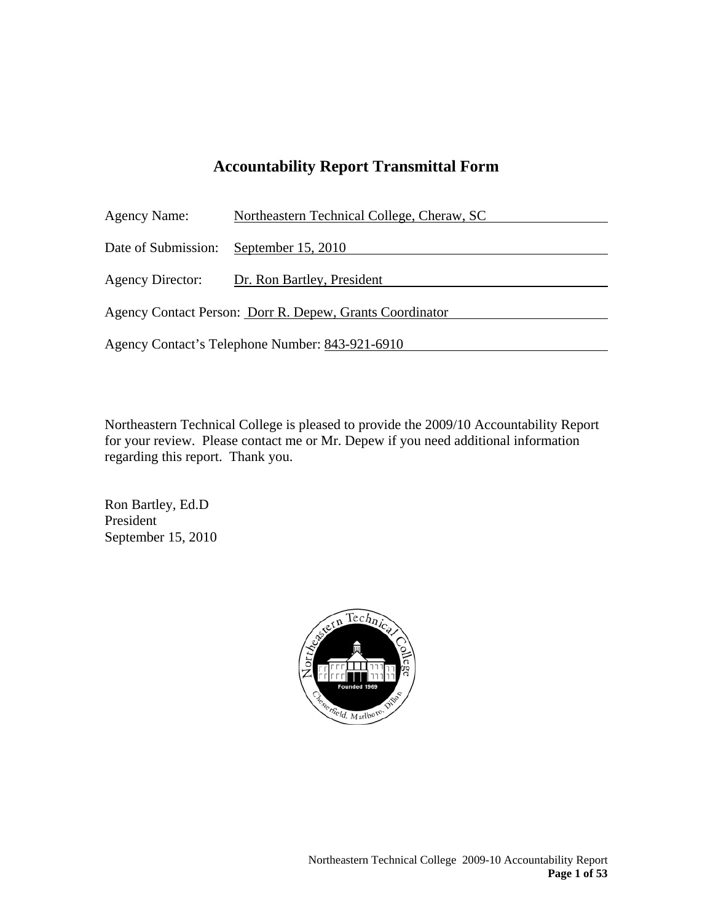# Accountability Report Transmittal Form

Agency Name: Northeastern Technical College, Cheraw, SC

Date of Submission: September 15, 2010

Agency Director: Dr. Ron Bartley, President

Agency Contact Person: Dorr R. Depew, Grants Coordinator

Agency Contact's Telephone Number: 843-921-6910

Northeastern Technical College is pleased to provide the 2009/10 Accountability Report for your review. Please contact me or Mr. Depew if you need additional information regarding this report. Thank you.

Ron Bartley, Ed.D
President
September 15, 2010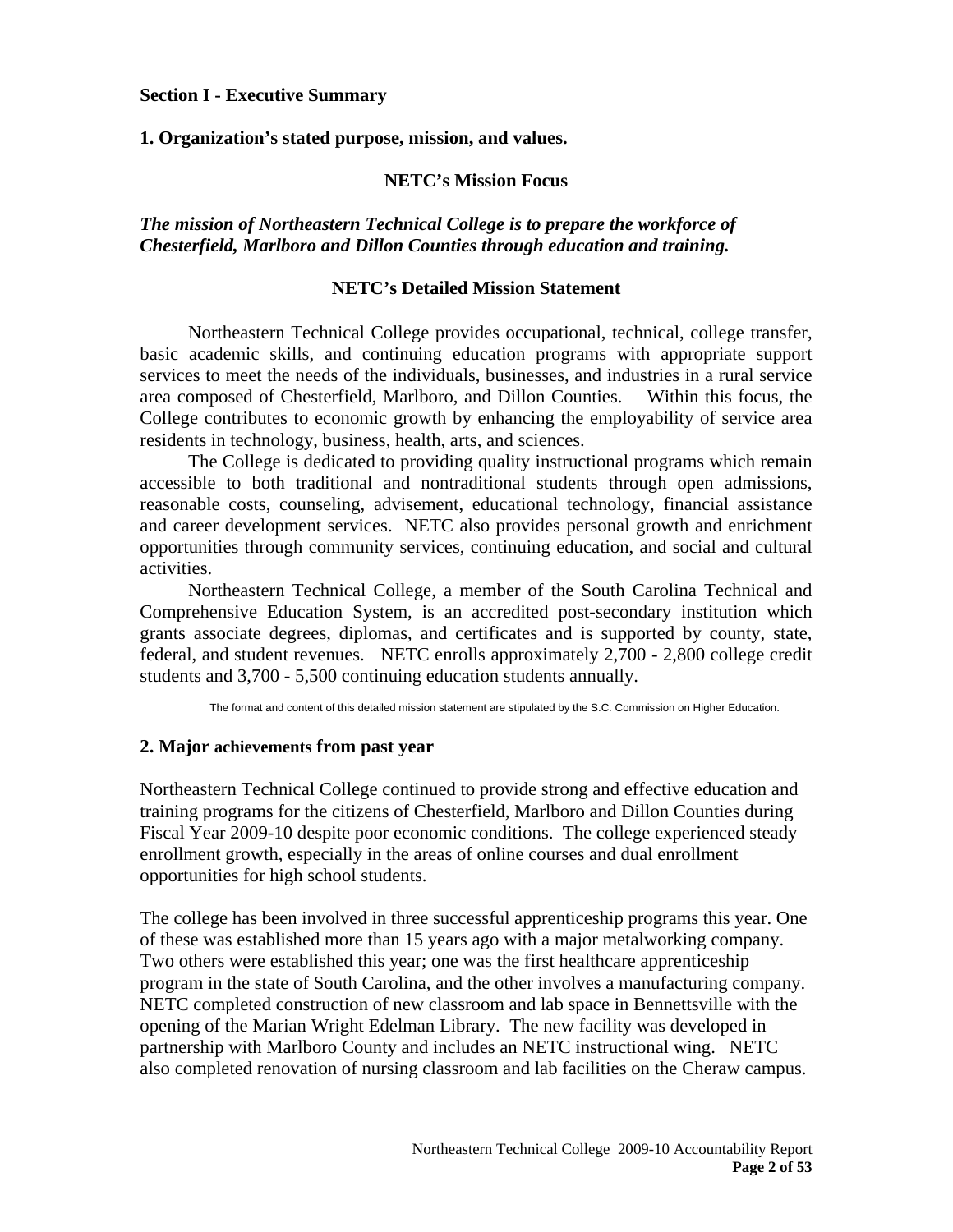## Section I - Executive Summary

### 1. Organization's stated purpose, mission, and values.

**NETC's Mission Focus**

***The mission of Northeastern Technical College is to prepare the workforce of Chesterfield, Marlboro and Dillon Counties through education and training.***

**NETC's Detailed Mission Statement**

Northeastern Technical College provides occupational, technical, college transfer, basic academic skills, and continuing education programs with appropriate support services to meet the needs of the individuals, businesses, and industries in a rural service area composed of Chesterfield, Marlboro, and Dillon Counties. Within this focus, the College contributes to economic growth by enhancing the employability of service area residents in technology, business, health, arts, and sciences.

The College is dedicated to providing quality instructional programs which remain accessible to both traditional and nontraditional students through open admissions, reasonable costs, counseling, advisement, educational technology, financial assistance and career development services. NETC also provides personal growth and enrichment opportunities through community services, continuing education, and social and cultural activities.

Northeastern Technical College, a member of the South Carolina Technical and Comprehensive Education System, is an accredited post-secondary institution which grants associate degrees, diplomas, and certificates and is supported by county, state, federal, and student revenues. NETC enrolls approximately 2,700 - 2,800 college credit students and 3,700 - 5,500 continuing education students annually.

The format and content of this detailed mission statement are stipulated by the S.C. Commission on Higher Education.

### 2. Major achievements from past year

Northeastern Technical College continued to provide strong and effective education and training programs for the citizens of Chesterfield, Marlboro and Dillon Counties during Fiscal Year 2009-10 despite poor economic conditions. The college experienced steady enrollment growth, especially in the areas of online courses and dual enrollment opportunities for high school students.

The college has been involved in three successful apprenticeship programs this year. One of these was established more than 15 years ago with a major metalworking company. Two others were established this year; one was the first healthcare apprenticeship program in the state of South Carolina, and the other involves a manufacturing company. NETC completed construction of new classroom and lab space in Bennettsville with the opening of the Marian Wright Edelman Library. The new facility was developed in partnership with Marlboro County and includes an NETC instructional wing. NETC also completed renovation of nursing classroom and lab facilities on the Cheraw campus.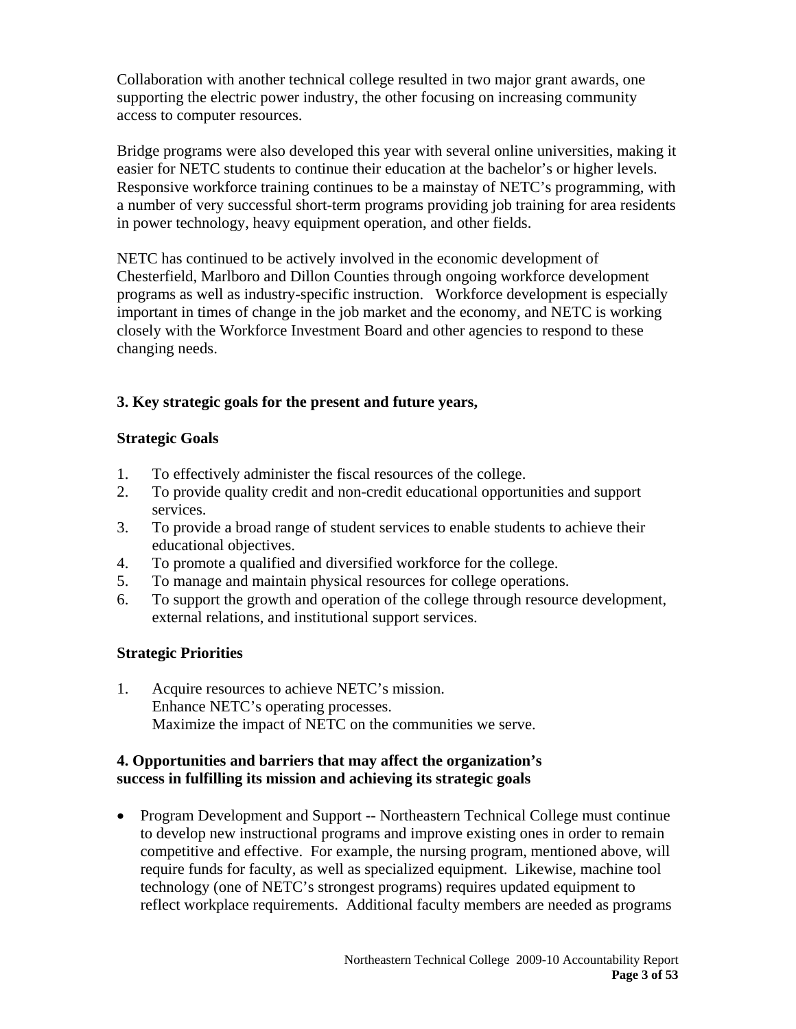Collaboration with another technical college resulted in two major grant awards, one supporting the electric power industry, the other focusing on increasing community access to computer resources.

Bridge programs were also developed this year with several online universities, making it easier for NETC students to continue their education at the bachelor's or higher levels. Responsive workforce training continues to be a mainstay of NETC's programming, with a number of very successful short-term programs providing job training for area residents in power technology, heavy equipment operation, and other fields.

NETC has continued to be actively involved in the economic development of Chesterfield, Marlboro and Dillon Counties through ongoing workforce development programs as well as industry-specific instruction. Workforce development is especially important in times of change in the job market and the economy, and NETC is working closely with the Workforce Investment Board and other agencies to respond to these changing needs.

### 3. Key strategic goals for the present and future years,

### Strategic Goals

1. To effectively administer the fiscal resources of the college.
2. To provide quality credit and non-credit educational opportunities and support services.
3. To provide a broad range of student services to enable students to achieve their educational objectives.
4. To promote a qualified and diversified workforce for the college.
5. To manage and maintain physical resources for college operations.
6. To support the growth and operation of the college through resource development, external relations, and institutional support services.

### Strategic Priorities

1. Acquire resources to achieve NETC's mission.
   Enhance NETC's operating processes.
   Maximize the impact of NETC on the communities we serve.

### 4. Opportunities and barriers that may affect the organization's success in fulfilling its mission and achieving its strategic goals

- Program Development and Support -- Northeastern Technical College must continue to develop new instructional programs and improve existing ones in order to remain competitive and effective. For example, the nursing program, mentioned above, will require funds for faculty, as well as specialized equipment. Likewise, machine tool technology (one of NETC's strongest programs) requires updated equipment to reflect workplace requirements. Additional faculty members are needed as programs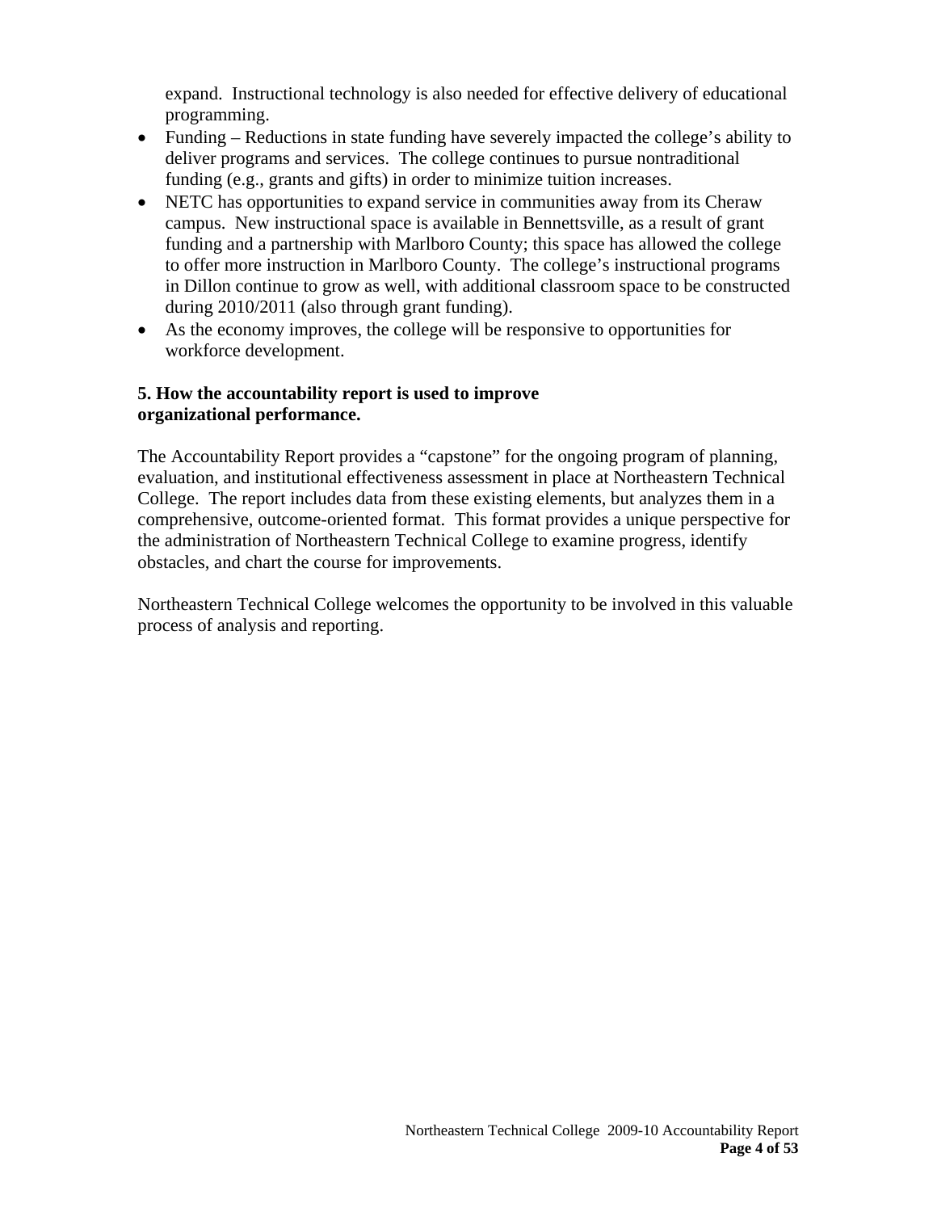expand. Instructional technology is also needed for effective delivery of educational programming.

- Funding – Reductions in state funding have severely impacted the college's ability to deliver programs and services. The college continues to pursue nontraditional funding (e.g., grants and gifts) in order to minimize tuition increases.
- NETC has opportunities to expand service in communities away from its Cheraw campus. New instructional space is available in Bennettsville, as a result of grant funding and a partnership with Marlboro County; this space has allowed the college to offer more instruction in Marlboro County. The college's instructional programs in Dillon continue to grow as well, with additional classroom space to be constructed during 2010/2011 (also through grant funding).
- As the economy improves, the college will be responsive to opportunities for workforce development.

**5. How the accountability report is used to improve organizational performance.**

The Accountability Report provides a "capstone" for the ongoing program of planning, evaluation, and institutional effectiveness assessment in place at Northeastern Technical College. The report includes data from these existing elements, but analyzes them in a comprehensive, outcome-oriented format. This format provides a unique perspective for the administration of Northeastern Technical College to examine progress, identify obstacles, and chart the course for improvements.

Northeastern Technical College welcomes the opportunity to be involved in this valuable process of analysis and reporting.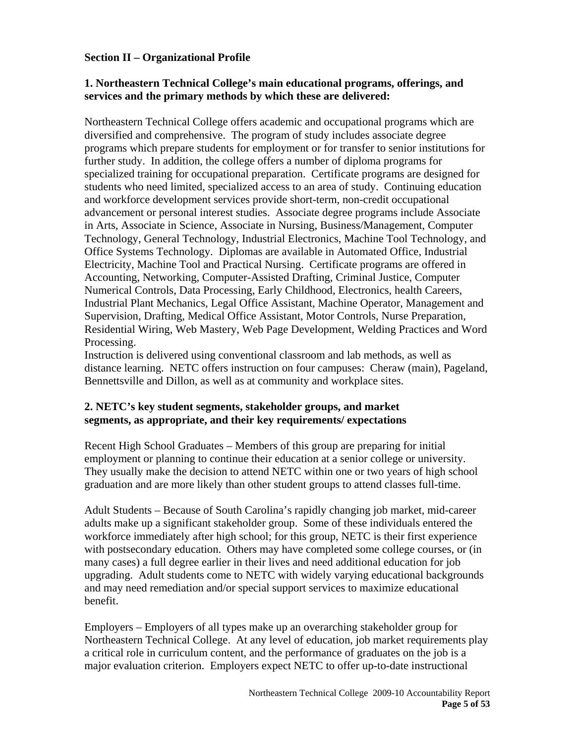## Section II – Organizational Profile

### 1. Northeastern Technical College's main educational programs, offerings, and services and the primary methods by which these are delivered:

Northeastern Technical College offers academic and occupational programs which are diversified and comprehensive. The program of study includes associate degree programs which prepare students for employment or for transfer to senior institutions for further study. In addition, the college offers a number of diploma programs for specialized training for occupational preparation. Certificate programs are designed for students who need limited, specialized access to an area of study. Continuing education and workforce development services provide short-term, non-credit occupational advancement or personal interest studies. Associate degree programs include Associate in Arts, Associate in Science, Associate in Nursing, Business/Management, Computer Technology, General Technology, Industrial Electronics, Machine Tool Technology, and Office Systems Technology. Diplomas are available in Automated Office, Industrial Electricity, Machine Tool and Practical Nursing. Certificate programs are offered in Accounting, Networking, Computer-Assisted Drafting, Criminal Justice, Computer Numerical Controls, Data Processing, Early Childhood, Electronics, health Careers, Industrial Plant Mechanics, Legal Office Assistant, Machine Operator, Management and Supervision, Drafting, Medical Office Assistant, Motor Controls, Nurse Preparation, Residential Wiring, Web Mastery, Web Page Development, Welding Practices and Word Processing.

Instruction is delivered using conventional classroom and lab methods, as well as distance learning. NETC offers instruction on four campuses: Cheraw (main), Pageland, Bennettsville and Dillon, as well as at community and workplace sites.

### 2. NETC's key student segments, stakeholder groups, and market segments, as appropriate, and their key requirements/ expectations

Recent High School Graduates – Members of this group are preparing for initial employment or planning to continue their education at a senior college or university. They usually make the decision to attend NETC within one or two years of high school graduation and are more likely than other student groups to attend classes full-time.

Adult Students – Because of South Carolina's rapidly changing job market, mid-career adults make up a significant stakeholder group. Some of these individuals entered the workforce immediately after high school; for this group, NETC is their first experience with postsecondary education. Others may have completed some college courses, or (in many cases) a full degree earlier in their lives and need additional education for job upgrading. Adult students come to NETC with widely varying educational backgrounds and may need remediation and/or special support services to maximize educational benefit.

Employers – Employers of all types make up an overarching stakeholder group for Northeastern Technical College. At any level of education, job market requirements play a critical role in curriculum content, and the performance of graduates on the job is a major evaluation criterion. Employers expect NETC to offer up-to-date instructional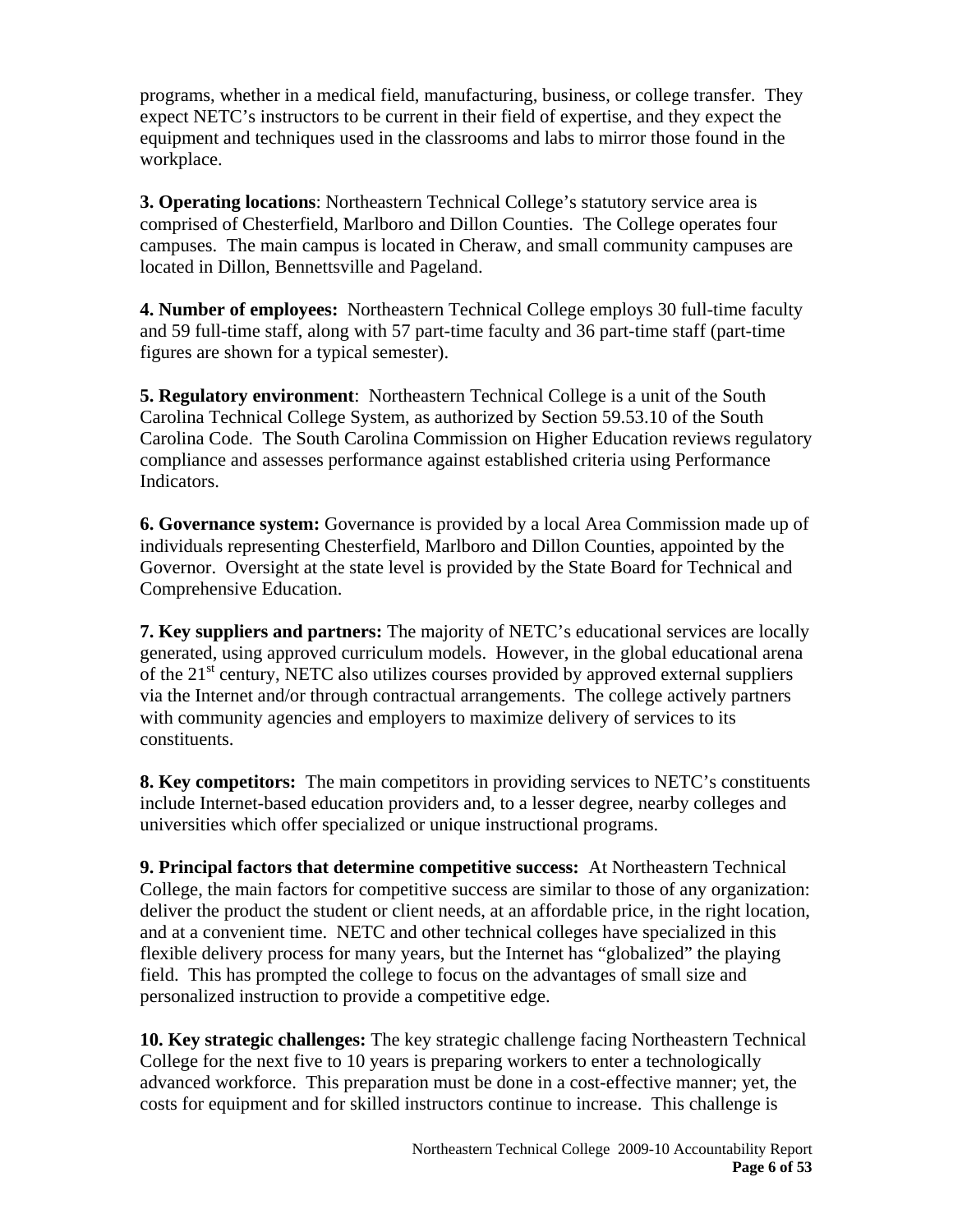programs, whether in a medical field, manufacturing, business, or college transfer. They expect NETC's instructors to be current in their field of expertise, and they expect the equipment and techniques used in the classrooms and labs to mirror those found in the workplace.

**3. Operating locations**: Northeastern Technical College's statutory service area is comprised of Chesterfield, Marlboro and Dillon Counties. The College operates four campuses. The main campus is located in Cheraw, and small community campuses are located in Dillon, Bennettsville and Pageland.

**4. Number of employees:** Northeastern Technical College employs 30 full-time faculty and 59 full-time staff, along with 57 part-time faculty and 36 part-time staff (part-time figures are shown for a typical semester).

**5. Regulatory environment**: Northeastern Technical College is a unit of the South Carolina Technical College System, as authorized by Section 59.53.10 of the South Carolina Code. The South Carolina Commission on Higher Education reviews regulatory compliance and assesses performance against established criteria using Performance Indicators.

**6. Governance system:** Governance is provided by a local Area Commission made up of individuals representing Chesterfield, Marlboro and Dillon Counties, appointed by the Governor. Oversight at the state level is provided by the State Board for Technical and Comprehensive Education.

**7. Key suppliers and partners:** The majority of NETC's educational services are locally generated, using approved curriculum models. However, in the global educational arena of the 21st century, NETC also utilizes courses provided by approved external suppliers via the Internet and/or through contractual arrangements. The college actively partners with community agencies and employers to maximize delivery of services to its constituents.

**8. Key competitors:** The main competitors in providing services to NETC's constituents include Internet-based education providers and, to a lesser degree, nearby colleges and universities which offer specialized or unique instructional programs.

**9. Principal factors that determine competitive success:** At Northeastern Technical College, the main factors for competitive success are similar to those of any organization: deliver the product the student or client needs, at an affordable price, in the right location, and at a convenient time. NETC and other technical colleges have specialized in this flexible delivery process for many years, but the Internet has "globalized" the playing field. This has prompted the college to focus on the advantages of small size and personalized instruction to provide a competitive edge.

**10. Key strategic challenges:** The key strategic challenge facing Northeastern Technical College for the next five to 10 years is preparing workers to enter a technologically advanced workforce. This preparation must be done in a cost-effective manner; yet, the costs for equipment and for skilled instructors continue to increase. This challenge is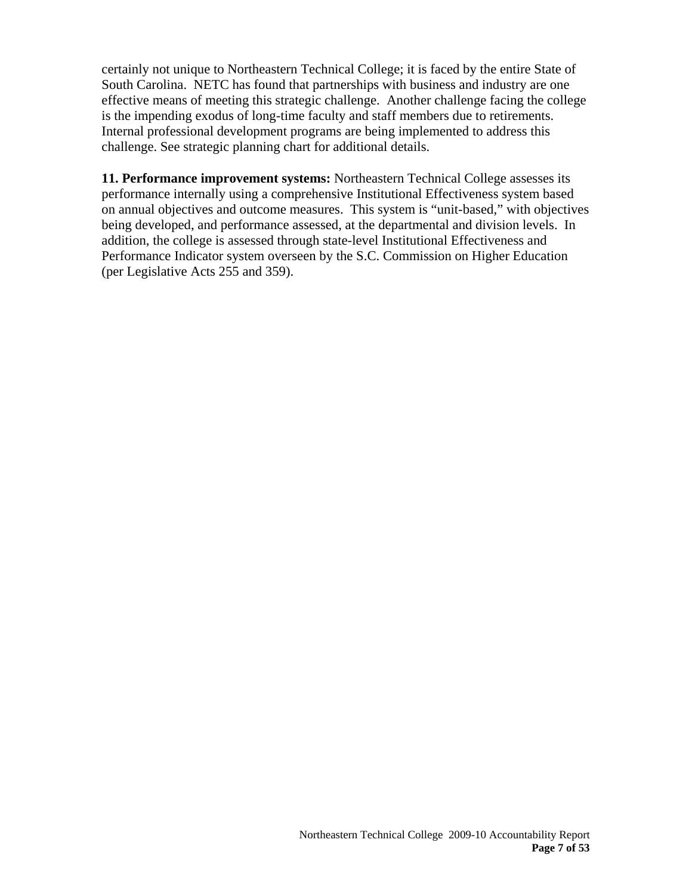certainly not unique to Northeastern Technical College; it is faced by the entire State of South Carolina. NETC has found that partnerships with business and industry are one effective means of meeting this strategic challenge. Another challenge facing the college is the impending exodus of long-time faculty and staff members due to retirements. Internal professional development programs are being implemented to address this challenge. See strategic planning chart for additional details.

**11. Performance improvement systems:** Northeastern Technical College assesses its performance internally using a comprehensive Institutional Effectiveness system based on annual objectives and outcome measures. This system is "unit-based," with objectives being developed, and performance assessed, at the departmental and division levels. In addition, the college is assessed through state-level Institutional Effectiveness and Performance Indicator system overseen by the S.C. Commission on Higher Education (per Legislative Acts 255 and 359).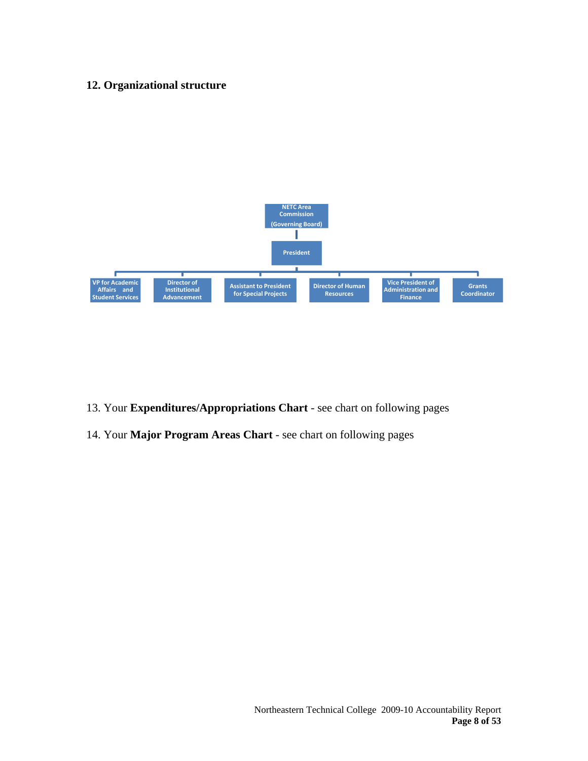**12. Organizational structure**

- NETC Area Commission (Governing Board)
  - President
    - VP for Academic Affairs and Student Services
    - Director of Institutional Advancement
    - Assistant to President for Special Projects
    - Director of Human Resources
    - Vice President of Administration and Finance
    - Grants Coordinator

13. Your **Expenditures/Appropriations Chart** - see chart on following pages

14. Your **Major Program Areas Chart** - see chart on following pages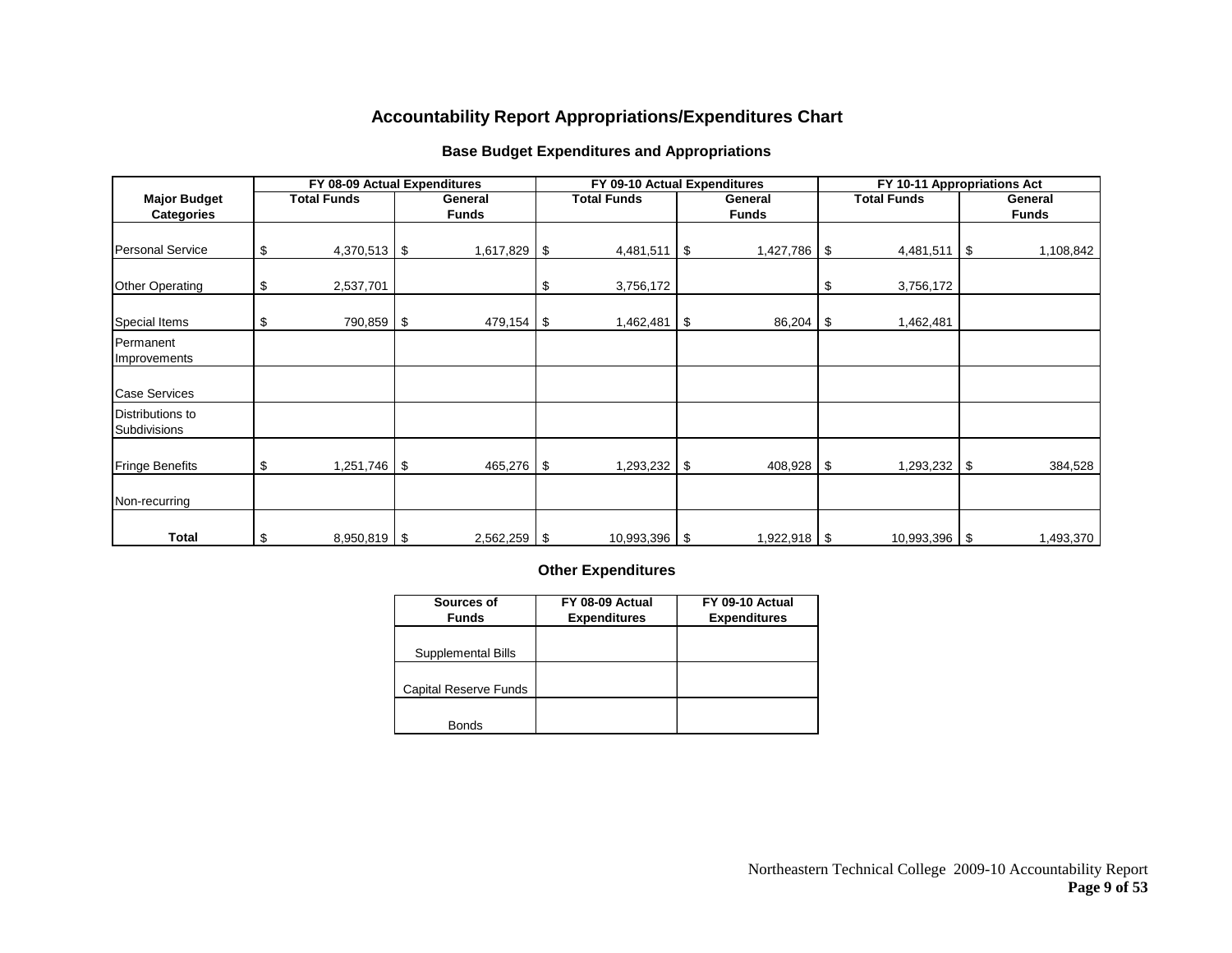# Accountability Report Appropriations/Expenditures Chart

## Base Budget Expenditures and Appropriations

| Major Budget Categories | FY 08-09 Actual Expenditures | | FY 09-10 Actual Expenditures | | FY 10-11 Appropriations Act | |
|---|---|---|---|---|---|---|
| | Total Funds | General Funds | Total Funds | General Funds | Total Funds | General Funds |
| Personal Service | $ 4,370,513 | $ 1,617,829 | $ 4,481,511 | $ 1,427,786 | $ 4,481,511 | $ 1,108,842 |
| Other Operating | $ 2,537,701 | | $ 3,756,172 | | $ 3,756,172 | |
| Special Items | $ 790,859 | $ 479,154 | $ 1,462,481 | $ 86,204 | $ 1,462,481 | |
| Permanent Improvements | | | | | | |
| Case Services | | | | | | |
| Distributions to Subdivisions | | | | | | |
| Fringe Benefits | $ 1,251,746 | $ 465,276 | $ 1,293,232 | $ 408,928 | $ 1,293,232 | $ 384,528 |
| Non-recurring | | | | | | |
| **Total** | $ 8,950,819 | $ 2,562,259 | $ 10,993,396 | $ 1,922,918 | $ 10,993,396 | $ 1,493,370 |

## Other Expenditures

| Sources of Funds | FY 08-09 Actual Expenditures | FY 09-10 Actual Expenditures |
|---|---|---|
| Supplemental Bills | | |
| Capital Reserve Funds | | |
| Bonds | | |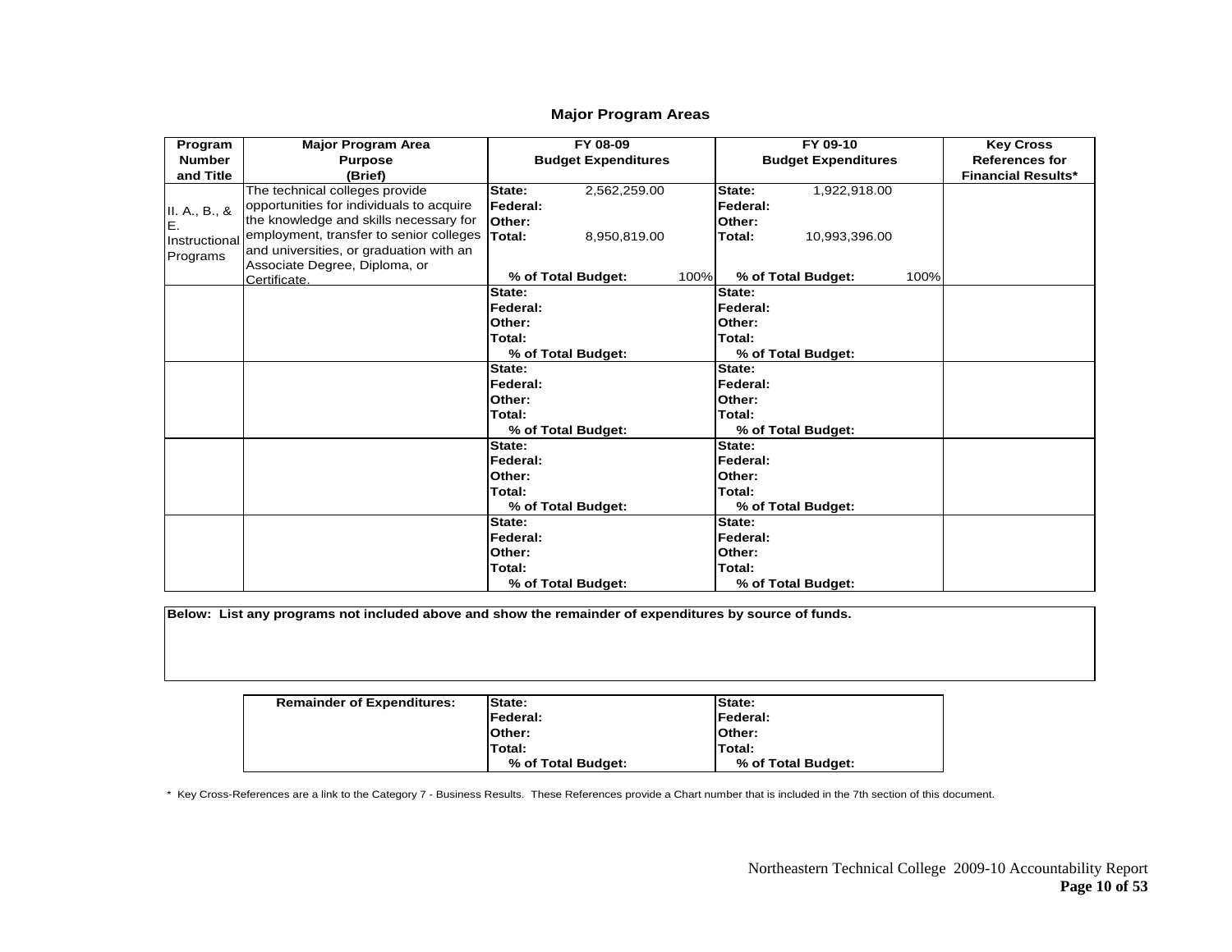## Major Program Areas

| Program Number and Title | Major Program Area Purpose (Brief) | FY 08-09 Budget Expenditures | FY 09-10 Budget Expenditures | Key Cross References for Financial Results* |
|---|---|---|---|---|
| II. A., B., & E. Instructional Programs | The technical colleges provide opportunities for individuals to acquire the knowledge and skills necessary for employment, transfer to senior colleges and universities, or graduation with an Associate Degree, Diploma, or Certificate. | State: 2,562,259.00<br>Federal:<br>Other:<br>Total: 8,950,819.00<br>% of Total Budget: 100% | State: 1,922,918.00<br>Federal:<br>Other:<br>Total: 10,993,396.00<br>% of Total Budget: 100% | |
| | | State:<br>Federal:<br>Other:<br>Total:<br>% of Total Budget: | State:<br>Federal:<br>Other:<br>Total:<br>% of Total Budget: | |
| | | State:<br>Federal:<br>Other:<br>Total:<br>% of Total Budget: | State:<br>Federal:<br>Other:<br>Total:<br>% of Total Budget: | |
| | | State:<br>Federal:<br>Other:<br>Total:<br>% of Total Budget: | State:<br>Federal:<br>Other:<br>Total:<br>% of Total Budget: | |
| | | State:<br>Federal:<br>Other:<br>Total:<br>% of Total Budget: | State:<br>Federal:<br>Other:<br>Total:<br>% of Total Budget: | |

**Below: List any programs not included above and show the remainder of expenditures by source of funds.**

| Remainder of Expenditures: | FY 08-09 | FY 09-10 |
|---|---|---|
| | State:<br>Federal:<br>Other:<br>Total:<br>% of Total Budget: | State:<br>Federal:<br>Other:<br>Total:<br>% of Total Budget: |

\* Key Cross-References are a link to the Category 7 - Business Results. These References provide a Chart number that is included in the 7th section of this document.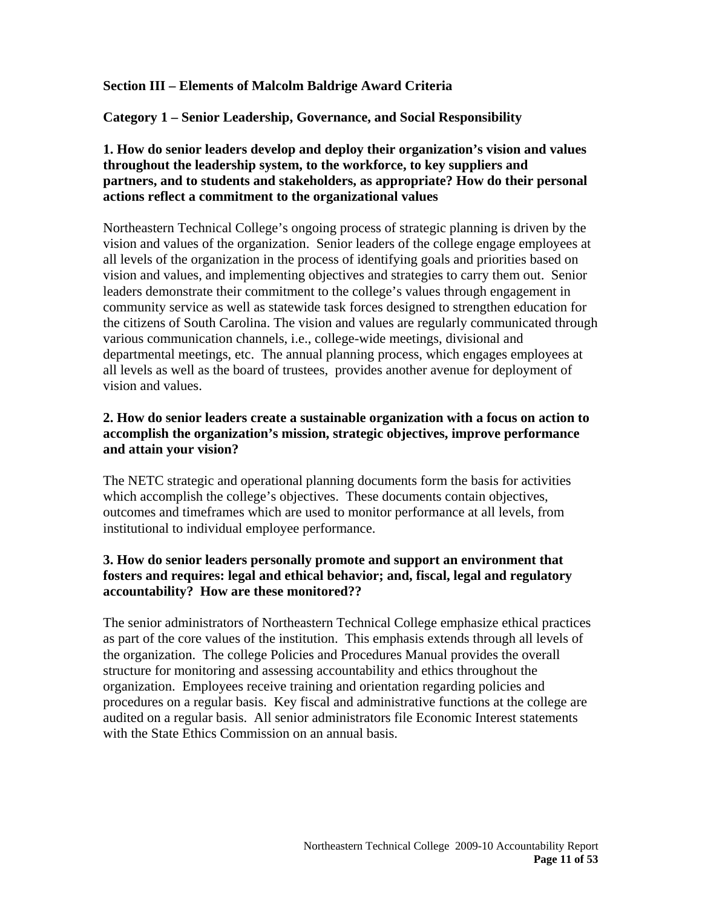## Section III – Elements of Malcolm Baldrige Award Criteria

### Category 1 – Senior Leadership, Governance, and Social Responsibility

**1. How do senior leaders develop and deploy their organization's vision and values throughout the leadership system, to the workforce, to key suppliers and partners, and to students and stakeholders, as appropriate? How do their personal actions reflect a commitment to the organizational values**

Northeastern Technical College's ongoing process of strategic planning is driven by the vision and values of the organization. Senior leaders of the college engage employees at all levels of the organization in the process of identifying goals and priorities based on vision and values, and implementing objectives and strategies to carry them out. Senior leaders demonstrate their commitment to the college's values through engagement in community service as well as statewide task forces designed to strengthen education for the citizens of South Carolina. The vision and values are regularly communicated through various communication channels, i.e., college-wide meetings, divisional and departmental meetings, etc. The annual planning process, which engages employees at all levels as well as the board of trustees, provides another avenue for deployment of vision and values.

**2. How do senior leaders create a sustainable organization with a focus on action to accomplish the organization's mission, strategic objectives, improve performance and attain your vision?**

The NETC strategic and operational planning documents form the basis for activities which accomplish the college's objectives. These documents contain objectives, outcomes and timeframes which are used to monitor performance at all levels, from institutional to individual employee performance.

**3. How do senior leaders personally promote and support an environment that fosters and requires: legal and ethical behavior; and, fiscal, legal and regulatory accountability? How are these monitored??**

The senior administrators of Northeastern Technical College emphasize ethical practices as part of the core values of the institution. This emphasis extends through all levels of the organization. The college Policies and Procedures Manual provides the overall structure for monitoring and assessing accountability and ethics throughout the organization. Employees receive training and orientation regarding policies and procedures on a regular basis. Key fiscal and administrative functions at the college are audited on a regular basis. All senior administrators file Economic Interest statements with the State Ethics Commission on an annual basis.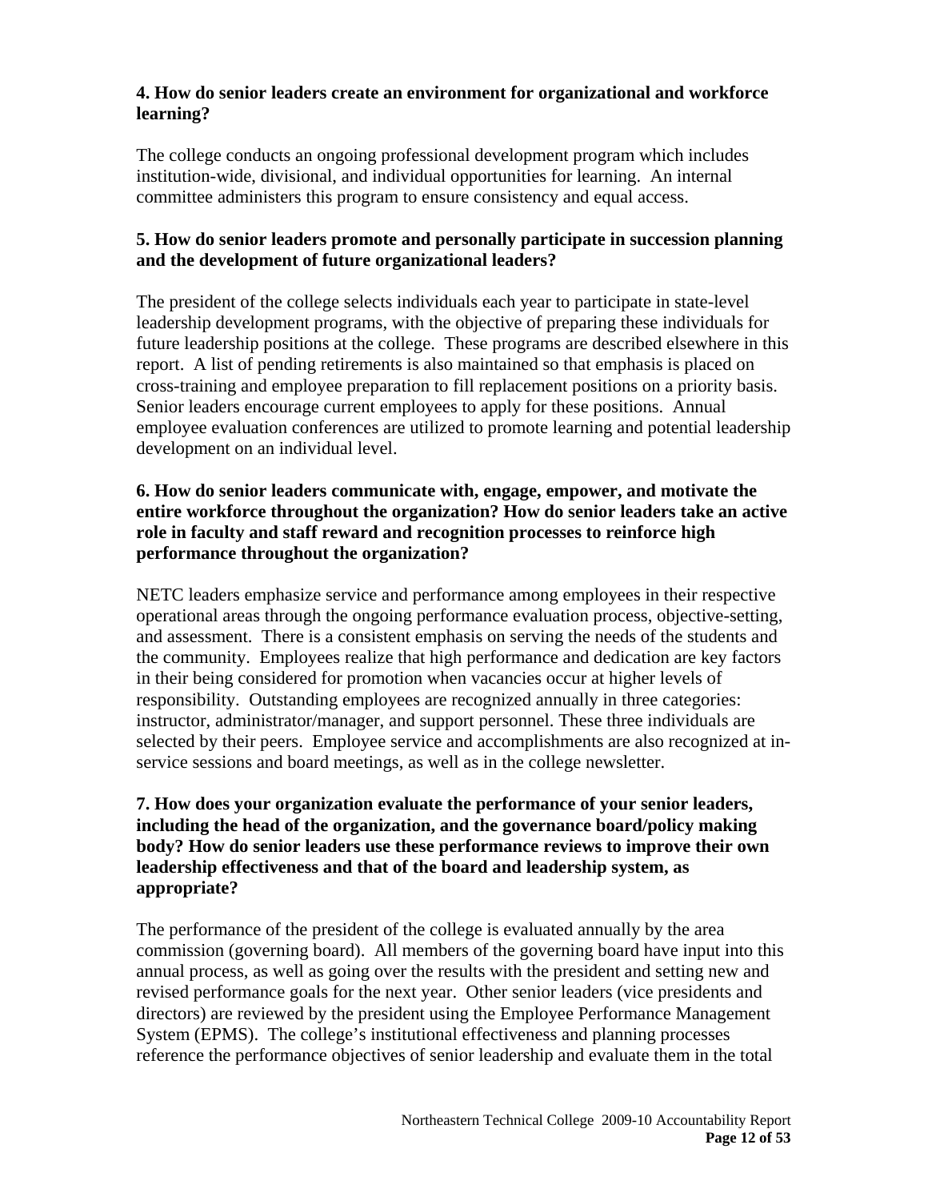**4. How do senior leaders create an environment for organizational and workforce learning?**

The college conducts an ongoing professional development program which includes institution-wide, divisional, and individual opportunities for learning. An internal committee administers this program to ensure consistency and equal access.

**5. How do senior leaders promote and personally participate in succession planning and the development of future organizational leaders?**

The president of the college selects individuals each year to participate in state-level leadership development programs, with the objective of preparing these individuals for future leadership positions at the college. These programs are described elsewhere in this report. A list of pending retirements is also maintained so that emphasis is placed on cross-training and employee preparation to fill replacement positions on a priority basis. Senior leaders encourage current employees to apply for these positions. Annual employee evaluation conferences are utilized to promote learning and potential leadership development on an individual level.

**6. How do senior leaders communicate with, engage, empower, and motivate the entire workforce throughout the organization? How do senior leaders take an active role in faculty and staff reward and recognition processes to reinforce high performance throughout the organization?**

NETC leaders emphasize service and performance among employees in their respective operational areas through the ongoing performance evaluation process, objective-setting, and assessment. There is a consistent emphasis on serving the needs of the students and the community. Employees realize that high performance and dedication are key factors in their being considered for promotion when vacancies occur at higher levels of responsibility. Outstanding employees are recognized annually in three categories: instructor, administrator/manager, and support personnel. These three individuals are selected by their peers. Employee service and accomplishments are also recognized at in-service sessions and board meetings, as well as in the college newsletter.

**7. How does your organization evaluate the performance of your senior leaders, including the head of the organization, and the governance board/policy making body? How do senior leaders use these performance reviews to improve their own leadership effectiveness and that of the board and leadership system, as appropriate?**

The performance of the president of the college is evaluated annually by the area commission (governing board). All members of the governing board have input into this annual process, as well as going over the results with the president and setting new and revised performance goals for the next year. Other senior leaders (vice presidents and directors) are reviewed by the president using the Employee Performance Management System (EPMS). The college's institutional effectiveness and planning processes reference the performance objectives of senior leadership and evaluate them in the total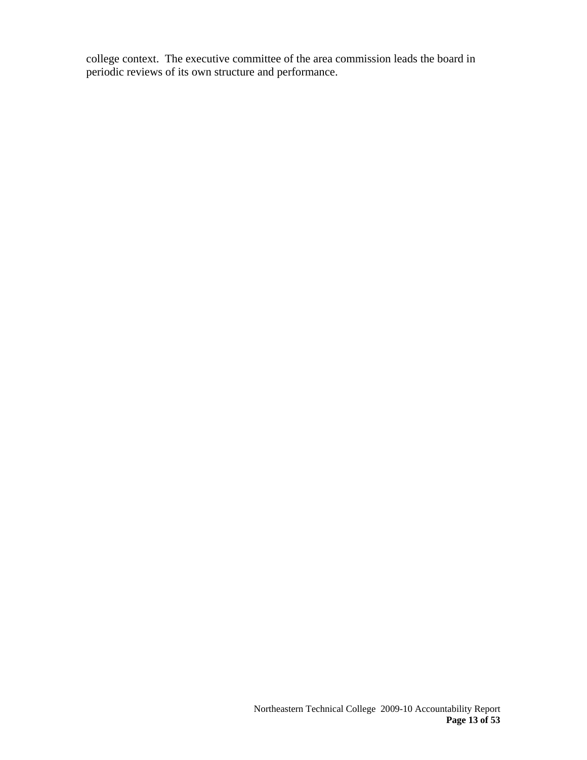college context. The executive committee of the area commission leads the board in periodic reviews of its own structure and performance.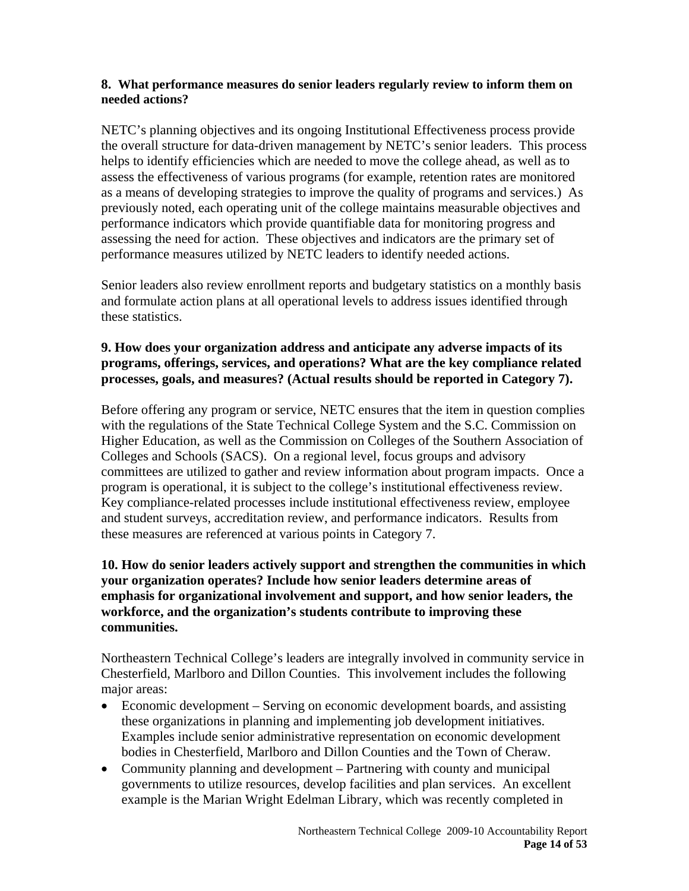**8. What performance measures do senior leaders regularly review to inform them on needed actions?**

NETC's planning objectives and its ongoing Institutional Effectiveness process provide the overall structure for data-driven management by NETC's senior leaders. This process helps to identify efficiencies which are needed to move the college ahead, as well as to assess the effectiveness of various programs (for example, retention rates are monitored as a means of developing strategies to improve the quality of programs and services.) As previously noted, each operating unit of the college maintains measurable objectives and performance indicators which provide quantifiable data for monitoring progress and assessing the need for action. These objectives and indicators are the primary set of performance measures utilized by NETC leaders to identify needed actions.

Senior leaders also review enrollment reports and budgetary statistics on a monthly basis and formulate action plans at all operational levels to address issues identified through these statistics.

**9. How does your organization address and anticipate any adverse impacts of its programs, offerings, services, and operations? What are the key compliance related processes, goals, and measures? (Actual results should be reported in Category 7).**

Before offering any program or service, NETC ensures that the item in question complies with the regulations of the State Technical College System and the S.C. Commission on Higher Education, as well as the Commission on Colleges of the Southern Association of Colleges and Schools (SACS). On a regional level, focus groups and advisory committees are utilized to gather and review information about program impacts. Once a program is operational, it is subject to the college's institutional effectiveness review. Key compliance-related processes include institutional effectiveness review, employee and student surveys, accreditation review, and performance indicators. Results from these measures are referenced at various points in Category 7.

**10. How do senior leaders actively support and strengthen the communities in which your organization operates? Include how senior leaders determine areas of emphasis for organizational involvement and support, and how senior leaders, the workforce, and the organization's students contribute to improving these communities.**

Northeastern Technical College's leaders are integrally involved in community service in Chesterfield, Marlboro and Dillon Counties. This involvement includes the following major areas:

- Economic development – Serving on economic development boards, and assisting these organizations in planning and implementing job development initiatives. Examples include senior administrative representation on economic development bodies in Chesterfield, Marlboro and Dillon Counties and the Town of Cheraw.
- Community planning and development – Partnering with county and municipal governments to utilize resources, develop facilities and plan services. An excellent example is the Marian Wright Edelman Library, which was recently completed in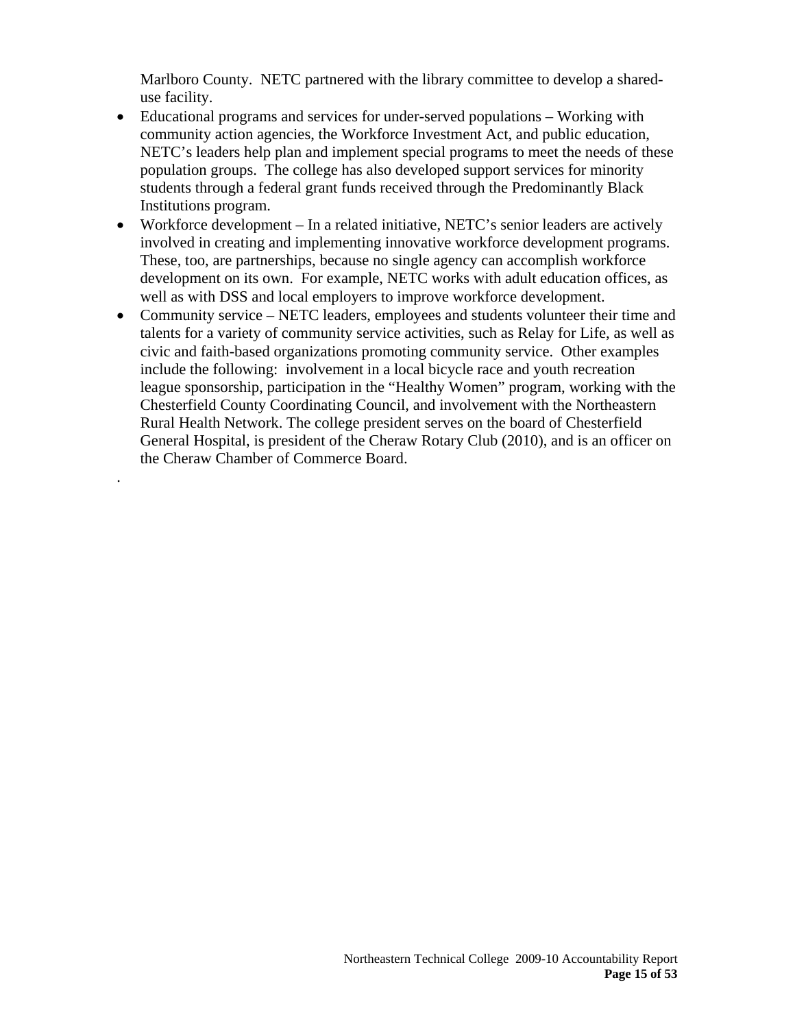Marlboro County. NETC partnered with the library committee to develop a shared-use facility.

- Educational programs and services for under-served populations – Working with community action agencies, the Workforce Investment Act, and public education, NETC's leaders help plan and implement special programs to meet the needs of these population groups. The college has also developed support services for minority students through a federal grant funds received through the Predominantly Black Institutions program.
- Workforce development – In a related initiative, NETC's senior leaders are actively involved in creating and implementing innovative workforce development programs. These, too, are partnerships, because no single agency can accomplish workforce development on its own. For example, NETC works with adult education offices, as well as with DSS and local employers to improve workforce development.
- Community service – NETC leaders, employees and students volunteer their time and talents for a variety of community service activities, such as Relay for Life, as well as civic and faith-based organizations promoting community service. Other examples include the following: involvement in a local bicycle race and youth recreation league sponsorship, participation in the "Healthy Women" program, working with the Chesterfield County Coordinating Council, and involvement with the Northeastern Rural Health Network. The college president serves on the board of Chesterfield General Hospital, is president of the Cheraw Rotary Club (2010), and is an officer on the Cheraw Chamber of Commerce Board.

.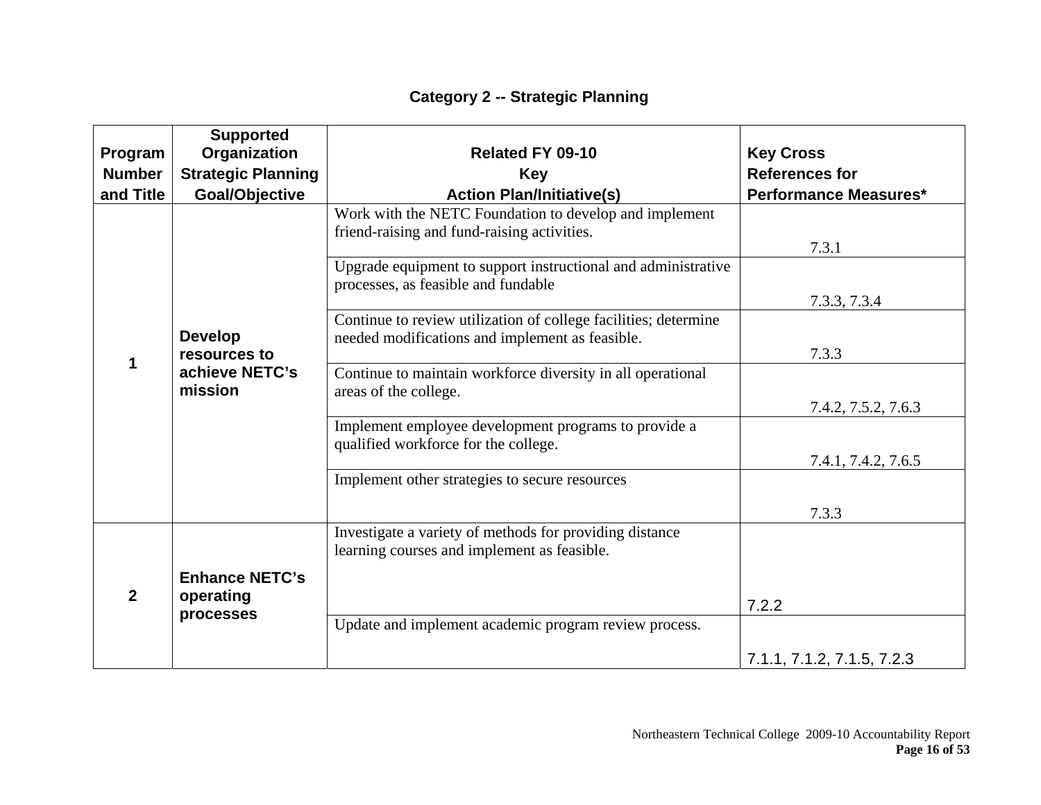## Category 2 -- Strategic Planning

| Program Number and Title | Supported Organization Strategic Planning Goal/Objective | Related FY 09-10 Key Action Plan/Initiative(s) | Key Cross References for Performance Measures* |
|---|---|---|---|
| 1 | **Develop resources to achieve NETC's mission** | Work with the NETC Foundation to develop and implement friend-raising and fund-raising activities. | 7.3.1 |
| | | Upgrade equipment to support instructional and administrative processes, as feasible and fundable | 7.3.3, 7.3.4 |
| | | Continue to review utilization of college facilities; determine needed modifications and implement as feasible. | 7.3.3 |
| | | Continue to maintain workforce diversity in all operational areas of the college. | 7.4.2, 7.5.2, 7.6.3 |
| | | Implement employee development programs to provide a qualified workforce for the college. | 7.4.1, 7.4.2, 7.6.5 |
| | | Implement other strategies to secure resources | 7.3.3 |
| 2 | **Enhance NETC's operating processes** | Investigate a variety of methods for providing distance learning courses and implement as feasible. | 7.2.2 |
| | | Update and implement academic program review process. | 7.1.1, 7.1.2, 7.1.5, 7.2.3 |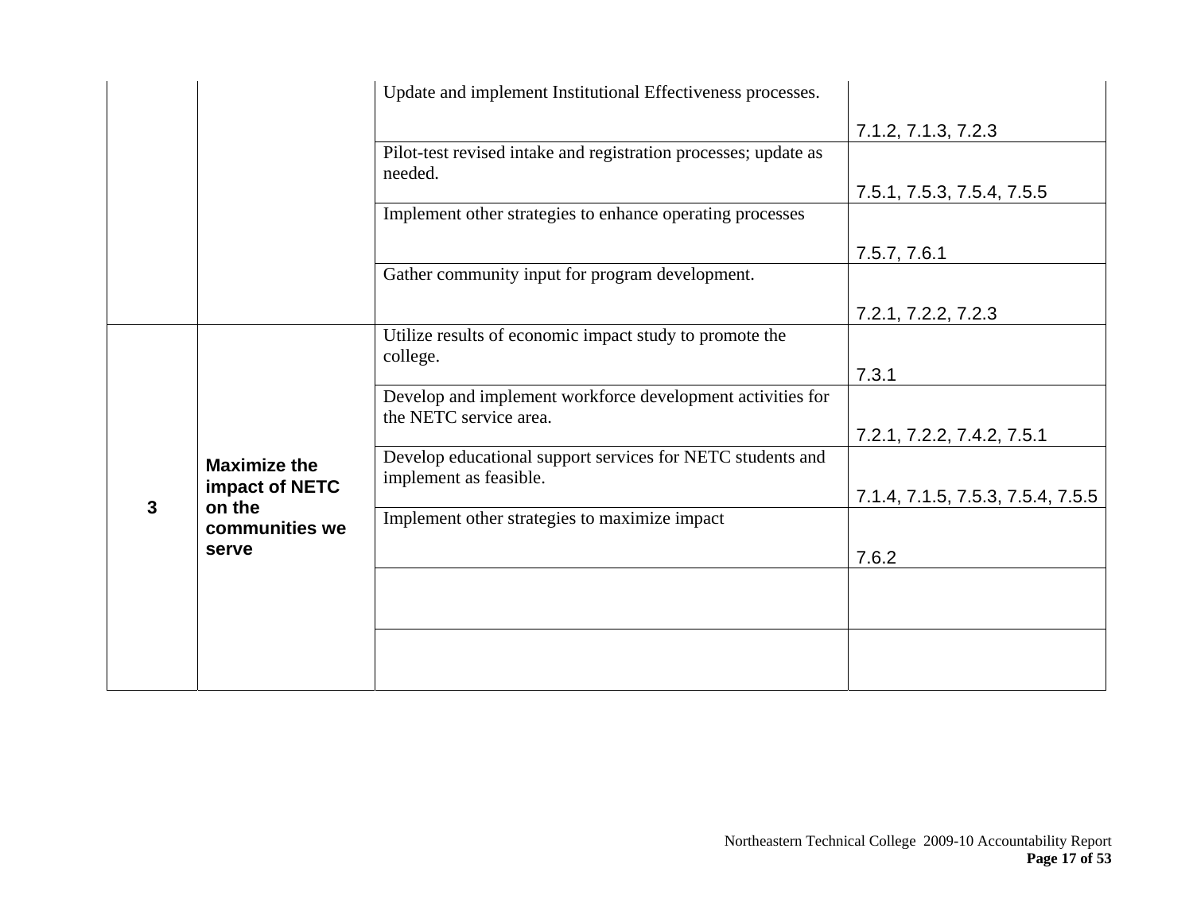| | | | |
|---|---|---|---|
| | | Update and implement Institutional Effectiveness processes. | 7.1.2, 7.1.3, 7.2.3 |
| | | Pilot-test revised intake and registration processes; update as needed. | 7.5.1, 7.5.3, 7.5.4, 7.5.5 |
| | | Implement other strategies to enhance operating processes | 7.5.7, 7.6.1 |
| | | Gather community input for program development. | 7.2.1, 7.2.2, 7.2.3 |
| **3** | **Maximize the impact of NETC on the communities we serve** | Utilize results of economic impact study to promote the college. | 7.3.1 |
| | | Develop and implement workforce development activities for the NETC service area. | 7.2.1, 7.2.2, 7.4.2, 7.5.1 |
| | | Develop educational support services for NETC students and implement as feasible. | 7.1.4, 7.1.5, 7.5.3, 7.5.4, 7.5.5 |
| | | Implement other strategies to maximize impact | 7.6.2 |
| | | | |
| | | | |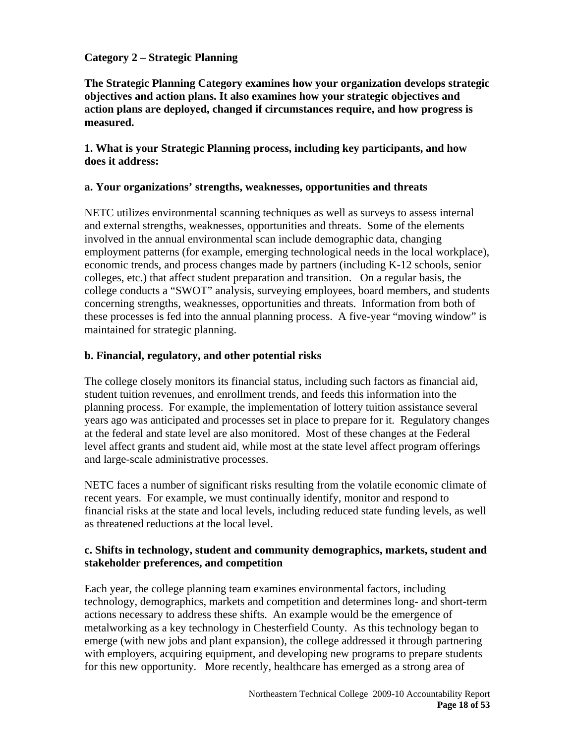**Category 2 – Strategic Planning**

**The Strategic Planning Category examines how your organization develops strategic objectives and action plans. It also examines how your strategic objectives and action plans are deployed, changed if circumstances require, and how progress is measured.**

**1. What is your Strategic Planning process, including key participants, and how does it address:**

**a. Your organizations' strengths, weaknesses, opportunities and threats**

NETC utilizes environmental scanning techniques as well as surveys to assess internal and external strengths, weaknesses, opportunities and threats. Some of the elements involved in the annual environmental scan include demographic data, changing employment patterns (for example, emerging technological needs in the local workplace), economic trends, and process changes made by partners (including K-12 schools, senior colleges, etc.) that affect student preparation and transition. On a regular basis, the college conducts a "SWOT" analysis, surveying employees, board members, and students concerning strengths, weaknesses, opportunities and threats. Information from both of these processes is fed into the annual planning process. A five-year "moving window" is maintained for strategic planning.

**b. Financial, regulatory, and other potential risks**

The college closely monitors its financial status, including such factors as financial aid, student tuition revenues, and enrollment trends, and feeds this information into the planning process. For example, the implementation of lottery tuition assistance several years ago was anticipated and processes set in place to prepare for it. Regulatory changes at the federal and state level are also monitored. Most of these changes at the Federal level affect grants and student aid, while most at the state level affect program offerings and large-scale administrative processes.

NETC faces a number of significant risks resulting from the volatile economic climate of recent years. For example, we must continually identify, monitor and respond to financial risks at the state and local levels, including reduced state funding levels, as well as threatened reductions at the local level.

**c. Shifts in technology, student and community demographics, markets, student and stakeholder preferences, and competition**

Each year, the college planning team examines environmental factors, including technology, demographics, markets and competition and determines long- and short-term actions necessary to address these shifts. An example would be the emergence of metalworking as a key technology in Chesterfield County. As this technology began to emerge (with new jobs and plant expansion), the college addressed it through partnering with employers, acquiring equipment, and developing new programs to prepare students for this new opportunity. More recently, healthcare has emerged as a strong area of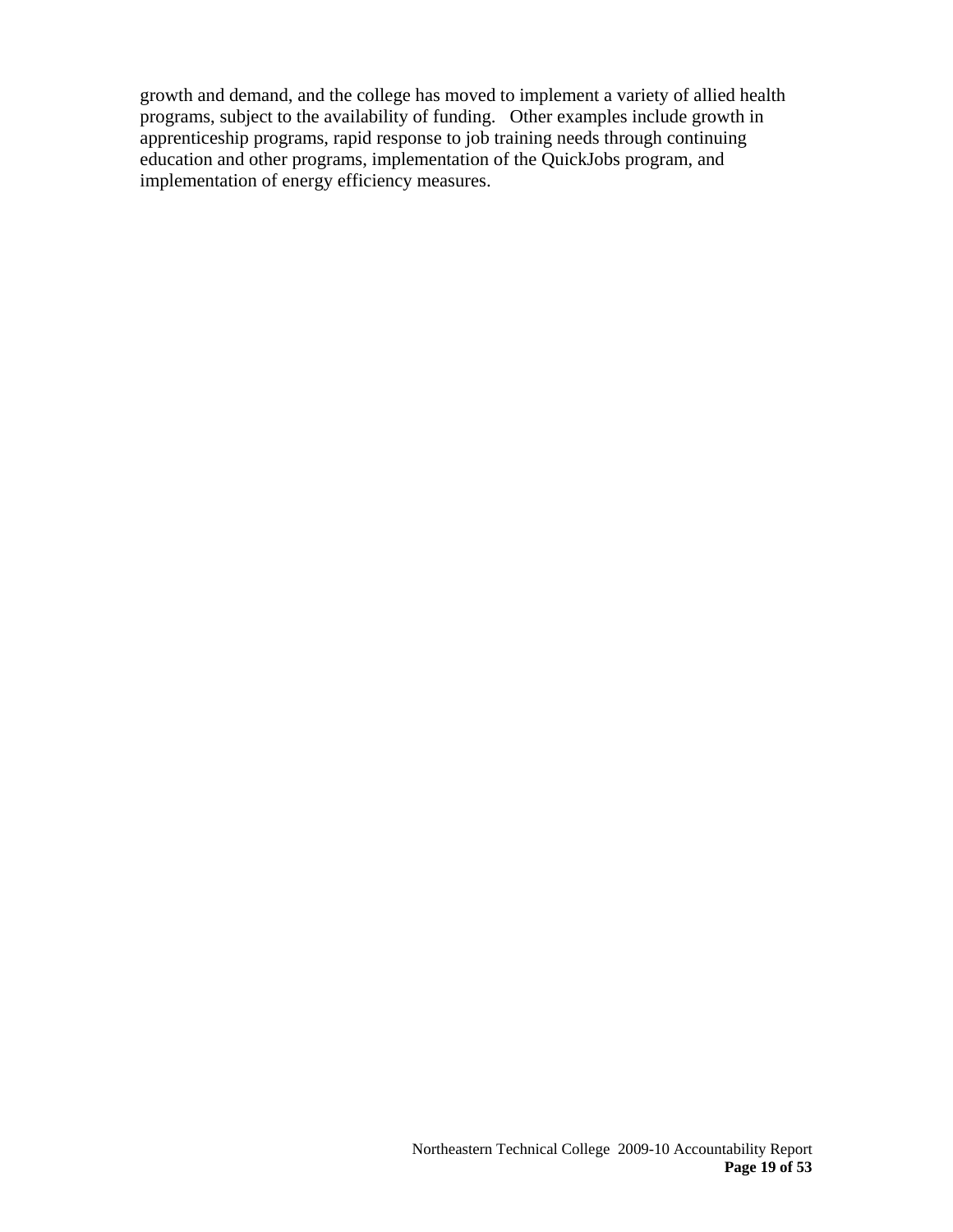growth and demand, and the college has moved to implement a variety of allied health programs, subject to the availability of funding. Other examples include growth in apprenticeship programs, rapid response to job training needs through continuing education and other programs, implementation of the QuickJobs program, and implementation of energy efficiency measures.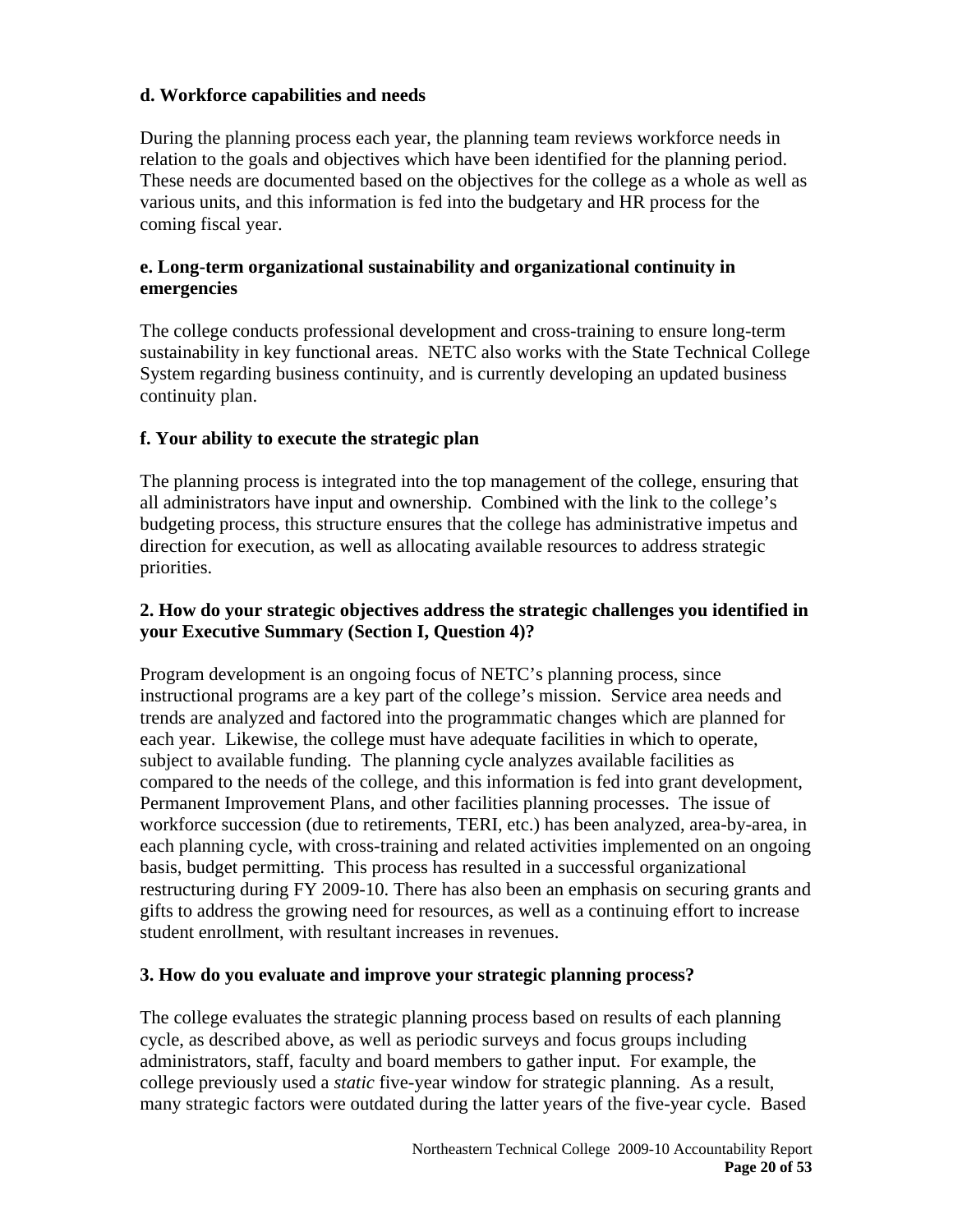**d. Workforce capabilities and needs**

During the planning process each year, the planning team reviews workforce needs in relation to the goals and objectives which have been identified for the planning period. These needs are documented based on the objectives for the college as a whole as well as various units, and this information is fed into the budgetary and HR process for the coming fiscal year.

**e. Long-term organizational sustainability and organizational continuity in emergencies**

The college conducts professional development and cross-training to ensure long-term sustainability in key functional areas. NETC also works with the State Technical College System regarding business continuity, and is currently developing an updated business continuity plan.

**f. Your ability to execute the strategic plan**

The planning process is integrated into the top management of the college, ensuring that all administrators have input and ownership. Combined with the link to the college's budgeting process, this structure ensures that the college has administrative impetus and direction for execution, as well as allocating available resources to address strategic priorities.

**2. How do your strategic objectives address the strategic challenges you identified in your Executive Summary (Section I, Question 4)?**

Program development is an ongoing focus of NETC's planning process, since instructional programs are a key part of the college's mission. Service area needs and trends are analyzed and factored into the programmatic changes which are planned for each year. Likewise, the college must have adequate facilities in which to operate, subject to available funding. The planning cycle analyzes available facilities as compared to the needs of the college, and this information is fed into grant development, Permanent Improvement Plans, and other facilities planning processes. The issue of workforce succession (due to retirements, TERI, etc.) has been analyzed, area-by-area, in each planning cycle, with cross-training and related activities implemented on an ongoing basis, budget permitting. This process has resulted in a successful organizational restructuring during FY 2009-10. There has also been an emphasis on securing grants and gifts to address the growing need for resources, as well as a continuing effort to increase student enrollment, with resultant increases in revenues.

**3. How do you evaluate and improve your strategic planning process?**

The college evaluates the strategic planning process based on results of each planning cycle, as described above, as well as periodic surveys and focus groups including administrators, staff, faculty and board members to gather input. For example, the college previously used a *static* five-year window for strategic planning. As a result, many strategic factors were outdated during the latter years of the five-year cycle. Based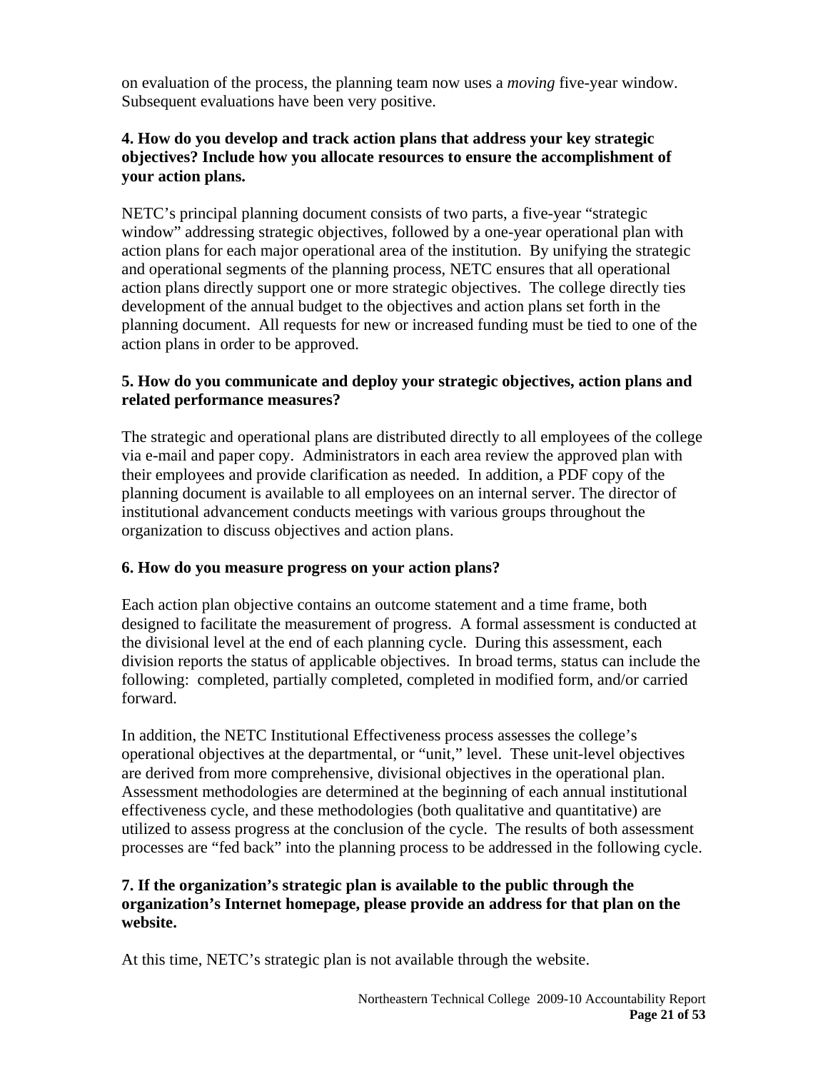on evaluation of the process, the planning team now uses a *moving* five-year window. Subsequent evaluations have been very positive.

**4. How do you develop and track action plans that address your key strategic objectives? Include how you allocate resources to ensure the accomplishment of your action plans.**

NETC's principal planning document consists of two parts, a five-year "strategic window" addressing strategic objectives, followed by a one-year operational plan with action plans for each major operational area of the institution. By unifying the strategic and operational segments of the planning process, NETC ensures that all operational action plans directly support one or more strategic objectives. The college directly ties development of the annual budget to the objectives and action plans set forth in the planning document. All requests for new or increased funding must be tied to one of the action plans in order to be approved.

**5. How do you communicate and deploy your strategic objectives, action plans and related performance measures?**

The strategic and operational plans are distributed directly to all employees of the college via e-mail and paper copy. Administrators in each area review the approved plan with their employees and provide clarification as needed. In addition, a PDF copy of the planning document is available to all employees on an internal server. The director of institutional advancement conducts meetings with various groups throughout the organization to discuss objectives and action plans.

**6. How do you measure progress on your action plans?**

Each action plan objective contains an outcome statement and a time frame, both designed to facilitate the measurement of progress. A formal assessment is conducted at the divisional level at the end of each planning cycle. During this assessment, each division reports the status of applicable objectives. In broad terms, status can include the following: completed, partially completed, completed in modified form, and/or carried forward.

In addition, the NETC Institutional Effectiveness process assesses the college's operational objectives at the departmental, or "unit," level. These unit-level objectives are derived from more comprehensive, divisional objectives in the operational plan. Assessment methodologies are determined at the beginning of each annual institutional effectiveness cycle, and these methodologies (both qualitative and quantitative) are utilized to assess progress at the conclusion of the cycle. The results of both assessment processes are "fed back" into the planning process to be addressed in the following cycle.

**7. If the organization's strategic plan is available to the public through the organization's Internet homepage, please provide an address for that plan on the website.**

At this time, NETC's strategic plan is not available through the website.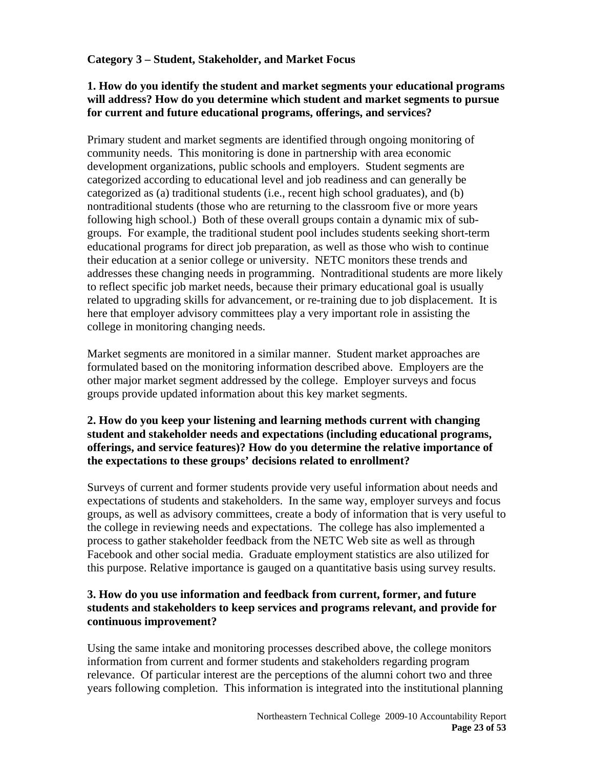**Category 3 – Student, Stakeholder, and Market Focus**

**1. How do you identify the student and market segments your educational programs will address? How do you determine which student and market segments to pursue for current and future educational programs, offerings, and services?**

Primary student and market segments are identified through ongoing monitoring of community needs. This monitoring is done in partnership with area economic development organizations, public schools and employers. Student segments are categorized according to educational level and job readiness and can generally be categorized as (a) traditional students (i.e., recent high school graduates), and (b) nontraditional students (those who are returning to the classroom five or more years following high school.) Both of these overall groups contain a dynamic mix of sub-groups. For example, the traditional student pool includes students seeking short-term educational programs for direct job preparation, as well as those who wish to continue their education at a senior college or university. NETC monitors these trends and addresses these changing needs in programming. Nontraditional students are more likely to reflect specific job market needs, because their primary educational goal is usually related to upgrading skills for advancement, or re-training due to job displacement. It is here that employer advisory committees play a very important role in assisting the college in monitoring changing needs.

Market segments are monitored in a similar manner. Student market approaches are formulated based on the monitoring information described above. Employers are the other major market segment addressed by the college. Employer surveys and focus groups provide updated information about this key market segments.

**2. How do you keep your listening and learning methods current with changing student and stakeholder needs and expectations (including educational programs, offerings, and service features)? How do you determine the relative importance of the expectations to these groups' decisions related to enrollment?**

Surveys of current and former students provide very useful information about needs and expectations of students and stakeholders. In the same way, employer surveys and focus groups, as well as advisory committees, create a body of information that is very useful to the college in reviewing needs and expectations. The college has also implemented a process to gather stakeholder feedback from the NETC Web site as well as through Facebook and other social media. Graduate employment statistics are also utilized for this purpose. Relative importance is gauged on a quantitative basis using survey results.

**3. How do you use information and feedback from current, former, and future students and stakeholders to keep services and programs relevant, and provide for continuous improvement?**

Using the same intake and monitoring processes described above, the college monitors information from current and former students and stakeholders regarding program relevance. Of particular interest are the perceptions of the alumni cohort two and three years following completion. This information is integrated into the institutional planning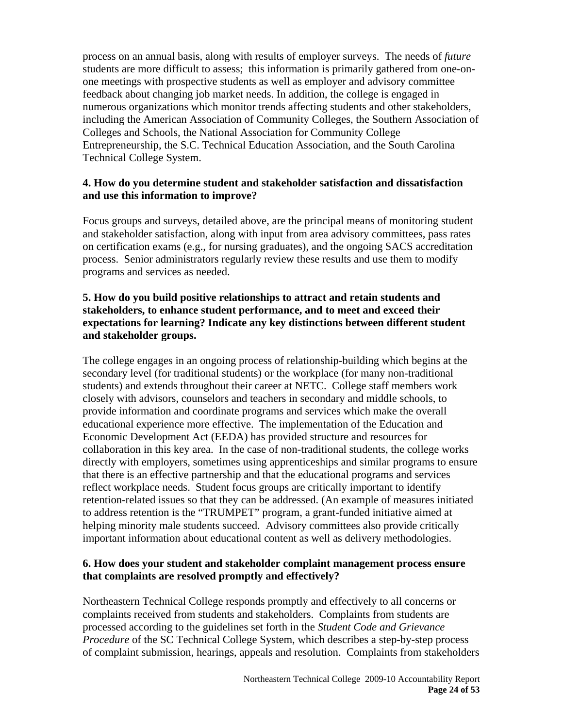process on an annual basis, along with results of employer surveys. The needs of *future* students are more difficult to assess; this information is primarily gathered from one-on-one meetings with prospective students as well as employer and advisory committee feedback about changing job market needs. In addition, the college is engaged in numerous organizations which monitor trends affecting students and other stakeholders, including the American Association of Community Colleges, the Southern Association of Colleges and Schools, the National Association for Community College Entrepreneurship, the S.C. Technical Education Association, and the South Carolina Technical College System.

**4. How do you determine student and stakeholder satisfaction and dissatisfaction and use this information to improve?**

Focus groups and surveys, detailed above, are the principal means of monitoring student and stakeholder satisfaction, along with input from area advisory committees, pass rates on certification exams (e.g., for nursing graduates), and the ongoing SACS accreditation process. Senior administrators regularly review these results and use them to modify programs and services as needed.

**5. How do you build positive relationships to attract and retain students and stakeholders, to enhance student performance, and to meet and exceed their expectations for learning? Indicate any key distinctions between different student and stakeholder groups.**

The college engages in an ongoing process of relationship-building which begins at the secondary level (for traditional students) or the workplace (for many non-traditional students) and extends throughout their career at NETC. College staff members work closely with advisors, counselors and teachers in secondary and middle schools, to provide information and coordinate programs and services which make the overall educational experience more effective. The implementation of the Education and Economic Development Act (EEDA) has provided structure and resources for collaboration in this key area. In the case of non-traditional students, the college works directly with employers, sometimes using apprenticeships and similar programs to ensure that there is an effective partnership and that the educational programs and services reflect workplace needs. Student focus groups are critically important to identify retention-related issues so that they can be addressed. (An example of measures initiated to address retention is the "TRUMPET" program, a grant-funded initiative aimed at helping minority male students succeed. Advisory committees also provide critically important information about educational content as well as delivery methodologies.

**6. How does your student and stakeholder complaint management process ensure that complaints are resolved promptly and effectively?**

Northeastern Technical College responds promptly and effectively to all concerns or complaints received from students and stakeholders. Complaints from students are processed according to the guidelines set forth in the *Student Code and Grievance Procedure* of the SC Technical College System, which describes a step-by-step process of complaint submission, hearings, appeals and resolution. Complaints from stakeholders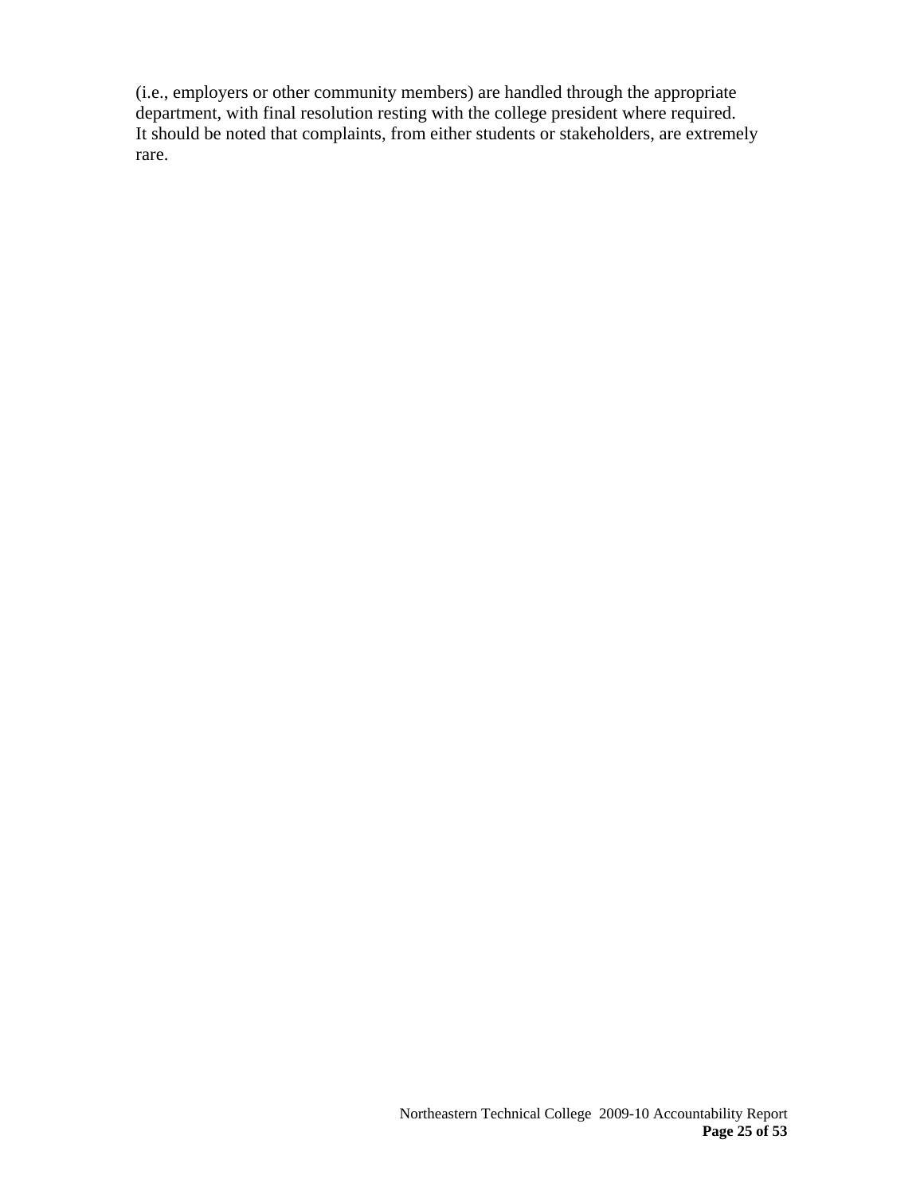(i.e., employers or other community members) are handled through the appropriate department, with final resolution resting with the college president where required. It should be noted that complaints, from either students or stakeholders, are extremely rare.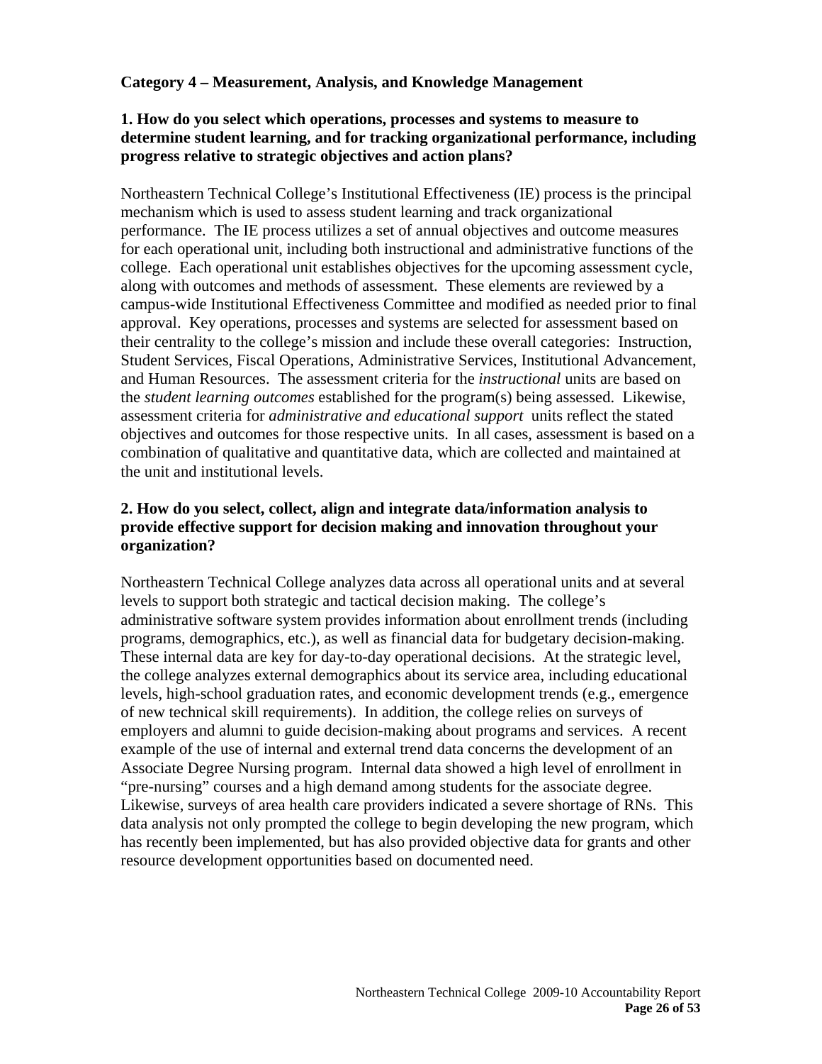**Category 4 – Measurement, Analysis, and Knowledge Management**

**1. How do you select which operations, processes and systems to measure to determine student learning, and for tracking organizational performance, including progress relative to strategic objectives and action plans?**

Northeastern Technical College's Institutional Effectiveness (IE) process is the principal mechanism which is used to assess student learning and track organizational performance. The IE process utilizes a set of annual objectives and outcome measures for each operational unit, including both instructional and administrative functions of the college. Each operational unit establishes objectives for the upcoming assessment cycle, along with outcomes and methods of assessment. These elements are reviewed by a campus-wide Institutional Effectiveness Committee and modified as needed prior to final approval. Key operations, processes and systems are selected for assessment based on their centrality to the college's mission and include these overall categories: Instruction, Student Services, Fiscal Operations, Administrative Services, Institutional Advancement, and Human Resources. The assessment criteria for the *instructional* units are based on the *student learning outcomes* established for the program(s) being assessed. Likewise, assessment criteria for *administrative and educational support* units reflect the stated objectives and outcomes for those respective units. In all cases, assessment is based on a combination of qualitative and quantitative data, which are collected and maintained at the unit and institutional levels.

**2. How do you select, collect, align and integrate data/information analysis to provide effective support for decision making and innovation throughout your organization?**

Northeastern Technical College analyzes data across all operational units and at several levels to support both strategic and tactical decision making. The college's administrative software system provides information about enrollment trends (including programs, demographics, etc.), as well as financial data for budgetary decision-making. These internal data are key for day-to-day operational decisions. At the strategic level, the college analyzes external demographics about its service area, including educational levels, high-school graduation rates, and economic development trends (e.g., emergence of new technical skill requirements). In addition, the college relies on surveys of employers and alumni to guide decision-making about programs and services. A recent example of the use of internal and external trend data concerns the development of an Associate Degree Nursing program. Internal data showed a high level of enrollment in "pre-nursing" courses and a high demand among students for the associate degree. Likewise, surveys of area health care providers indicated a severe shortage of RNs. This data analysis not only prompted the college to begin developing the new program, which has recently been implemented, but has also provided objective data for grants and other resource development opportunities based on documented need.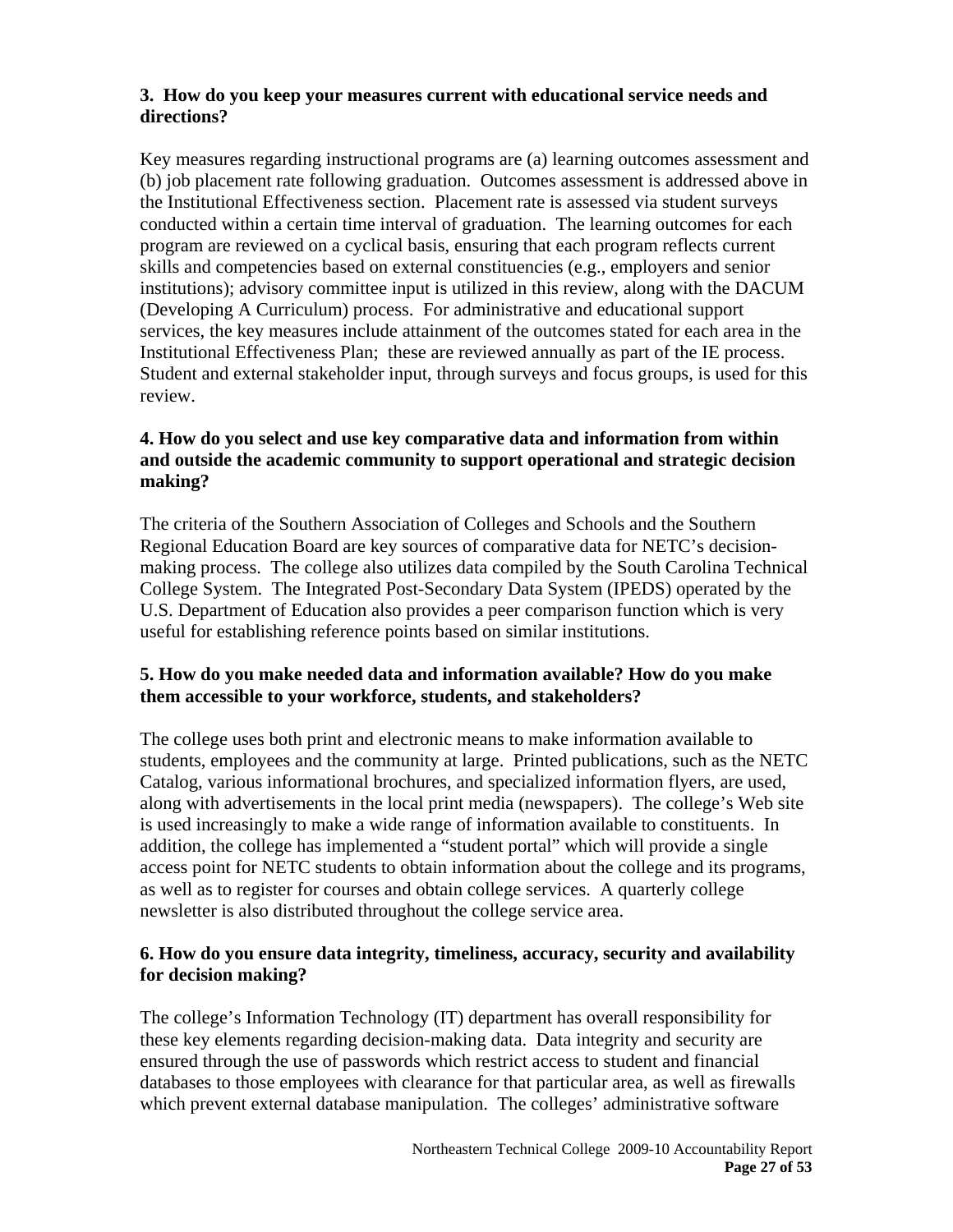**3. How do you keep your measures current with educational service needs and directions?**

Key measures regarding instructional programs are (a) learning outcomes assessment and (b) job placement rate following graduation. Outcomes assessment is addressed above in the Institutional Effectiveness section. Placement rate is assessed via student surveys conducted within a certain time interval of graduation. The learning outcomes for each program are reviewed on a cyclical basis, ensuring that each program reflects current skills and competencies based on external constituencies (e.g., employers and senior institutions); advisory committee input is utilized in this review, along with the DACUM (Developing A Curriculum) process. For administrative and educational support services, the key measures include attainment of the outcomes stated for each area in the Institutional Effectiveness Plan; these are reviewed annually as part of the IE process. Student and external stakeholder input, through surveys and focus groups, is used for this review.

**4. How do you select and use key comparative data and information from within and outside the academic community to support operational and strategic decision making?**

The criteria of the Southern Association of Colleges and Schools and the Southern Regional Education Board are key sources of comparative data for NETC's decision-making process. The college also utilizes data compiled by the South Carolina Technical College System. The Integrated Post-Secondary Data System (IPEDS) operated by the U.S. Department of Education also provides a peer comparison function which is very useful for establishing reference points based on similar institutions.

**5. How do you make needed data and information available? How do you make them accessible to your workforce, students, and stakeholders?**

The college uses both print and electronic means to make information available to students, employees and the community at large. Printed publications, such as the NETC Catalog, various informational brochures, and specialized information flyers, are used, along with advertisements in the local print media (newspapers). The college's Web site is used increasingly to make a wide range of information available to constituents. In addition, the college has implemented a "student portal" which will provide a single access point for NETC students to obtain information about the college and its programs, as well as to register for courses and obtain college services. A quarterly college newsletter is also distributed throughout the college service area.

**6. How do you ensure data integrity, timeliness, accuracy, security and availability for decision making?**

The college's Information Technology (IT) department has overall responsibility for these key elements regarding decision-making data. Data integrity and security are ensured through the use of passwords which restrict access to student and financial databases to those employees with clearance for that particular area, as well as firewalls which prevent external database manipulation. The colleges' administrative software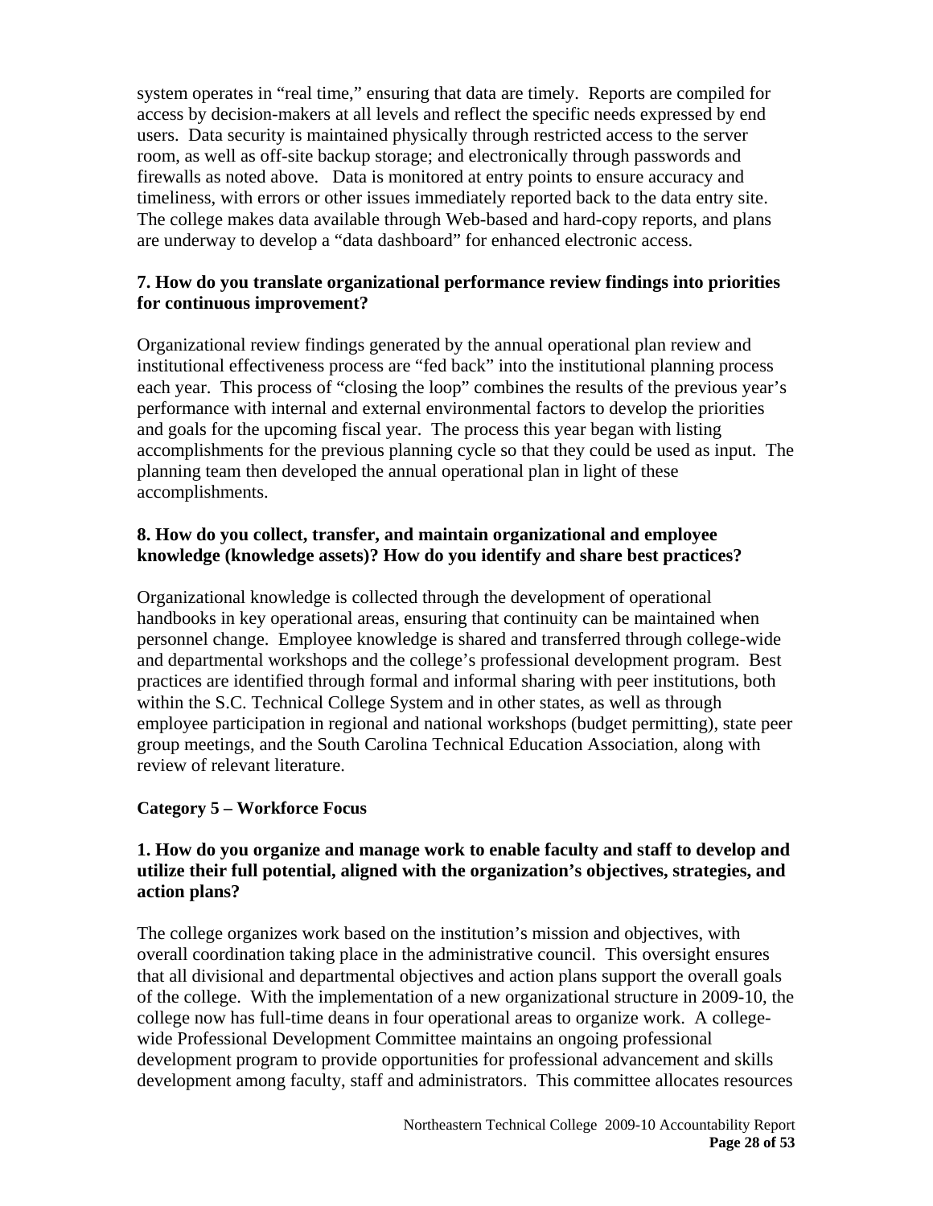system operates in "real time," ensuring that data are timely. Reports are compiled for access by decision-makers at all levels and reflect the specific needs expressed by end users. Data security is maintained physically through restricted access to the server room, as well as off-site backup storage; and electronically through passwords and firewalls as noted above. Data is monitored at entry points to ensure accuracy and timeliness, with errors or other issues immediately reported back to the data entry site. The college makes data available through Web-based and hard-copy reports, and plans are underway to develop a "data dashboard" for enhanced electronic access.

**7. How do you translate organizational performance review findings into priorities for continuous improvement?**

Organizational review findings generated by the annual operational plan review and institutional effectiveness process are "fed back" into the institutional planning process each year. This process of "closing the loop" combines the results of the previous year's performance with internal and external environmental factors to develop the priorities and goals for the upcoming fiscal year. The process this year began with listing accomplishments for the previous planning cycle so that they could be used as input. The planning team then developed the annual operational plan in light of these accomplishments.

**8. How do you collect, transfer, and maintain organizational and employee knowledge (knowledge assets)? How do you identify and share best practices?**

Organizational knowledge is collected through the development of operational handbooks in key operational areas, ensuring that continuity can be maintained when personnel change. Employee knowledge is shared and transferred through college-wide and departmental workshops and the college's professional development program. Best practices are identified through formal and informal sharing with peer institutions, both within the S.C. Technical College System and in other states, as well as through employee participation in regional and national workshops (budget permitting), state peer group meetings, and the South Carolina Technical Education Association, along with review of relevant literature.

**Category 5 – Workforce Focus**

**1. How do you organize and manage work to enable faculty and staff to develop and utilize their full potential, aligned with the organization's objectives, strategies, and action plans?**

The college organizes work based on the institution's mission and objectives, with overall coordination taking place in the administrative council. This oversight ensures that all divisional and departmental objectives and action plans support the overall goals of the college. With the implementation of a new organizational structure in 2009-10, the college now has full-time deans in four operational areas to organize work. A college-wide Professional Development Committee maintains an ongoing professional development program to provide opportunities for professional advancement and skills development among faculty, staff and administrators. This committee allocates resources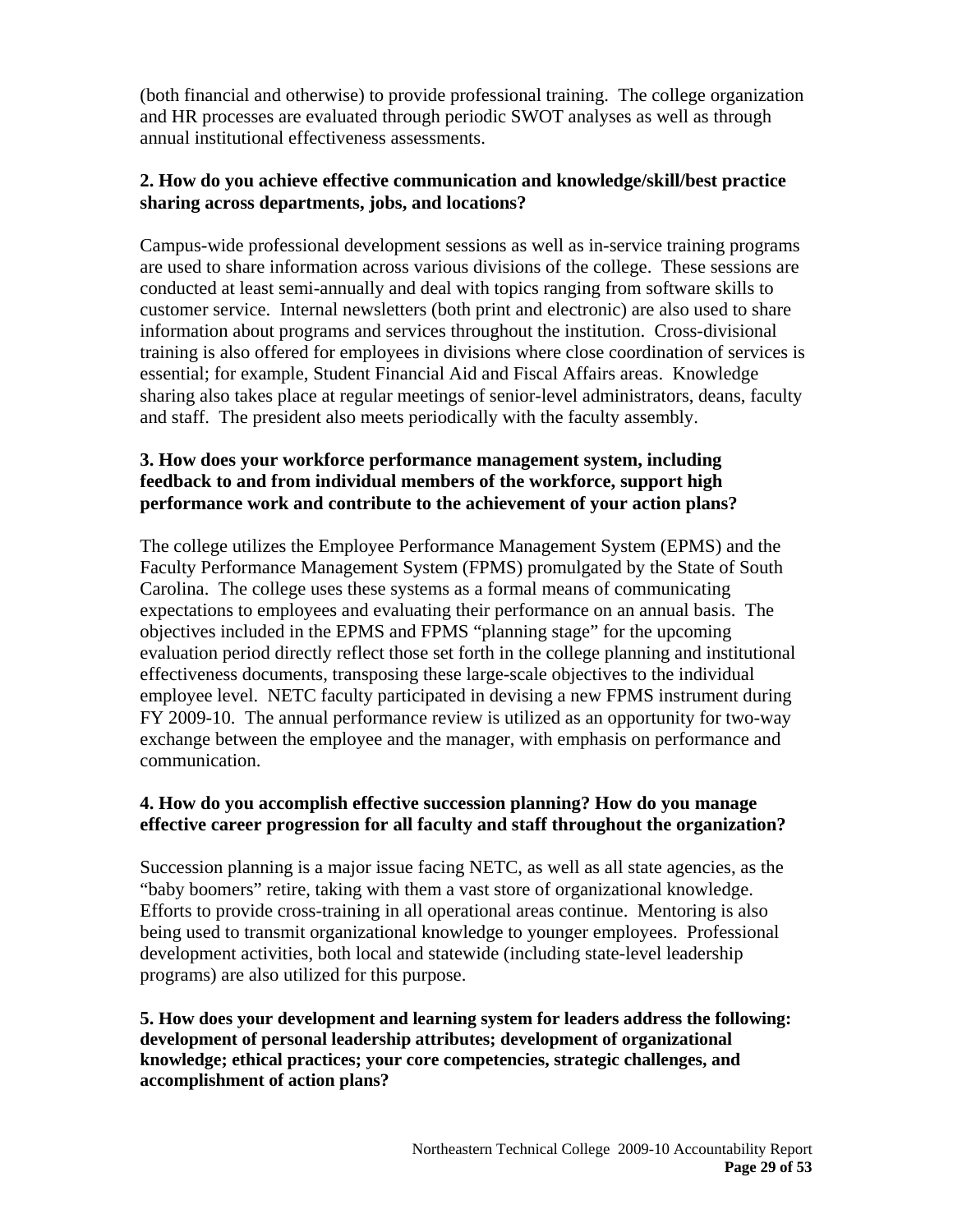(both financial and otherwise) to provide professional training. The college organization and HR processes are evaluated through periodic SWOT analyses as well as through annual institutional effectiveness assessments.

**2. How do you achieve effective communication and knowledge/skill/best practice sharing across departments, jobs, and locations?**

Campus-wide professional development sessions as well as in-service training programs are used to share information across various divisions of the college. These sessions are conducted at least semi-annually and deal with topics ranging from software skills to customer service. Internal newsletters (both print and electronic) are also used to share information about programs and services throughout the institution. Cross-divisional training is also offered for employees in divisions where close coordination of services is essential; for example, Student Financial Aid and Fiscal Affairs areas. Knowledge sharing also takes place at regular meetings of senior-level administrators, deans, faculty and staff. The president also meets periodically with the faculty assembly.

**3. How does your workforce performance management system, including feedback to and from individual members of the workforce, support high performance work and contribute to the achievement of your action plans?**

The college utilizes the Employee Performance Management System (EPMS) and the Faculty Performance Management System (FPMS) promulgated by the State of South Carolina. The college uses these systems as a formal means of communicating expectations to employees and evaluating their performance on an annual basis. The objectives included in the EPMS and FPMS "planning stage" for the upcoming evaluation period directly reflect those set forth in the college planning and institutional effectiveness documents, transposing these large-scale objectives to the individual employee level. NETC faculty participated in devising a new FPMS instrument during FY 2009-10. The annual performance review is utilized as an opportunity for two-way exchange between the employee and the manager, with emphasis on performance and communication.

**4. How do you accomplish effective succession planning? How do you manage effective career progression for all faculty and staff throughout the organization?**

Succession planning is a major issue facing NETC, as well as all state agencies, as the "baby boomers" retire, taking with them a vast store of organizational knowledge. Efforts to provide cross-training in all operational areas continue. Mentoring is also being used to transmit organizational knowledge to younger employees. Professional development activities, both local and statewide (including state-level leadership programs) are also utilized for this purpose.

**5. How does your development and learning system for leaders address the following: development of personal leadership attributes; development of organizational knowledge; ethical practices; your core competencies, strategic challenges, and accomplishment of action plans?**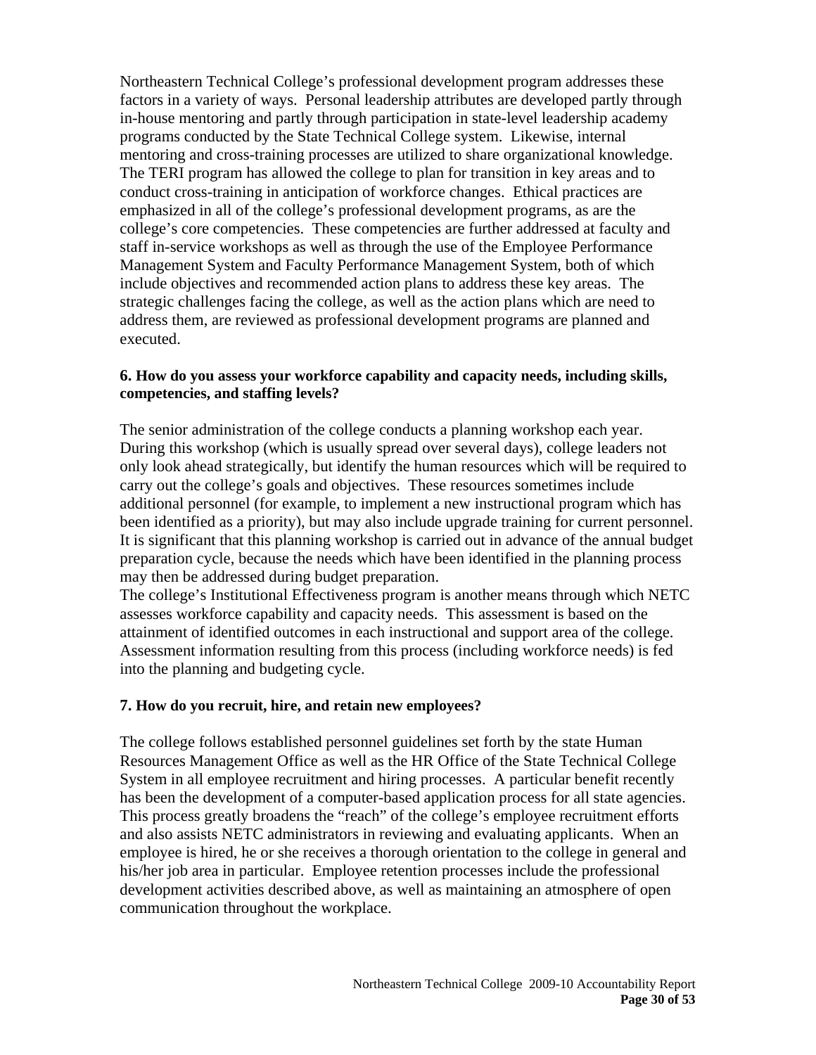Northeastern Technical College's professional development program addresses these factors in a variety of ways. Personal leadership attributes are developed partly through in-house mentoring and partly through participation in state-level leadership academy programs conducted by the State Technical College system. Likewise, internal mentoring and cross-training processes are utilized to share organizational knowledge. The TERI program has allowed the college to plan for transition in key areas and to conduct cross-training in anticipation of workforce changes. Ethical practices are emphasized in all of the college's professional development programs, as are the college's core competencies. These competencies are further addressed at faculty and staff in-service workshops as well as through the use of the Employee Performance Management System and Faculty Performance Management System, both of which include objectives and recommended action plans to address these key areas. The strategic challenges facing the college, as well as the action plans which are need to address them, are reviewed as professional development programs are planned and executed.

**6. How do you assess your workforce capability and capacity needs, including skills, competencies, and staffing levels?**

The senior administration of the college conducts a planning workshop each year. During this workshop (which is usually spread over several days), college leaders not only look ahead strategically, but identify the human resources which will be required to carry out the college's goals and objectives. These resources sometimes include additional personnel (for example, to implement a new instructional program which has been identified as a priority), but may also include upgrade training for current personnel. It is significant that this planning workshop is carried out in advance of the annual budget preparation cycle, because the needs which have been identified in the planning process may then be addressed during budget preparation.

The college's Institutional Effectiveness program is another means through which NETC assesses workforce capability and capacity needs. This assessment is based on the attainment of identified outcomes in each instructional and support area of the college. Assessment information resulting from this process (including workforce needs) is fed into the planning and budgeting cycle.

**7. How do you recruit, hire, and retain new employees?**

The college follows established personnel guidelines set forth by the state Human Resources Management Office as well as the HR Office of the State Technical College System in all employee recruitment and hiring processes. A particular benefit recently has been the development of a computer-based application process for all state agencies. This process greatly broadens the "reach" of the college's employee recruitment efforts and also assists NETC administrators in reviewing and evaluating applicants. When an employee is hired, he or she receives a thorough orientation to the college in general and his/her job area in particular. Employee retention processes include the professional development activities described above, as well as maintaining an atmosphere of open communication throughout the workplace.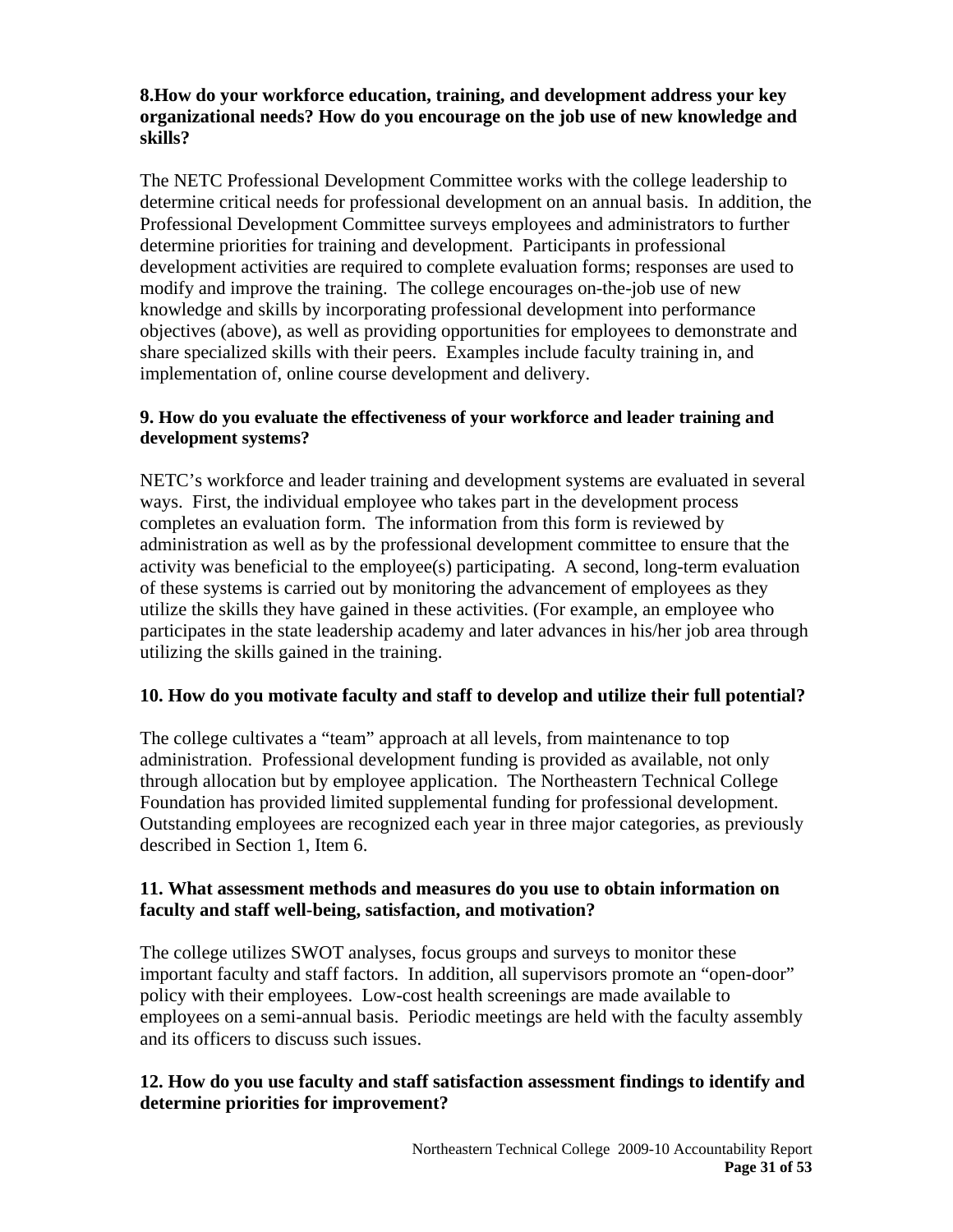**8.How do your workforce education, training, and development address your key organizational needs? How do you encourage on the job use of new knowledge and skills?**

The NETC Professional Development Committee works with the college leadership to determine critical needs for professional development on an annual basis. In addition, the Professional Development Committee surveys employees and administrators to further determine priorities for training and development. Participants in professional development activities are required to complete evaluation forms; responses are used to modify and improve the training. The college encourages on-the-job use of new knowledge and skills by incorporating professional development into performance objectives (above), as well as providing opportunities for employees to demonstrate and share specialized skills with their peers. Examples include faculty training in, and implementation of, online course development and delivery.

**9. How do you evaluate the effectiveness of your workforce and leader training and development systems?**

NETC's workforce and leader training and development systems are evaluated in several ways. First, the individual employee who takes part in the development process completes an evaluation form. The information from this form is reviewed by administration as well as by the professional development committee to ensure that the activity was beneficial to the employee(s) participating. A second, long-term evaluation of these systems is carried out by monitoring the advancement of employees as they utilize the skills they have gained in these activities. (For example, an employee who participates in the state leadership academy and later advances in his/her job area through utilizing the skills gained in the training.

**10. How do you motivate faculty and staff to develop and utilize their full potential?**

The college cultivates a "team" approach at all levels, from maintenance to top administration. Professional development funding is provided as available, not only through allocation but by employee application. The Northeastern Technical College Foundation has provided limited supplemental funding for professional development. Outstanding employees are recognized each year in three major categories, as previously described in Section 1, Item 6.

**11. What assessment methods and measures do you use to obtain information on faculty and staff well-being, satisfaction, and motivation?**

The college utilizes SWOT analyses, focus groups and surveys to monitor these important faculty and staff factors. In addition, all supervisors promote an "open-door" policy with their employees. Low-cost health screenings are made available to employees on a semi-annual basis. Periodic meetings are held with the faculty assembly and its officers to discuss such issues.

**12. How do you use faculty and staff satisfaction assessment findings to identify and determine priorities for improvement?**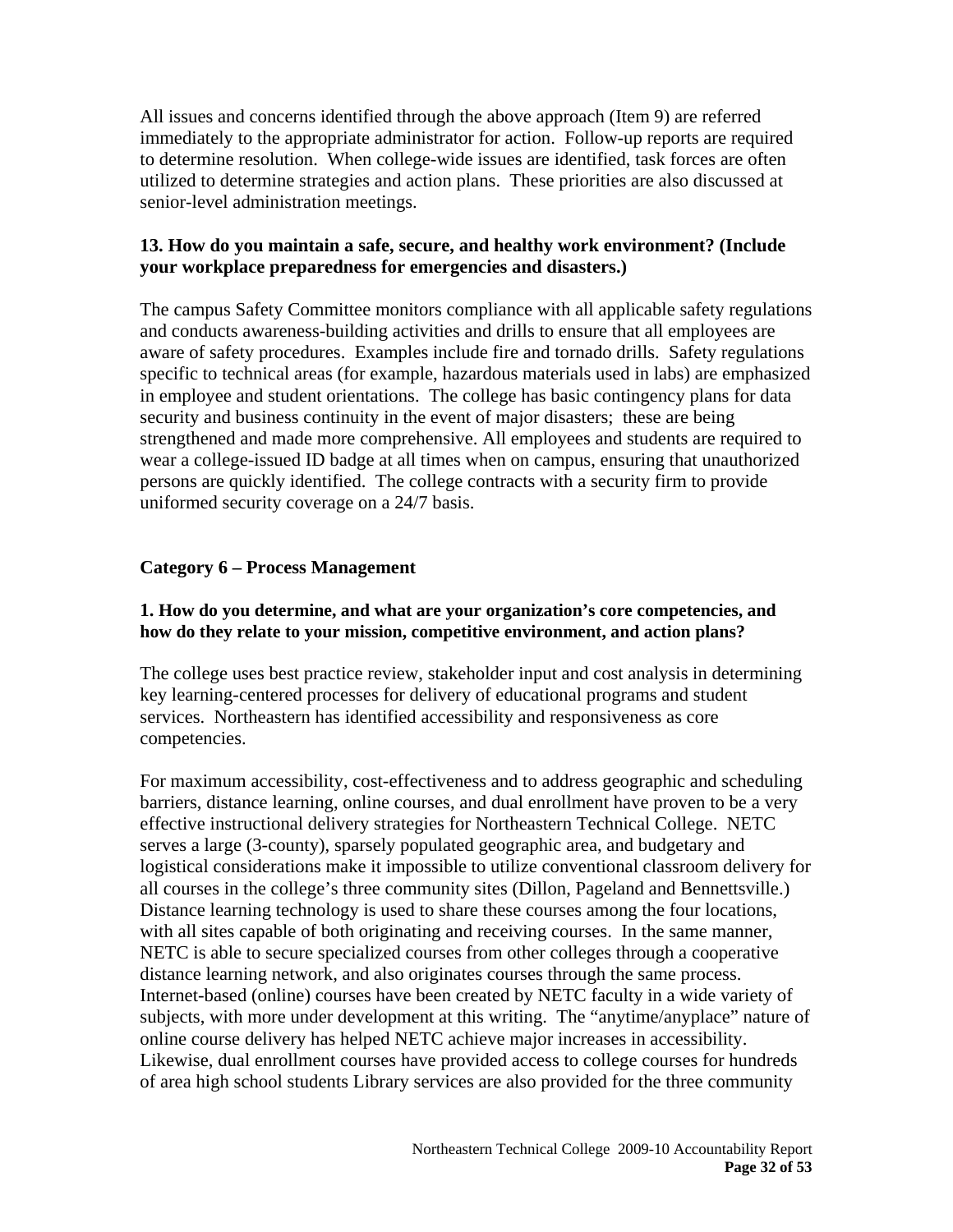All issues and concerns identified through the above approach (Item 9) are referred immediately to the appropriate administrator for action. Follow-up reports are required to determine resolution. When college-wide issues are identified, task forces are often utilized to determine strategies and action plans. These priorities are also discussed at senior-level administration meetings.

**13. How do you maintain a safe, secure, and healthy work environment? (Include your workplace preparedness for emergencies and disasters.)**

The campus Safety Committee monitors compliance with all applicable safety regulations and conducts awareness-building activities and drills to ensure that all employees are aware of safety procedures. Examples include fire and tornado drills. Safety regulations specific to technical areas (for example, hazardous materials used in labs) are emphasized in employee and student orientations. The college has basic contingency plans for data security and business continuity in the event of major disasters; these are being strengthened and made more comprehensive. All employees and students are required to wear a college-issued ID badge at all times when on campus, ensuring that unauthorized persons are quickly identified. The college contracts with a security firm to provide uniformed security coverage on a 24/7 basis.

## Category 6 – Process Management

**1. How do you determine, and what are your organization's core competencies, and how do they relate to your mission, competitive environment, and action plans?**

The college uses best practice review, stakeholder input and cost analysis in determining key learning-centered processes for delivery of educational programs and student services. Northeastern has identified accessibility and responsiveness as core competencies.

For maximum accessibility, cost-effectiveness and to address geographic and scheduling barriers, distance learning, online courses, and dual enrollment have proven to be a very effective instructional delivery strategies for Northeastern Technical College. NETC serves a large (3-county), sparsely populated geographic area, and budgetary and logistical considerations make it impossible to utilize conventional classroom delivery for all courses in the college's three community sites (Dillon, Pageland and Bennettsville.) Distance learning technology is used to share these courses among the four locations, with all sites capable of both originating and receiving courses. In the same manner, NETC is able to secure specialized courses from other colleges through a cooperative distance learning network, and also originates courses through the same process. Internet-based (online) courses have been created by NETC faculty in a wide variety of subjects, with more under development at this writing. The "anytime/anyplace" nature of online course delivery has helped NETC achieve major increases in accessibility. Likewise, dual enrollment courses have provided access to college courses for hundreds of area high school students Library services are also provided for the three community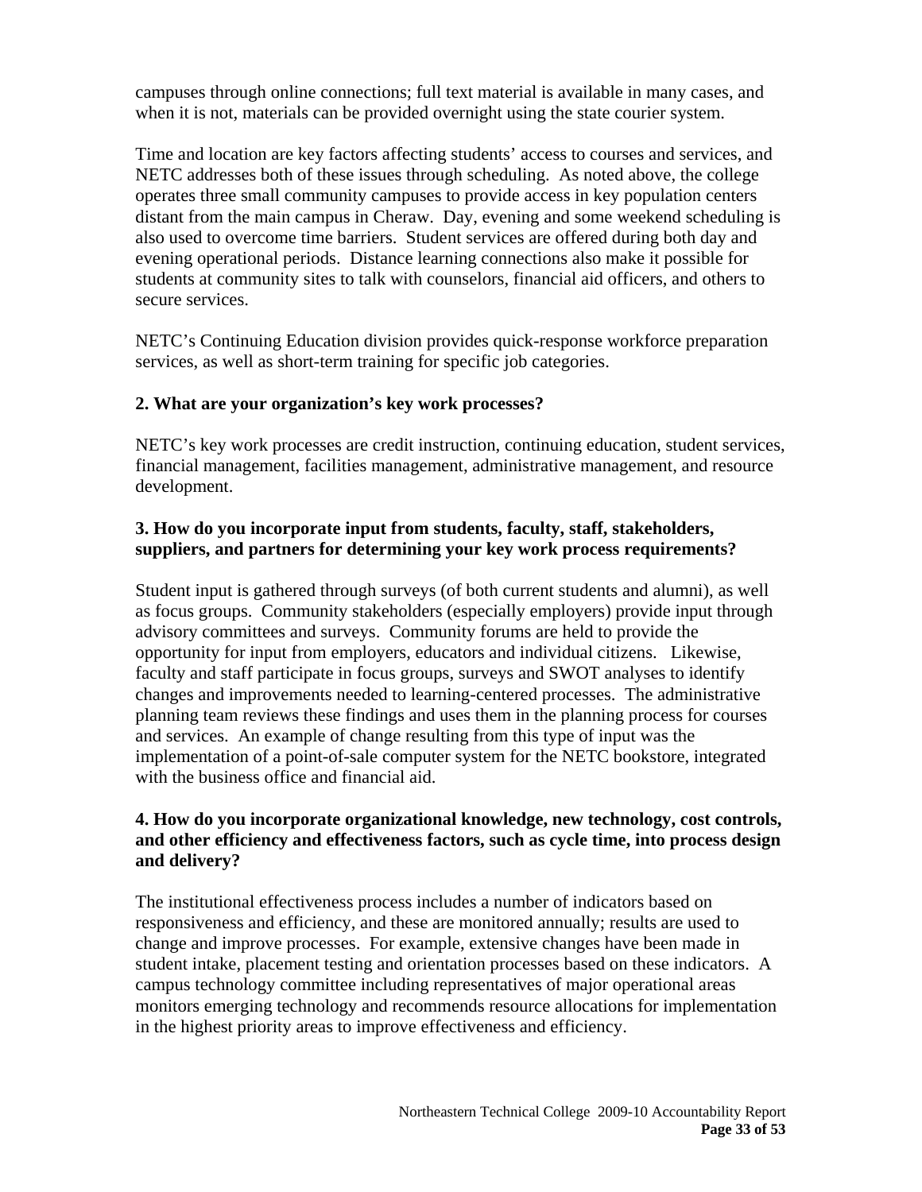campuses through online connections; full text material is available in many cases, and when it is not, materials can be provided overnight using the state courier system.

Time and location are key factors affecting students' access to courses and services, and NETC addresses both of these issues through scheduling. As noted above, the college operates three small community campuses to provide access in key population centers distant from the main campus in Cheraw. Day, evening and some weekend scheduling is also used to overcome time barriers. Student services are offered during both day and evening operational periods. Distance learning connections also make it possible for students at community sites to talk with counselors, financial aid officers, and others to secure services.

NETC's Continuing Education division provides quick-response workforce preparation services, as well as short-term training for specific job categories.

**2. What are your organization's key work processes?**

NETC's key work processes are credit instruction, continuing education, student services, financial management, facilities management, administrative management, and resource development.

**3. How do you incorporate input from students, faculty, staff, stakeholders, suppliers, and partners for determining your key work process requirements?**

Student input is gathered through surveys (of both current students and alumni), as well as focus groups. Community stakeholders (especially employers) provide input through advisory committees and surveys. Community forums are held to provide the opportunity for input from employers, educators and individual citizens. Likewise, faculty and staff participate in focus groups, surveys and SWOT analyses to identify changes and improvements needed to learning-centered processes. The administrative planning team reviews these findings and uses them in the planning process for courses and services. An example of change resulting from this type of input was the implementation of a point-of-sale computer system for the NETC bookstore, integrated with the business office and financial aid.

**4. How do you incorporate organizational knowledge, new technology, cost controls, and other efficiency and effectiveness factors, such as cycle time, into process design and delivery?**

The institutional effectiveness process includes a number of indicators based on responsiveness and efficiency, and these are monitored annually; results are used to change and improve processes. For example, extensive changes have been made in student intake, placement testing and orientation processes based on these indicators. A campus technology committee including representatives of major operational areas monitors emerging technology and recommends resource allocations for implementation in the highest priority areas to improve effectiveness and efficiency.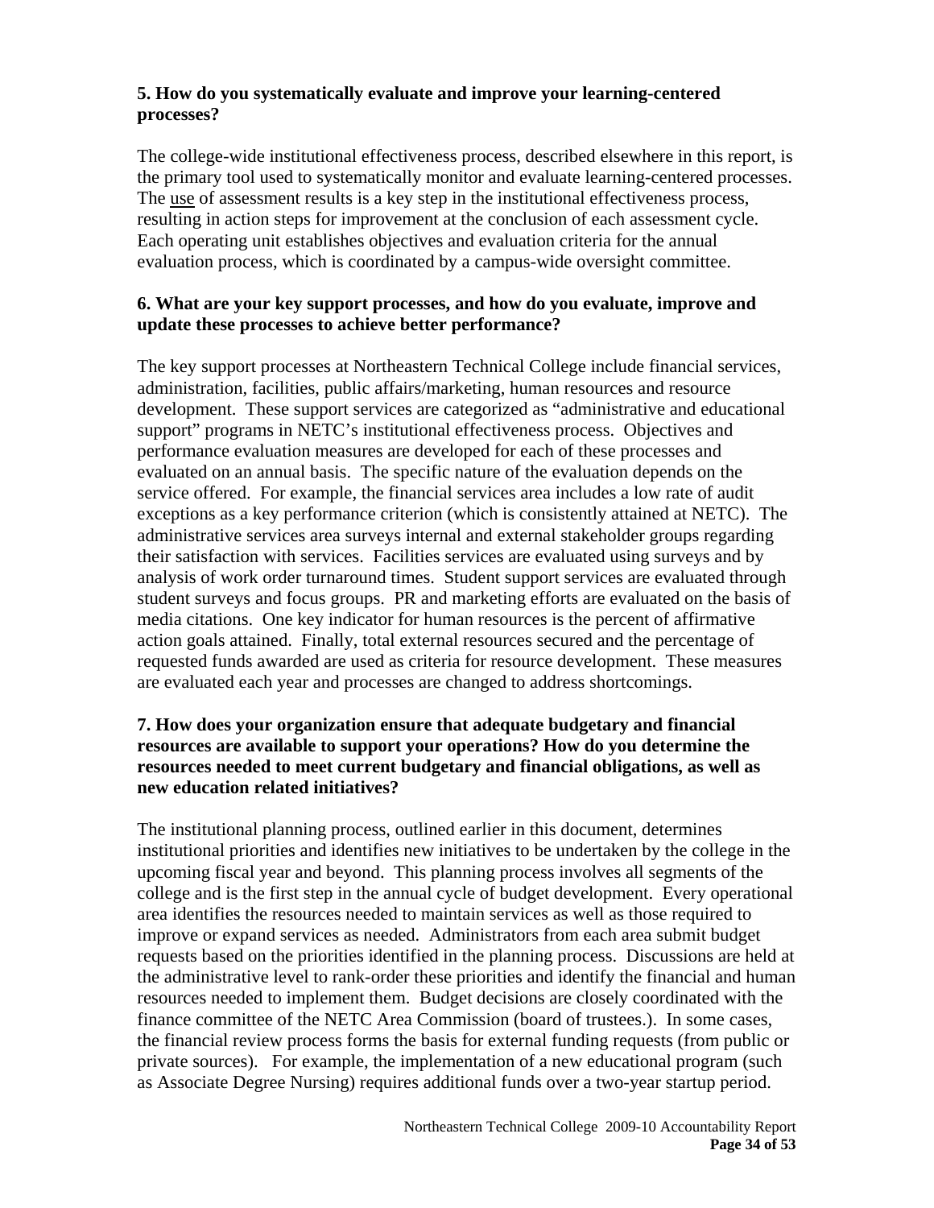**5. How do you systematically evaluate and improve your learning-centered processes?**

The college-wide institutional effectiveness process, described elsewhere in this report, is the primary tool used to systematically monitor and evaluate learning-centered processes. The <u>use</u> of assessment results is a key step in the institutional effectiveness process, resulting in action steps for improvement at the conclusion of each assessment cycle. Each operating unit establishes objectives and evaluation criteria for the annual evaluation process, which is coordinated by a campus-wide oversight committee.

**6. What are your key support processes, and how do you evaluate, improve and update these processes to achieve better performance?**

The key support processes at Northeastern Technical College include financial services, administration, facilities, public affairs/marketing, human resources and resource development. These support services are categorized as "administrative and educational support" programs in NETC's institutional effectiveness process. Objectives and performance evaluation measures are developed for each of these processes and evaluated on an annual basis. The specific nature of the evaluation depends on the service offered. For example, the financial services area includes a low rate of audit exceptions as a key performance criterion (which is consistently attained at NETC). The administrative services area surveys internal and external stakeholder groups regarding their satisfaction with services. Facilities services are evaluated using surveys and by analysis of work order turnaround times. Student support services are evaluated through student surveys and focus groups. PR and marketing efforts are evaluated on the basis of media citations. One key indicator for human resources is the percent of affirmative action goals attained. Finally, total external resources secured and the percentage of requested funds awarded are used as criteria for resource development. These measures are evaluated each year and processes are changed to address shortcomings.

**7. How does your organization ensure that adequate budgetary and financial resources are available to support your operations? How do you determine the resources needed to meet current budgetary and financial obligations, as well as new education related initiatives?**

The institutional planning process, outlined earlier in this document, determines institutional priorities and identifies new initiatives to be undertaken by the college in the upcoming fiscal year and beyond. This planning process involves all segments of the college and is the first step in the annual cycle of budget development. Every operational area identifies the resources needed to maintain services as well as those required to improve or expand services as needed. Administrators from each area submit budget requests based on the priorities identified in the planning process. Discussions are held at the administrative level to rank-order these priorities and identify the financial and human resources needed to implement them. Budget decisions are closely coordinated with the finance committee of the NETC Area Commission (board of trustees.). In some cases, the financial review process forms the basis for external funding requests (from public or private sources). For example, the implementation of a new educational program (such as Associate Degree Nursing) requires additional funds over a two-year startup period.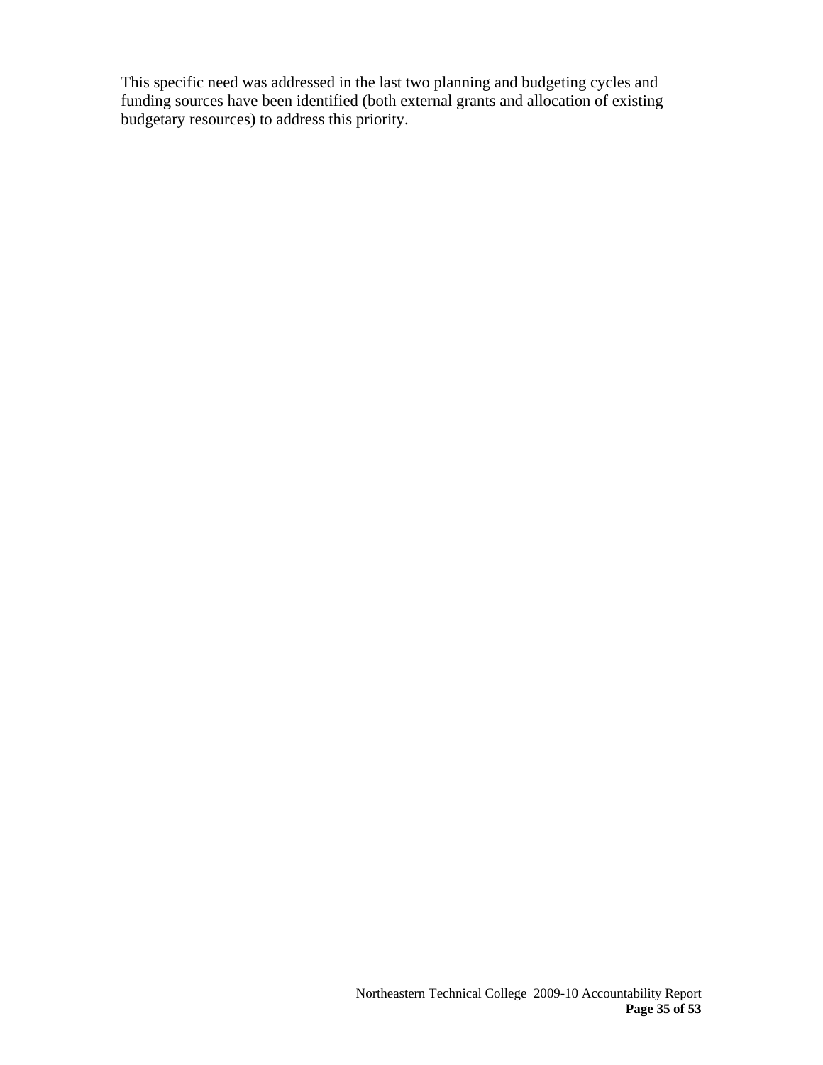This specific need was addressed in the last two planning and budgeting cycles and funding sources have been identified (both external grants and allocation of existing budgetary resources) to address this priority.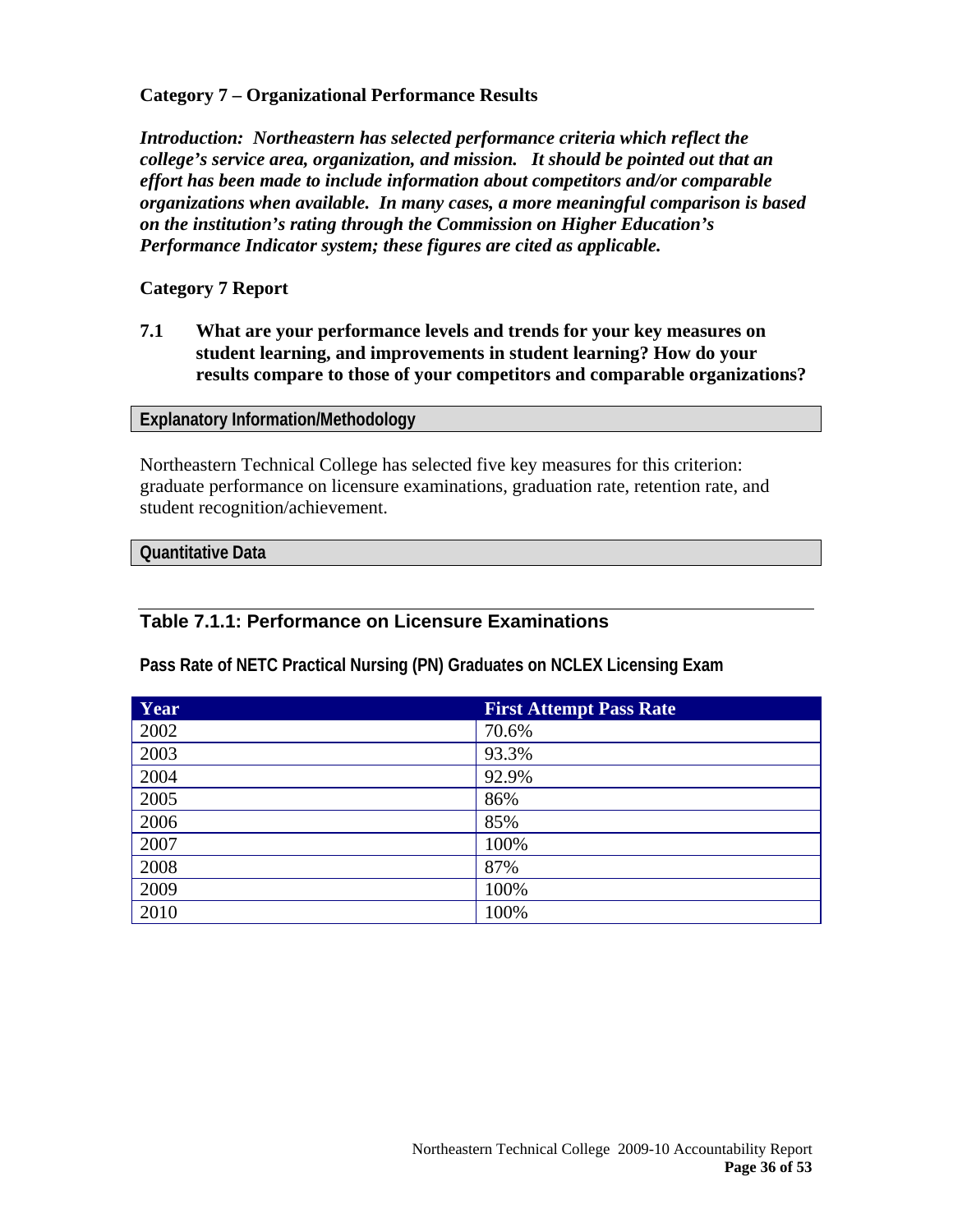**Category 7 – Organizational Performance Results**

***Introduction: Northeastern has selected performance criteria which reflect the college's service area, organization, and mission. It should be pointed out that an effort has been made to include information about competitors and/or comparable organizations when available. In many cases, a more meaningful comparison is based on the institution's rating through the Commission on Higher Education's Performance Indicator system; these figures are cited as applicable.***

**Category 7 Report**

**7.1 What are your performance levels and trends for your key measures on student learning, and improvements in student learning? How do your results compare to those of your competitors and comparable organizations?**

**Explanatory Information/Methodology**

Northeastern Technical College has selected five key measures for this criterion: graduate performance on licensure examinations, graduation rate, retention rate, and student recognition/achievement.

**Quantitative Data**

### Table 7.1.1: Performance on Licensure Examinations

**Pass Rate of NETC Practical Nursing (PN) Graduates on NCLEX Licensing Exam**

| Year | First Attempt Pass Rate |
|---|---|
| 2002 | 70.6% |
| 2003 | 93.3% |
| 2004 | 92.9% |
| 2005 | 86% |
| 2006 | 85% |
| 2007 | 100% |
| 2008 | 87% |
| 2009 | 100% |
| 2010 | 100% |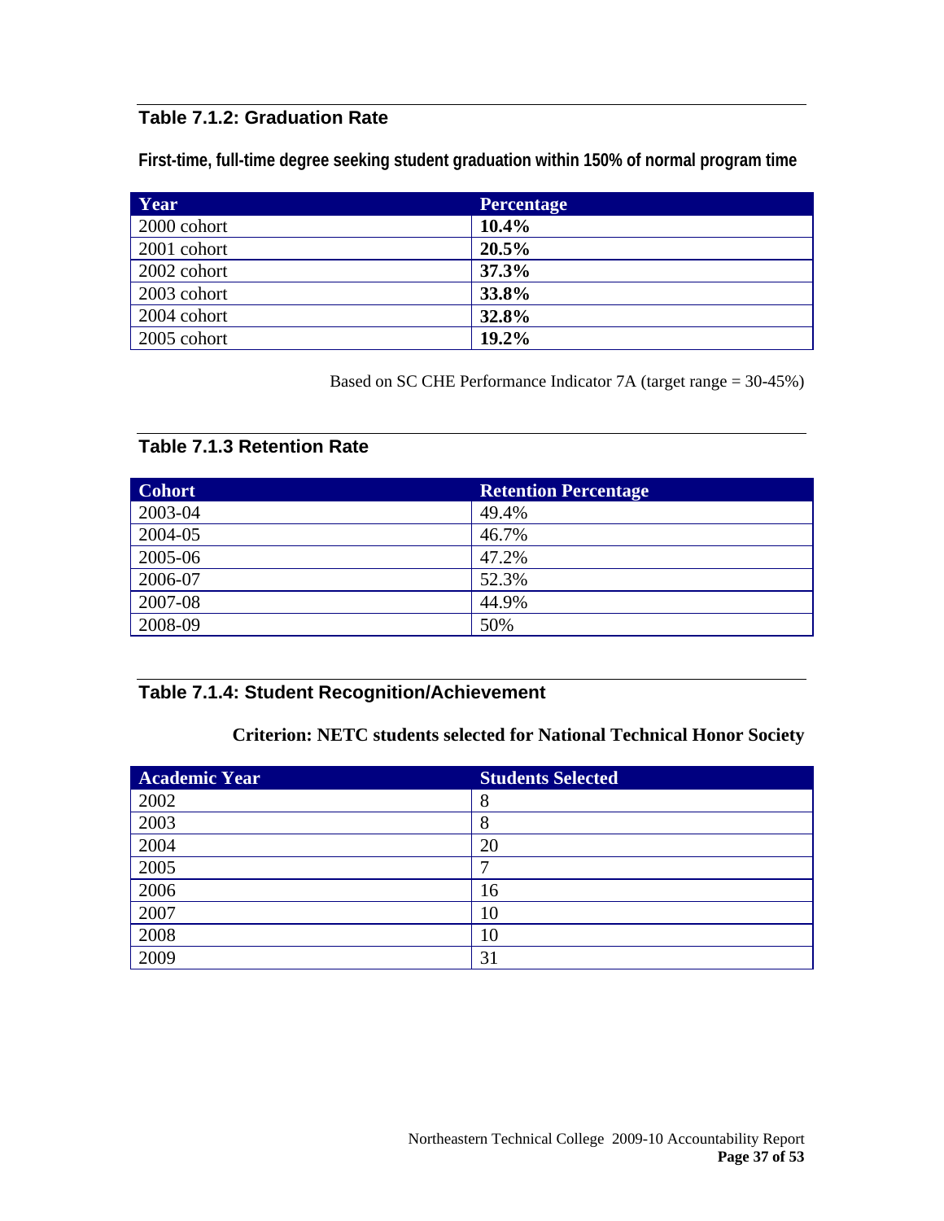## Table 7.1.2: Graduation Rate

**First-time, full-time degree seeking student graduation within 150% of normal program time**

| Year | Percentage |
|---|---|
| 2000 cohort | **10.4%** |
| 2001 cohort | **20.5%** |
| 2002 cohort | **37.3%** |
| 2003 cohort | **33.8%** |
| 2004 cohort | **32.8%** |
| 2005 cohort | **19.2%** |

Based on SC CHE Performance Indicator 7A (target range = 30-45%)

## Table 7.1.3 Retention Rate

| Cohort | Retention Percentage |
|---|---|
| 2003-04 | 49.4% |
| 2004-05 | 46.7% |
| 2005-06 | 47.2% |
| 2006-07 | 52.3% |
| 2007-08 | 44.9% |
| 2008-09 | 50% |

## Table 7.1.4: Student Recognition/Achievement

**Criterion: NETC students selected for National Technical Honor Society**

| Academic Year | Students Selected |
|---|---|
| 2002 | 8 |
| 2003 | 8 |
| 2004 | 20 |
| 2005 | 7 |
| 2006 | 16 |
| 2007 | 10 |
| 2008 | 10 |
| 2009 | 31 |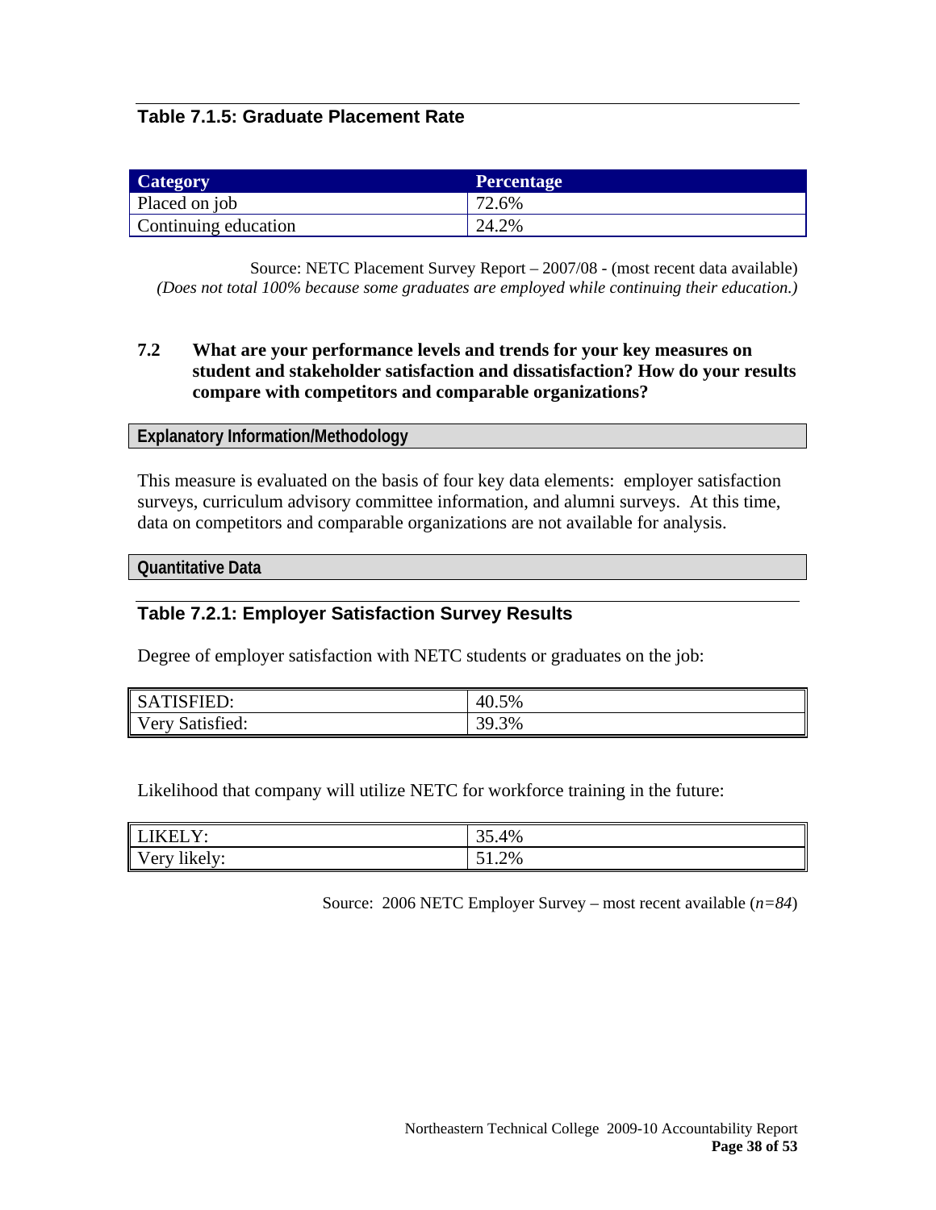### Table 7.1.5: Graduate Placement Rate

| Category | Percentage |
|---|---|
| Placed on job | 72.6% |
| Continuing education | 24.2% |

Source: NETC Placement Survey Report – 2007/08 - (most recent data available)
*(Does not total 100% because some graduates are employed while continuing their education.)*

**7.2 What are your performance levels and trends for your key measures on student and stakeholder satisfaction and dissatisfaction? How do your results compare with competitors and comparable organizations?**

**Explanatory Information/Methodology**

This measure is evaluated on the basis of four key data elements: employer satisfaction surveys, curriculum advisory committee information, and alumni surveys. At this time, data on competitors and comparable organizations are not available for analysis.

**Quantitative Data**

### Table 7.2.1: Employer Satisfaction Survey Results

Degree of employer satisfaction with NETC students or graduates on the job:

| | |
|---|---|
| SATISFIED: | 40.5% |
| Very Satisfied: | 39.3% |

Likelihood that company will utilize NETC for workforce training in the future:

| | |
|---|---|
| LIKELY: | 35.4% |
| Very likely: | 51.2% |

Source: 2006 NETC Employer Survey – most recent available (*n=84*)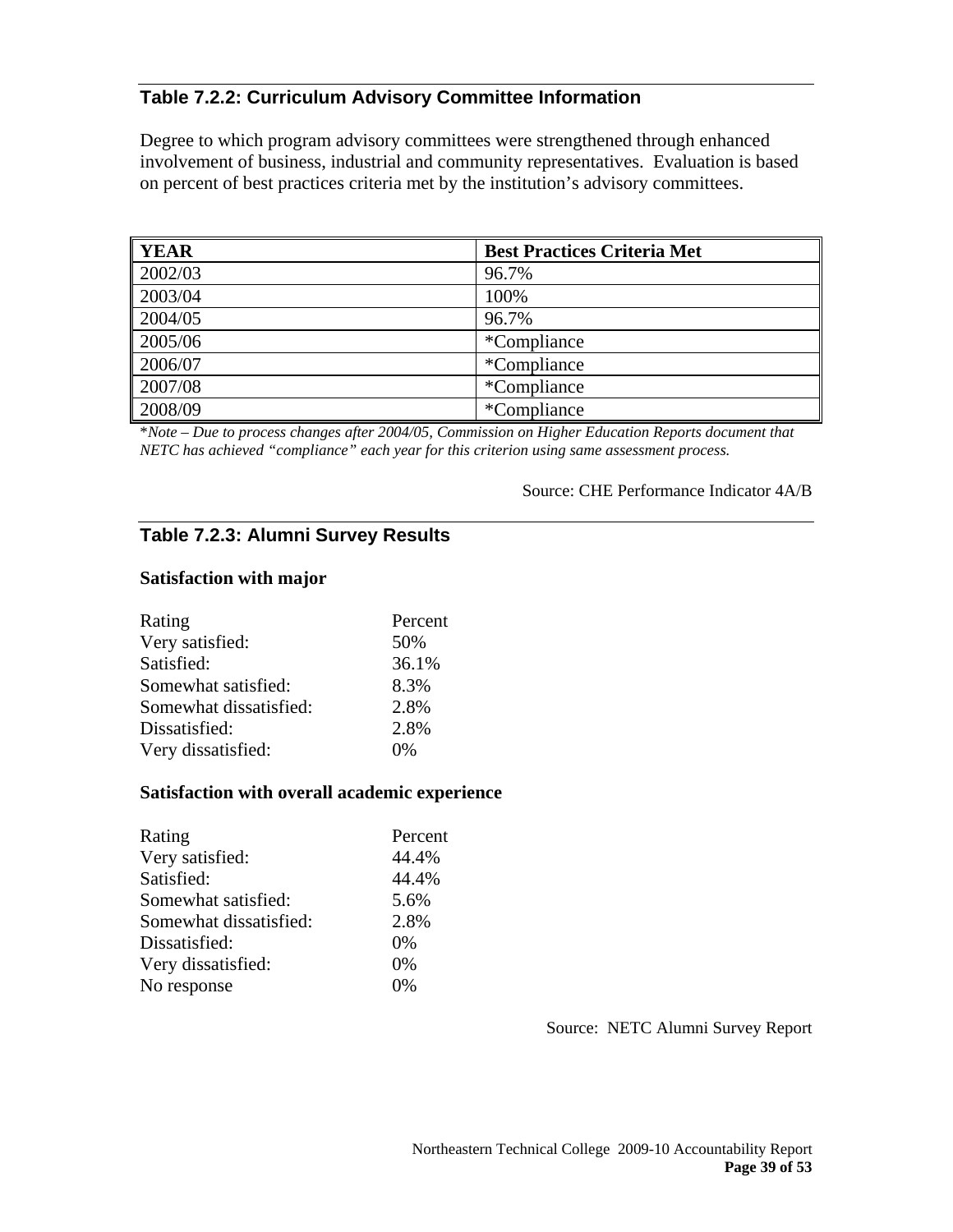### Table 7.2.2: Curriculum Advisory Committee Information

Degree to which program advisory committees were strengthened through enhanced involvement of business, industrial and community representatives. Evaluation is based on percent of best practices criteria met by the institution's advisory committees.

| YEAR | Best Practices Criteria Met |
|---|---|
| 2002/03 | 96.7% |
| 2003/04 | 100% |
| 2004/05 | 96.7% |
| 2005/06 | *Compliance |
| 2006/07 | *Compliance |
| 2007/08 | *Compliance |
| 2008/09 | *Compliance |

**Note – Due to process changes after 2004/05, Commission on Higher Education Reports document that NETC has achieved "compliance" each year for this criterion using same assessment process.*

Source: CHE Performance Indicator 4A/B

### Table 7.2.3: Alumni Survey Results

**Satisfaction with major**

| Rating | Percent |
|---|---|
| Very satisfied: | 50% |
| Satisfied: | 36.1% |
| Somewhat satisfied: | 8.3% |
| Somewhat dissatisfied: | 2.8% |
| Dissatisfied: | 2.8% |
| Very dissatisfied: | 0% |

**Satisfaction with overall academic experience**

| Rating | Percent |
|---|---|
| Very satisfied: | 44.4% |
| Satisfied: | 44.4% |
| Somewhat satisfied: | 5.6% |
| Somewhat dissatisfied: | 2.8% |
| Dissatisfied: | 0% |
| Very dissatisfied: | 0% |
| No response | 0% |

Source: NETC Alumni Survey Report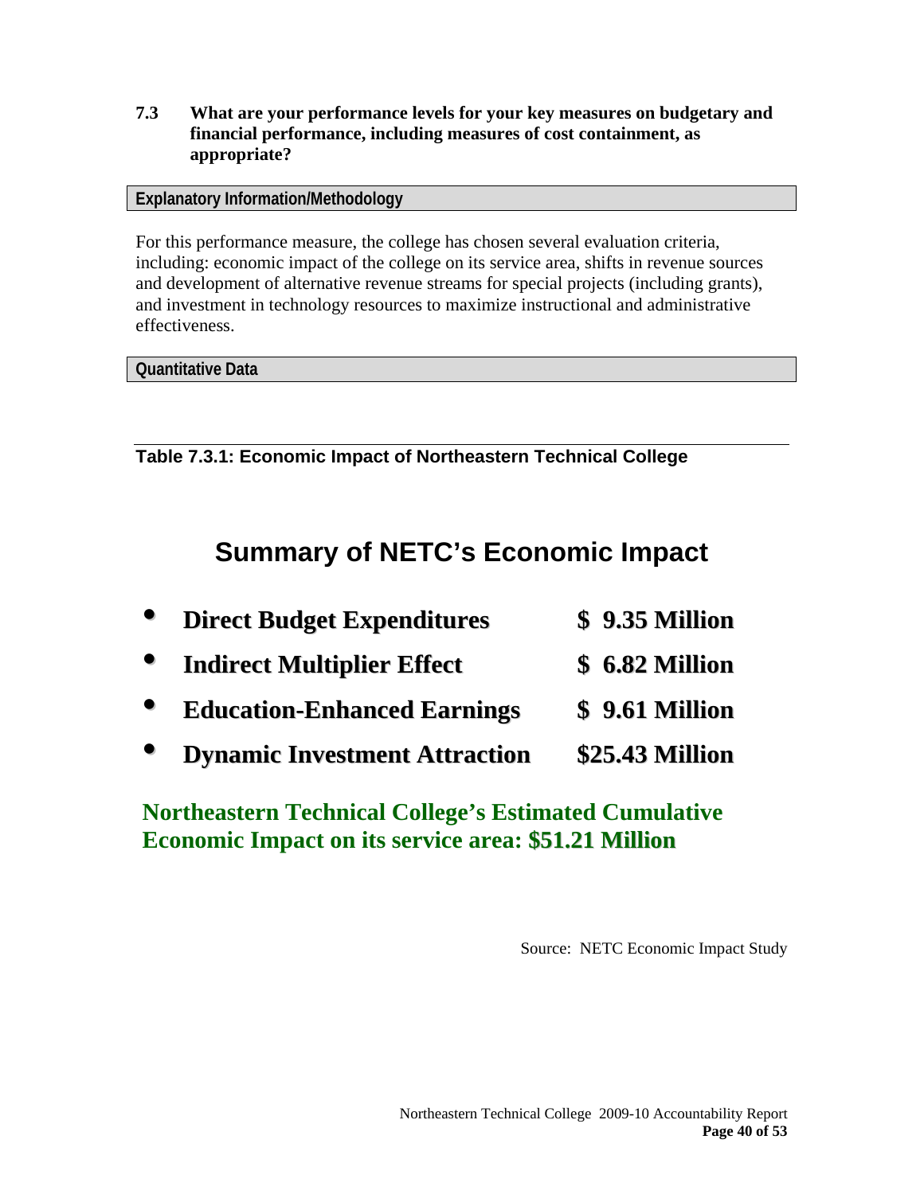**7.3 What are your performance levels for your key measures on budgetary and financial performance, including measures of cost containment, as appropriate?**

**Explanatory Information/Methodology**

For this performance measure, the college has chosen several evaluation criteria, including: economic impact of the college on its service area, shifts in revenue sources and development of alternative revenue streams for special projects (including grants), and investment in technology resources to maximize instructional and administrative effectiveness.

**Quantitative Data**

**Table 7.3.1: Economic Impact of Northeastern Technical College**

## Summary of NETC's Economic Impact

- **Direct Budget Expenditures** — **$ 9.35 Million**
- **Indirect Multiplier Effect** — **$ 6.82 Million**
- **Education-Enhanced Earnings** — **$ 9.61 Million**
- **Dynamic Investment Attraction** — **$25.43 Million**

**Northeastern Technical College's Estimated Cumulative Economic Impact on its service area: $51.21 Million**

Source: NETC Economic Impact Study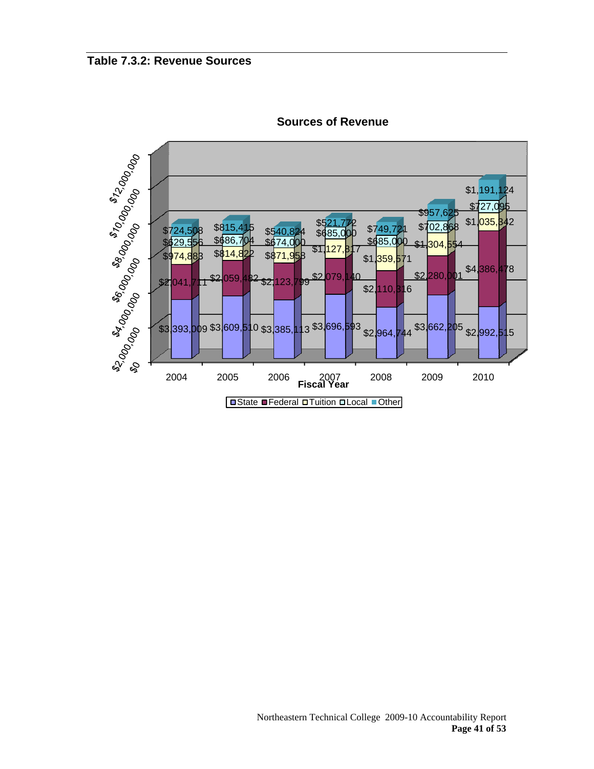## Table 7.3.2: Revenue Sources

**Sources of Revenue**

| Fiscal Year | State | Federal | Tuition | Local | Other |
|---|---|---|---|---|---|
| 2004 | $3,393,009 | $2,041,711 | $974,883 | $629,556 | $724,508 |
| 2005 | $3,609,510 | $2,059,482 | $814,822 | $686,704 | $815,415 |
| 2006 | $3,385,113 | $2,123,799 | $871,958 | $674,000 | $540,824 |
| 2007 | $3,696,593 | $2,079,140 | $1,127,817 | $685,000 | $521,772 |
| 2008 | $2,964,744 | $2,110,316 | $1,359,571 | $685,000 | $749,721 |
| 2009 | $3,662,205 | $2,280,001 | $1,304,554 | $702,868 | $957,625 |
| 2010 | $2,992,515 | $4,386,478 | $1,035,342 | $727,095 | $1,191,124 |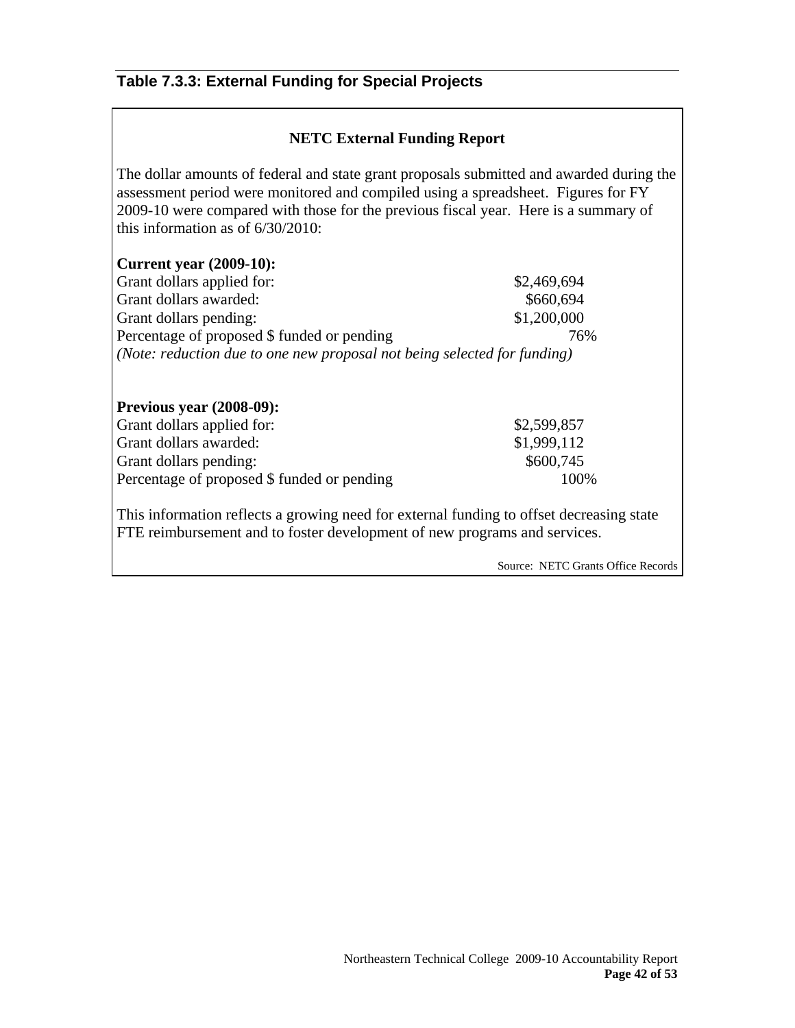## Table 7.3.3: External Funding for Special Projects

**NETC External Funding Report**

The dollar amounts of federal and state grant proposals submitted and awarded during the assessment period were monitored and compiled using a spreadsheet. Figures for FY 2009-10 were compared with those for the previous fiscal year. Here is a summary of this information as of 6/30/2010:

**Current year (2009-10):**

| | |
|---|---|
| Grant dollars applied for: | $2,469,694 |
| Grant dollars awarded: | $660,694 |
| Grant dollars pending: | $1,200,000 |
| Percentage of proposed $ funded or pending | 76% |

*(Note: reduction due to one new proposal not being selected for funding)*

**Previous year (2008-09):**

| | |
|---|---|
| Grant dollars applied for: | $2,599,857 |
| Grant dollars awarded: | $1,999,112 |
| Grant dollars pending: | $600,745 |
| Percentage of proposed $ funded or pending | 100% |

This information reflects a growing need for external funding to offset decreasing state FTE reimbursement and to foster development of new programs and services.

Source: NETC Grants Office Records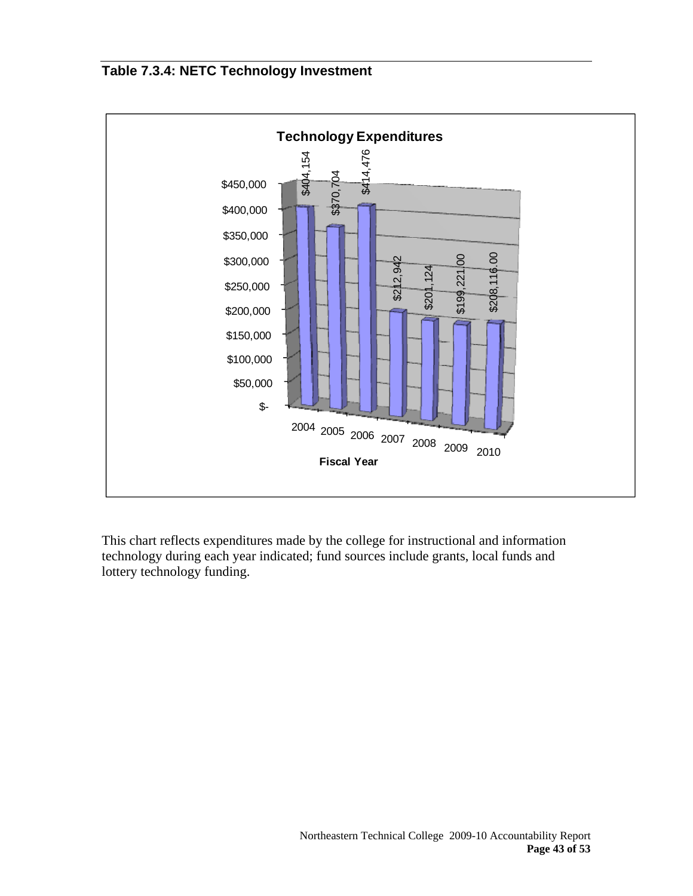## Table 7.3.4: NETC Technology Investment

**Technology Expenditures**

| Fiscal Year | Expenditures |
|---|---|
| 2004 | $404,154 |
| 2005 | $370,704 |
| 2006 | $414,476 |
| 2007 | $212,942 |
| 2008 | $201,124 |
| 2009 | $199,221.00 |
| 2010 | $208,116.00 |

This chart reflects expenditures made by the college for instructional and information technology during each year indicated; fund sources include grants, local funds and lottery technology funding.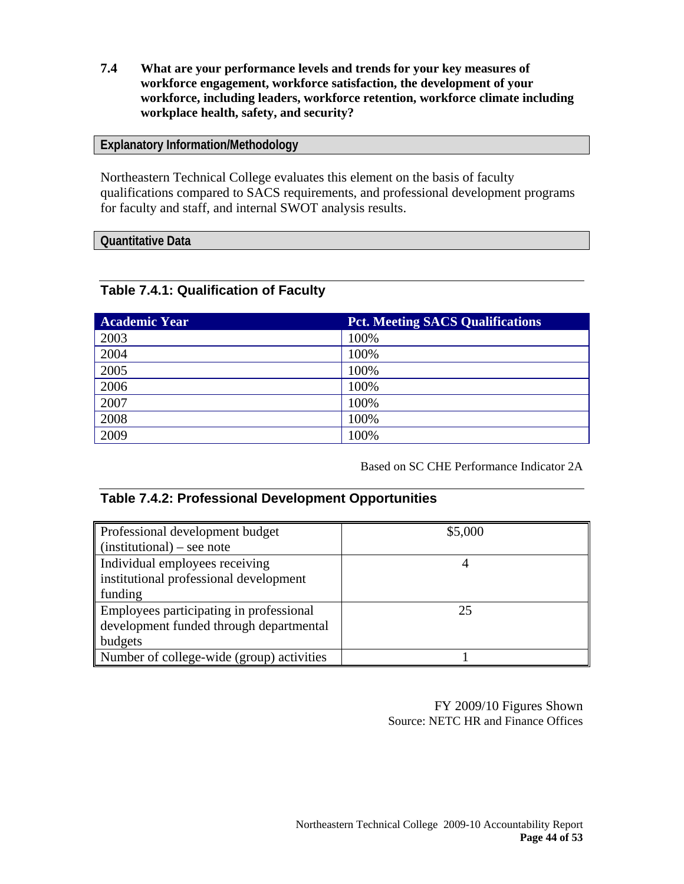**7.4 What are your performance levels and trends for your key measures of workforce engagement, workforce satisfaction, the development of your workforce, including leaders, workforce retention, workforce climate including workplace health, safety, and security?**

**Explanatory Information/Methodology**

Northeastern Technical College evaluates this element on the basis of faculty qualifications compared to SACS requirements, and professional development programs for faculty and staff, and internal SWOT analysis results.

**Quantitative Data**

### Table 7.4.1: Qualification of Faculty

| Academic Year | Pct. Meeting SACS Qualifications |
|---|---|
| 2003 | 100% |
| 2004 | 100% |
| 2005 | 100% |
| 2006 | 100% |
| 2007 | 100% |
| 2008 | 100% |
| 2009 | 100% |

Based on SC CHE Performance Indicator 2A

### Table 7.4.2: Professional Development Opportunities

| | |
|---|---|
| Professional development budget (institutional) – see note | $5,000 |
| Individual employees receiving institutional professional development funding | 4 |
| Employees participating in professional development funded through departmental budgets | 25 |
| Number of college-wide (group) activities | 1 |

FY 2009/10 Figures Shown
Source: NETC HR and Finance Offices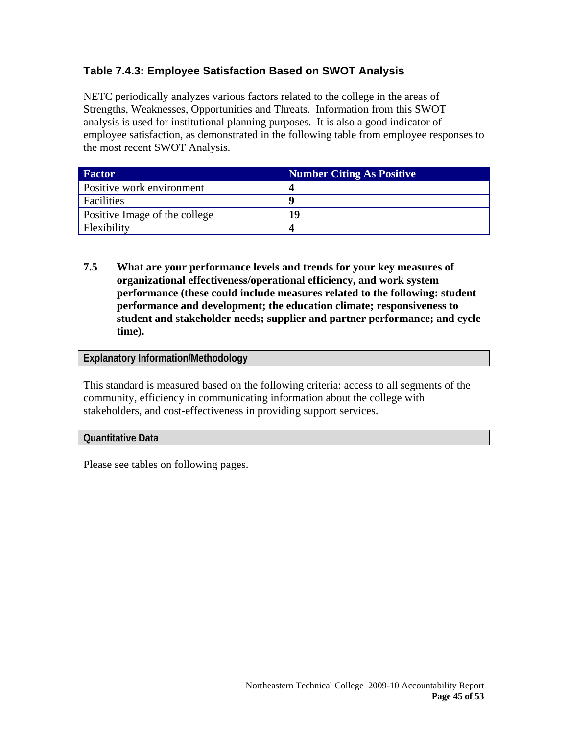## Table 7.4.3: Employee Satisfaction Based on SWOT Analysis

NETC periodically analyzes various factors related to the college in the areas of Strengths, Weaknesses, Opportunities and Threats. Information from this SWOT analysis is used for institutional planning purposes. It is also a good indicator of employee satisfaction, as demonstrated in the following table from employee responses to the most recent SWOT Analysis.

| Factor | Number Citing As Positive |
| --- | --- |
| Positive work environment | **4** |
| Facilities | **9** |
| Positive Image of the college | **19** |
| Flexibility | **4** |

**7.5 What are your performance levels and trends for your key measures of organizational effectiveness/operational efficiency, and work system performance (these could include measures related to the following: student performance and development; the education climate; responsiveness to student and stakeholder needs; supplier and partner performance; and cycle time).**

### Explanatory Information/Methodology

This standard is measured based on the following criteria: access to all segments of the community, efficiency in communicating information about the college with stakeholders, and cost-effectiveness in providing support services.

### Quantitative Data

Please see tables on following pages.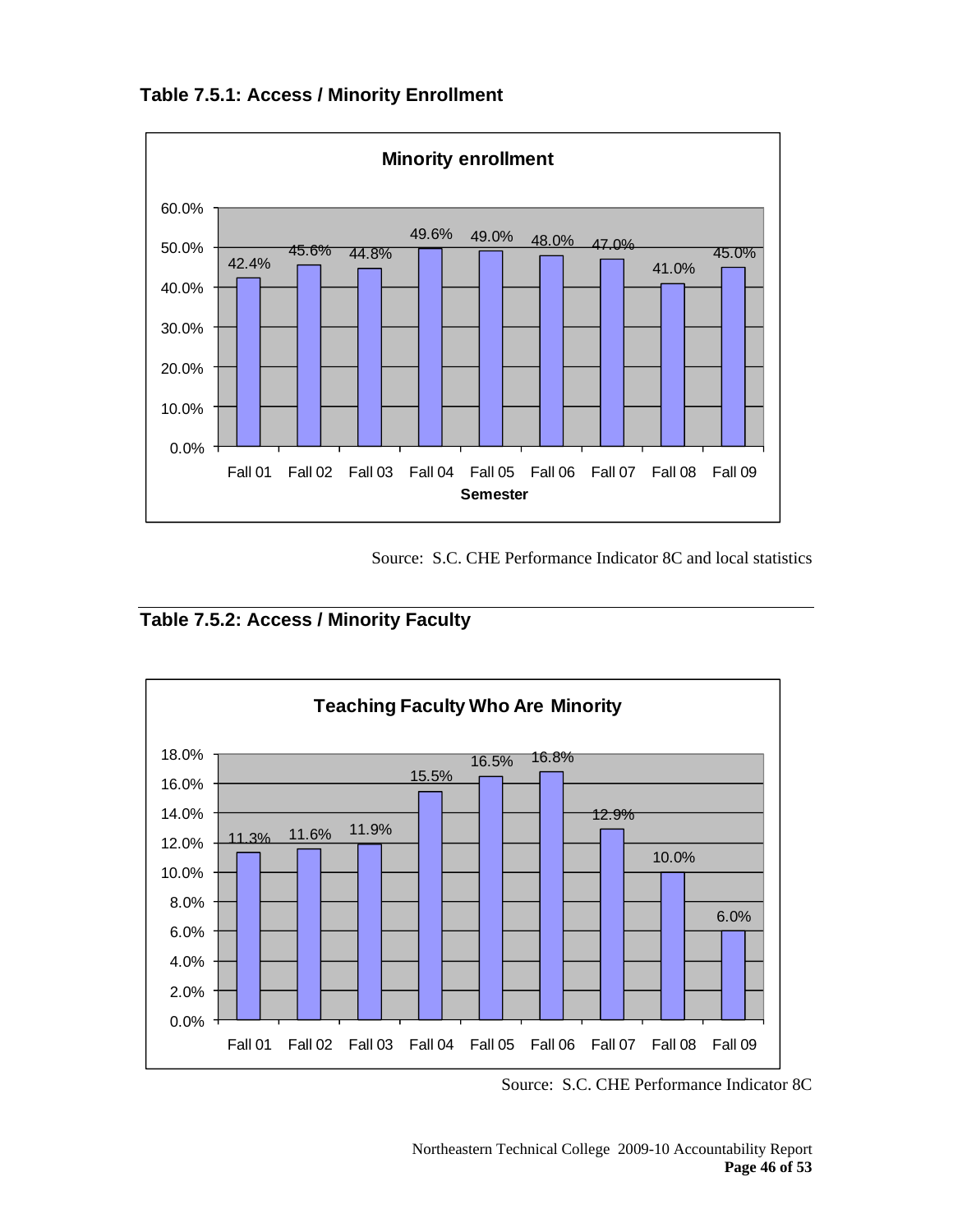### Table 7.5.1: Access / Minority Enrollment

**Minority enrollment**

| Semester | Minority enrollment |
|---|---|
| Fall 01 | 42.4% |
| Fall 02 | 45.6% |
| Fall 03 | 44.8% |
| Fall 04 | 49.6% |
| Fall 05 | 49.0% |
| Fall 06 | 48.0% |
| Fall 07 | 47.0% |
| Fall 08 | 41.0% |
| Fall 09 | 45.0% |

Source: S.C. CHE Performance Indicator 8C and local statistics

### Table 7.5.2: Access / Minority Faculty

**Teaching Faculty Who Are Minority**

| Semester | Teaching Faculty Who Are Minority |
|---|---|
| Fall 01 | 11.3% |
| Fall 02 | 11.6% |
| Fall 03 | 11.9% |
| Fall 04 | 15.5% |
| Fall 05 | 16.5% |
| Fall 06 | 16.8% |
| Fall 07 | 12.9% |
| Fall 08 | 10.0% |
| Fall 09 | 6.0% |

Source: S.C. CHE Performance Indicator 8C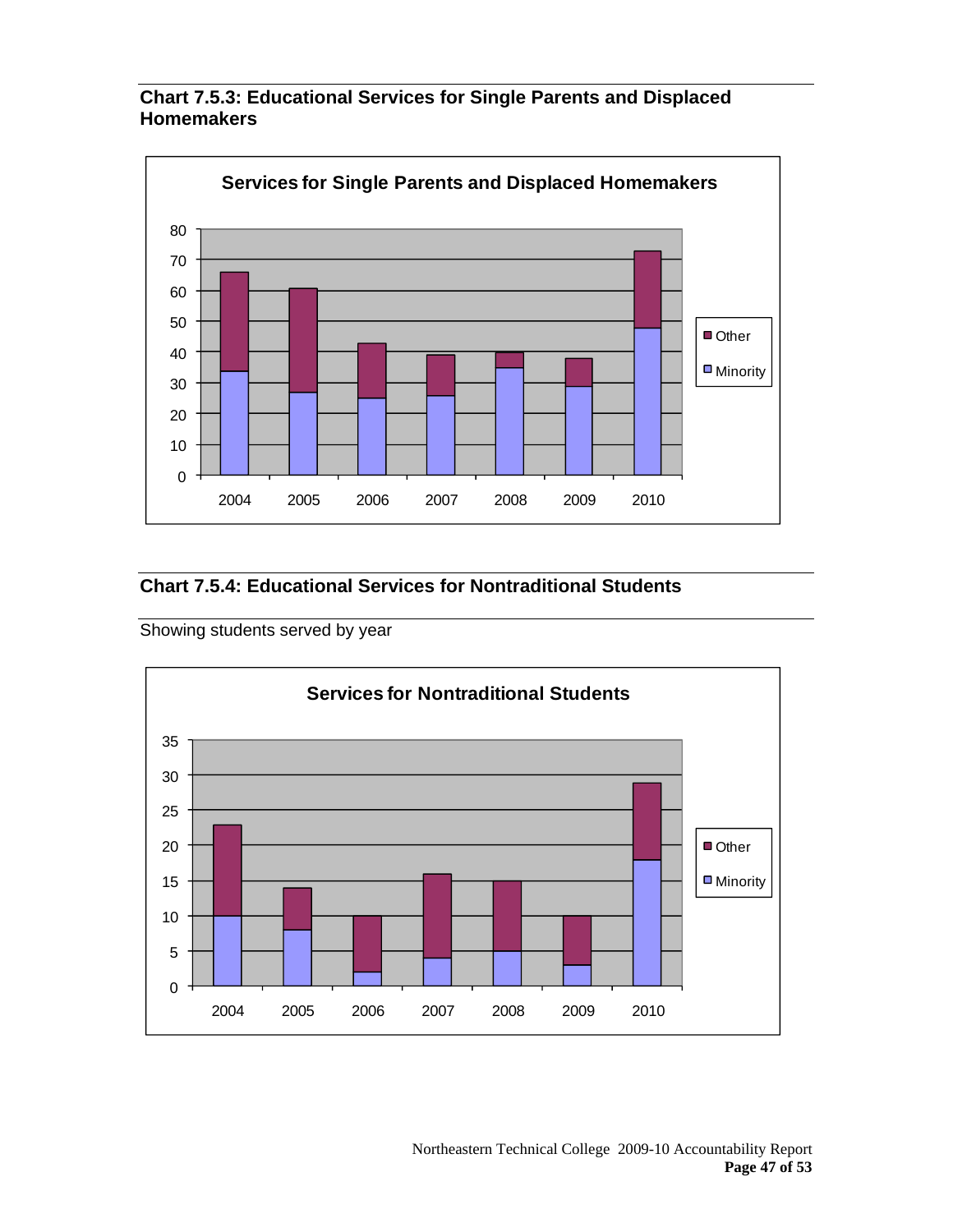## Chart 7.5.3: Educational Services for Single Parents and Displaced Homemakers

**Services for Single Parents and Displaced Homemakers**

| Year | Minority | Other |
|---|---|---|
| 2004 | 34 | 32 |
| 2005 | 27 | 34 |
| 2006 | 25 | 18 |
| 2007 | 26 | 13 |
| 2008 | 35 | 5 |
| 2009 | 29 | 9 |
| 2010 | 48 | 25 |

## Chart 7.5.4: Educational Services for Nontraditional Students

Showing students served by year

**Services for Nontraditional Students**

| Year | Minority | Other |
|---|---|---|
| 2004 | 10 | 13 |
| 2005 | 8 | 6 |
| 2006 | 2 | 8 |
| 2007 | 4 | 12 |
| 2008 | 5 | 10 |
| 2009 | 3 | 7 |
| 2010 | 18 | 11 |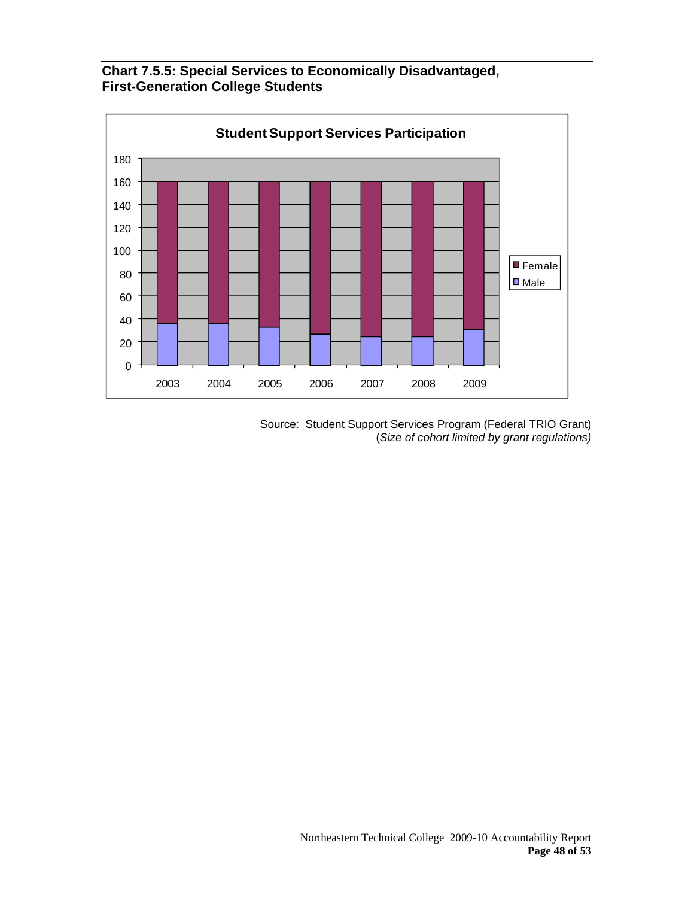**Chart 7.5.5: Special Services to Economically Disadvantaged, First-Generation College Students**

Source: Student Support Services Program (Federal TRIO Grant)
(*Size of cohort limited by grant regulations)*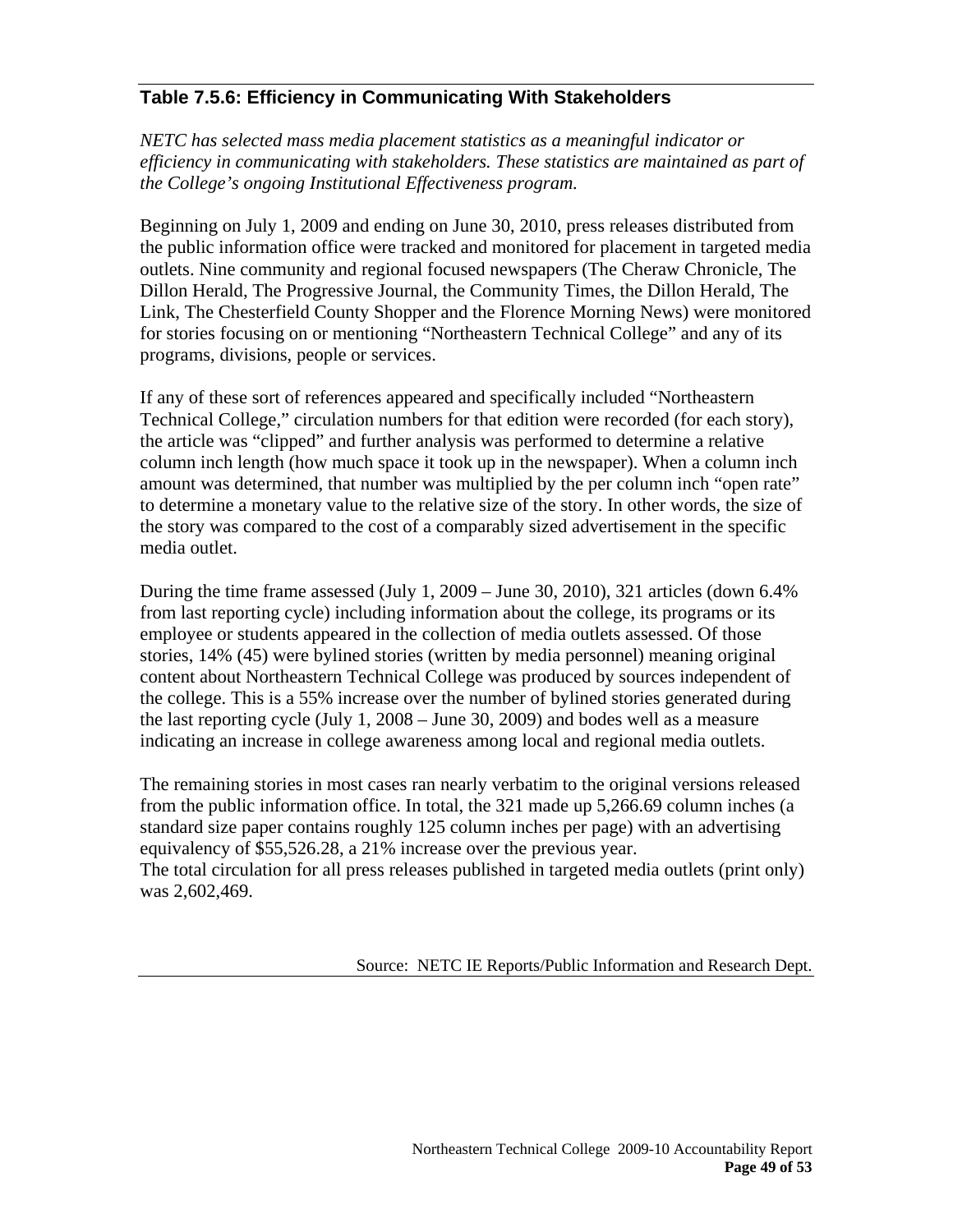## Table 7.5.6: Efficiency in Communicating With Stakeholders

*NETC has selected mass media placement statistics as a meaningful indicator or efficiency in communicating with stakeholders. These statistics are maintained as part of the College's ongoing Institutional Effectiveness program.*

Beginning on July 1, 2009 and ending on June 30, 2010, press releases distributed from the public information office were tracked and monitored for placement in targeted media outlets. Nine community and regional focused newspapers (The Cheraw Chronicle, The Dillon Herald, The Progressive Journal, the Community Times, the Dillon Herald, The Link, The Chesterfield County Shopper and the Florence Morning News) were monitored for stories focusing on or mentioning "Northeastern Technical College" and any of its programs, divisions, people or services.

If any of these sort of references appeared and specifically included "Northeastern Technical College," circulation numbers for that edition were recorded (for each story), the article was "clipped" and further analysis was performed to determine a relative column inch length (how much space it took up in the newspaper). When a column inch amount was determined, that number was multiplied by the per column inch "open rate" to determine a monetary value to the relative size of the story. In other words, the size of the story was compared to the cost of a comparably sized advertisement in the specific media outlet.

During the time frame assessed (July 1, 2009 – June 30, 2010), 321 articles (down 6.4% from last reporting cycle) including information about the college, its programs or its employee or students appeared in the collection of media outlets assessed. Of those stories, 14% (45) were bylined stories (written by media personnel) meaning original content about Northeastern Technical College was produced by sources independent of the college. This is a 55% increase over the number of bylined stories generated during the last reporting cycle (July 1, 2008 – June 30, 2009) and bodes well as a measure indicating an increase in college awareness among local and regional media outlets.

The remaining stories in most cases ran nearly verbatim to the original versions released from the public information office. In total, the 321 made up 5,266.69 column inches (a standard size paper contains roughly 125 column inches per page) with an advertising equivalency of $55,526.28, a 21% increase over the previous year.
The total circulation for all press releases published in targeted media outlets (print only) was 2,602,469.

Source: NETC IE Reports/Public Information and Research Dept.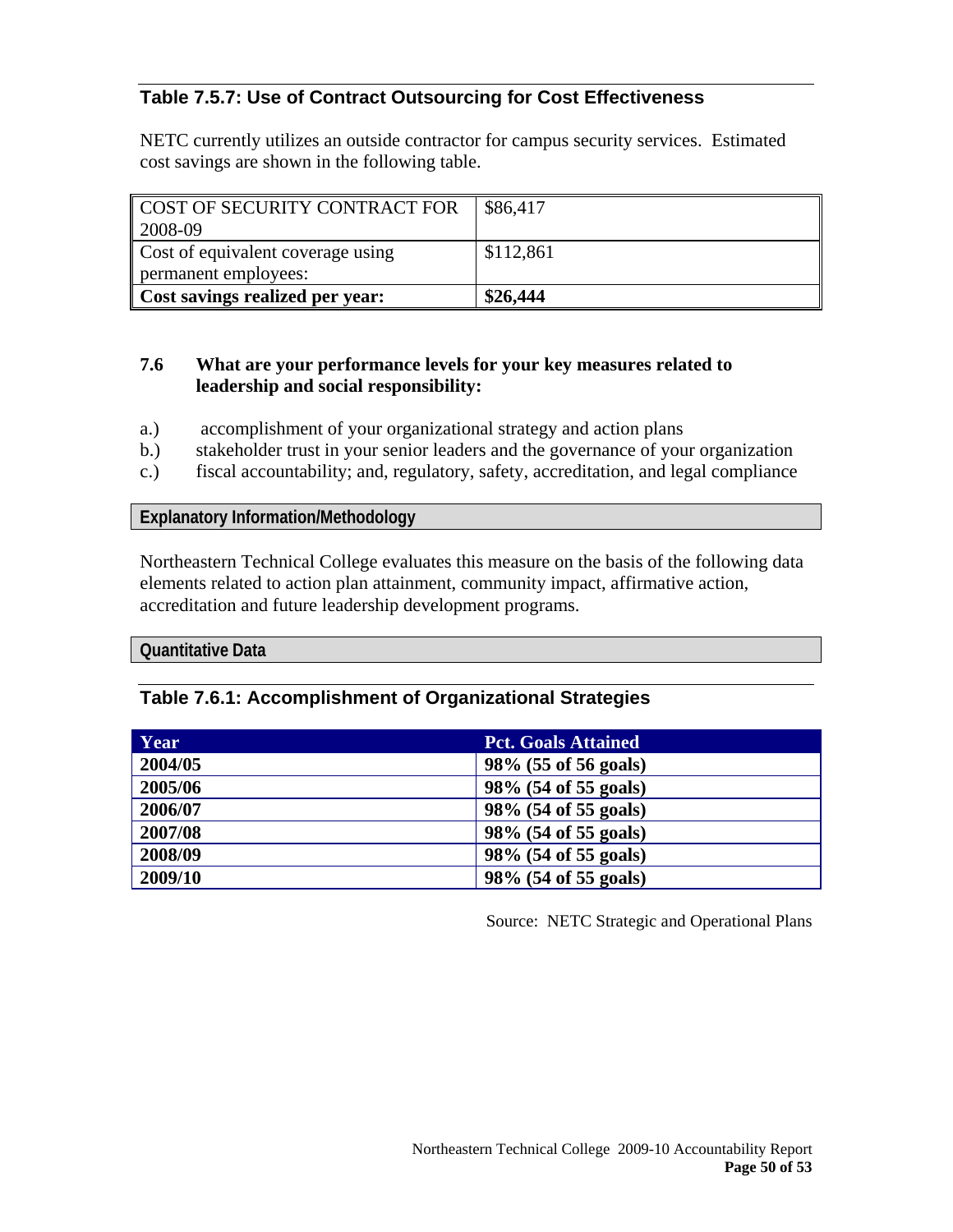### Table 7.5.7: Use of Contract Outsourcing for Cost Effectiveness

NETC currently utilizes an outside contractor for campus security services. Estimated cost savings are shown in the following table.

| COST OF SECURITY CONTRACT FOR 2008-09 | $86,417 |
|---|---|
| Cost of equivalent coverage using permanent employees: | $112,861 |
| **Cost savings realized per year:** | **$26,444** |

**7.6 What are your performance levels for your key measures related to leadership and social responsibility:**

a.) accomplishment of your organizational strategy and action plans
b.) stakeholder trust in your senior leaders and the governance of your organization
c.) fiscal accountability; and, regulatory, safety, accreditation, and legal compliance

**Explanatory Information/Methodology**

Northeastern Technical College evaluates this measure on the basis of the following data elements related to action plan attainment, community impact, affirmative action, accreditation and future leadership development programs.

**Quantitative Data**

### Table 7.6.1: Accomplishment of Organizational Strategies

| Year | Pct. Goals Attained |
|---|---|
| **2004/05** | **98% (55 of 56 goals)** |
| **2005/06** | **98% (54 of 55 goals)** |
| **2006/07** | **98% (54 of 55 goals)** |
| **2007/08** | **98% (54 of 55 goals)** |
| **2008/09** | **98% (54 of 55 goals)** |
| **2009/10** | **98% (54 of 55 goals)** |

Source: NETC Strategic and Operational Plans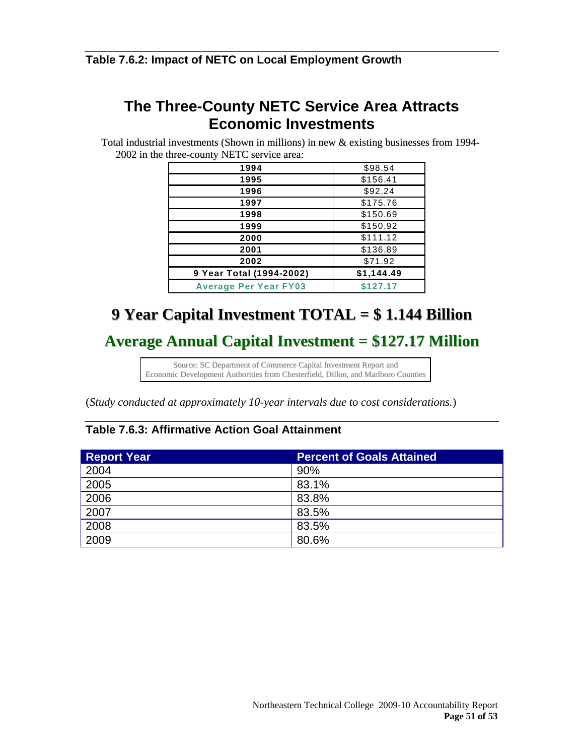**Table 7.6.2: Impact of NETC on Local Employment Growth**

## The Three-County NETC Service Area Attracts Economic Investments

Total industrial investments (Shown in millions) in new & existing businesses from 1994-2002 in the three-county NETC service area:

| Year | Investment |
|---|---|
| **1994** | $98.54 |
| **1995** | $156.41 |
| **1996** | $92.24 |
| **1997** | $175.76 |
| **1998** | $150.69 |
| **1999** | $150.92 |
| **2000** | $111.12 |
| **2001** | $136.89 |
| **2002** | $71.92 |
| **9 Year Total (1994-2002)** | **$1,144.49** |
| **Average Per Year FY03** | **$127.17** |

## 9 Year Capital Investment TOTAL = $ 1.144 Billion

## Average Annual Capital Investment = $127.17 Million

Source: SC Department of Commerce Capital Investment Report and Economic Development Authorities from Chesterfield, Dillon, and Marlboro Counties

(*Study conducted at approximately 10-year intervals due to cost considerations.*)

**Table 7.6.3: Affirmative Action Goal Attainment**

| Report Year | Percent of Goals Attained |
|---|---|
| 2004 | 90% |
| 2005 | 83.1% |
| 2006 | 83.8% |
| 2007 | 83.5% |
| 2008 | 83.5% |
| 2009 | 80.6% |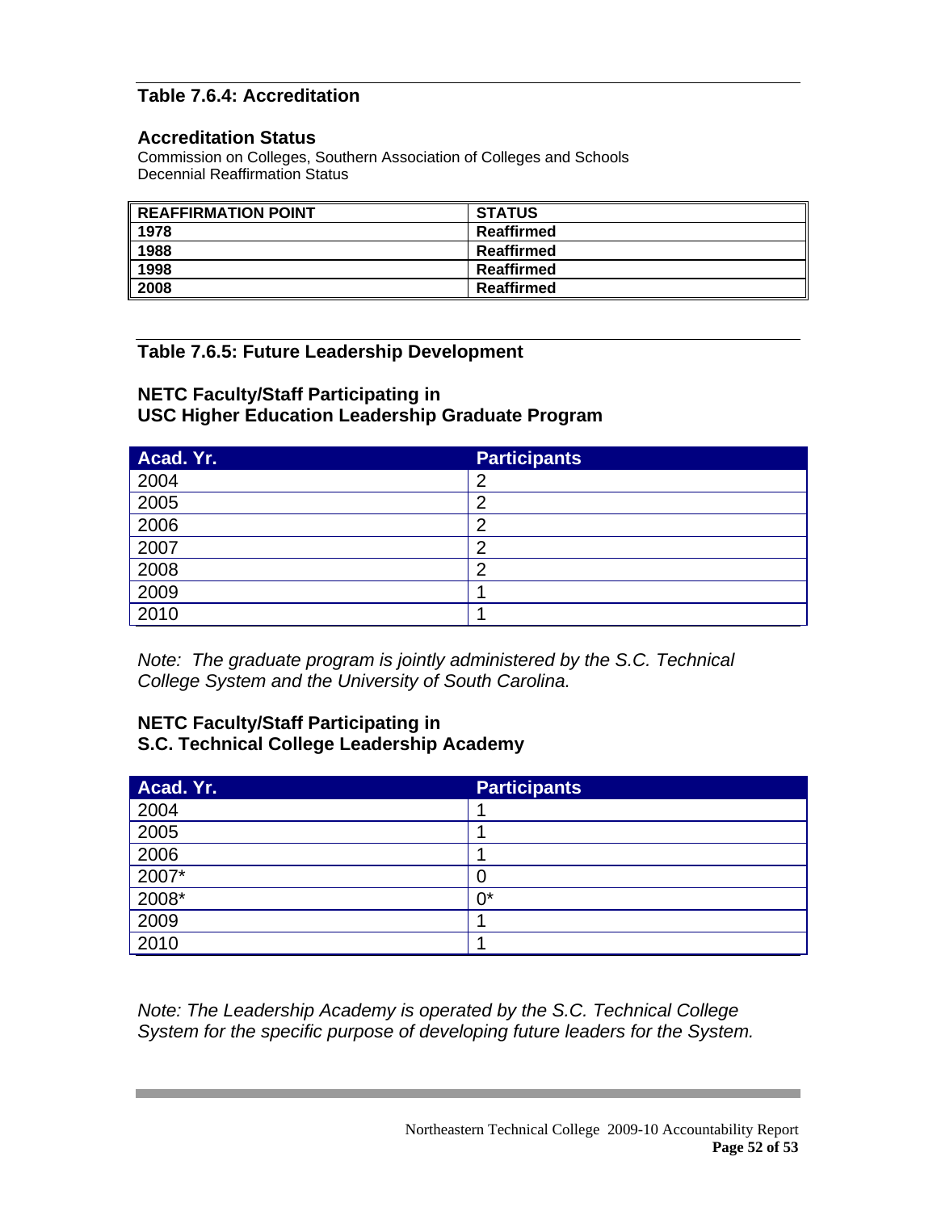## Table 7.6.4: Accreditation

### Accreditation Status

Commission on Colleges, Southern Association of Colleges and Schools
Decennial Reaffirmation Status

| REAFFIRMATION POINT | STATUS |
|---|---|
| 1978 | Reaffirmed |
| 1988 | Reaffirmed |
| 1998 | Reaffirmed |
| 2008 | Reaffirmed |

## Table 7.6.5: Future Leadership Development

### NETC Faculty/Staff Participating in USC Higher Education Leadership Graduate Program

| Acad. Yr. | Participants |
|---|---|
| 2004 | 2 |
| 2005 | 2 |
| 2006 | 2 |
| 2007 | 2 |
| 2008 | 2 |
| 2009 | 1 |
| 2010 | 1 |

*Note: The graduate program is jointly administered by the S.C. Technical College System and the University of South Carolina.*

### NETC Faculty/Staff Participating in S.C. Technical College Leadership Academy

| Acad. Yr. | Participants |
|---|---|
| 2004 | 1 |
| 2005 | 1 |
| 2006 | 1 |
| 2007* | 0 |
| 2008* | 0* |
| 2009 | 1 |
| 2010 | 1 |

*Note: The Leadership Academy is operated by the S.C. Technical College System for the specific purpose of developing future leaders for the System.*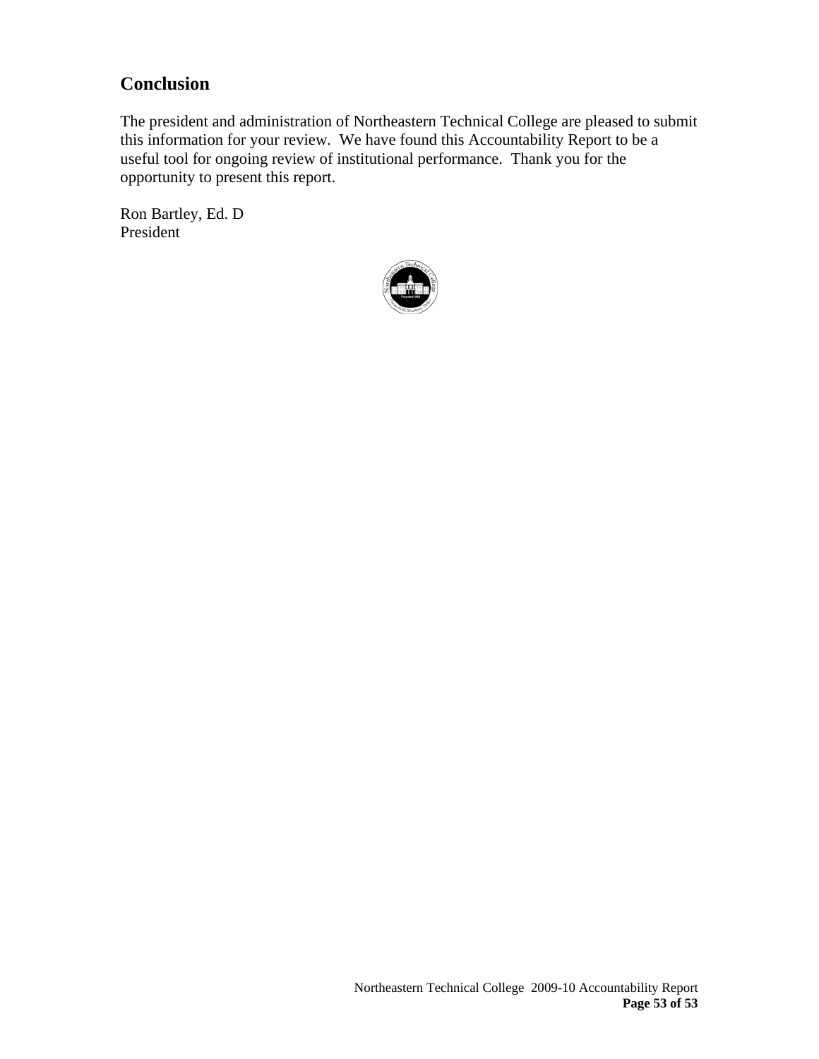## Conclusion

The president and administration of Northeastern Technical College are pleased to submit this information for your review. We have found this Accountability Report to be a useful tool for ongoing review of institutional performance. Thank you for the opportunity to present this report.

Ron Bartley, Ed. D
President